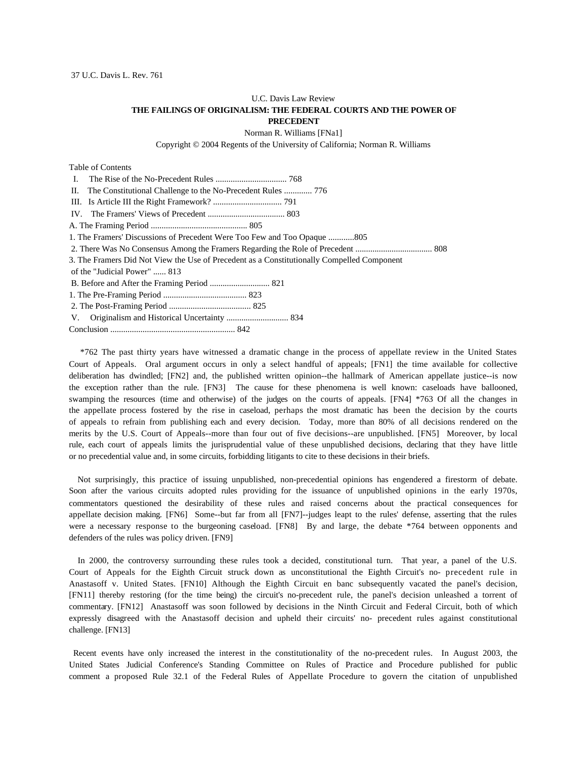37 U.C. Davis L. Rev. 761

U.C. Davis Law Review

**THE FAILINGS OF ORIGINALISM: THE FEDERAL COURTS AND THE POWER OF PRECEDENT**

Norman R. Williams [FNa1]

Copyright © 2004 Regents of the University of California; Norman R. Williams

Table of Contents

I. The Rise of the No-Precedent Rules ................................. 768
II. The Constitutional Challenge to the No-Precedent Rules ............. 776
III. Is Article III the Right Framework? ................................ 791
IV. The Framers' Views of Precedent .................................... 803
A. The Framing Period ............................................. 805
1. The Framers' Discussions of Precedent Were Too Few and Too Opaque ............805
2. There Was No Consensus Among the Framers Regarding the Role of Precedent .................................... 808
3. The Framers Did Not View the Use of Precedent as a Constitutionally Compelled Component of the "Judicial Power" ...... 813
B. Before and After the Framing Period ............................ 821
1. The Pre-Framing Period ....................................... 823
2. The Post-Framing Period ...................................... 825
V. Originalism and Historical Uncertainty ............................. 834
Conclusion .......................................................... 842

*762 The past thirty years have witnessed a dramatic change in the process of appellate review in the United States Court of Appeals. Oral argument occurs in only a select handful of appeals; [FN1] the time available for collective deliberation has dwindled; [FN2] and, the published written opinion--the hallmark of American appellate justice--is now the exception rather than the rule. [FN3] The cause for these phenomena is well known: caseloads have ballooned, swamping the resources (time and otherwise) of the judges on the courts of appeals. [FN4] *763 Of all the changes in the appellate process fostered by the rise in caseload, perhaps the most dramatic has been the decision by the courts of appeals to refrain from publishing each and every decision. Today, more than 80% of all decisions rendered on the merits by the U.S. Court of Appeals--more than four out of five decisions--are unpublished. [FN5] Moreover, by local rule, each court of appeals limits the jurisprudential value of these unpublished decisions, declaring that they have little or no precedential value and, in some circuits, forbidding litigants to cite to these decisions in their briefs.

Not surprisingly, this practice of issuing unpublished, non-precedential opinions has engendered a firestorm of debate. Soon after the various circuits adopted rules providing for the issuance of unpublished opinions in the early 1970s, commentators questioned the desirability of these rules and raised concerns about the practical consequences for appellate decision making. [FN6] Some--but far from all [FN7]--judges leapt to the rules' defense, asserting that the rules were a necessary response to the burgeoning caseload. [FN8] By and large, the debate *764 between opponents and defenders of the rules was policy driven. [FN9]

In 2000, the controversy surrounding these rules took a decided, constitutional turn. That year, a panel of the U.S. Court of Appeals for the Eighth Circuit struck down as unconstitutional the Eighth Circuit's no- precedent rule in Anastasoff v. United States. [FN10] Although the Eighth Circuit en banc subsequently vacated the panel's decision, [FN11] thereby restoring (for the time being) the circuit's no-precedent rule, the panel's decision unleashed a torrent of commentary. [FN12] Anastasoff was soon followed by decisions in the Ninth Circuit and Federal Circuit, both of which expressly disagreed with the Anastasoff decision and upheld their circuits' no- precedent rules against constitutional challenge. [FN13]

Recent events have only increased the interest in the constitutionality of the no-precedent rules. In August 2003, the United States Judicial Conference's Standing Committee on Rules of Practice and Procedure published for public comment a proposed Rule 32.1 of the Federal Rules of Appellate Procedure to govern the citation of unpublished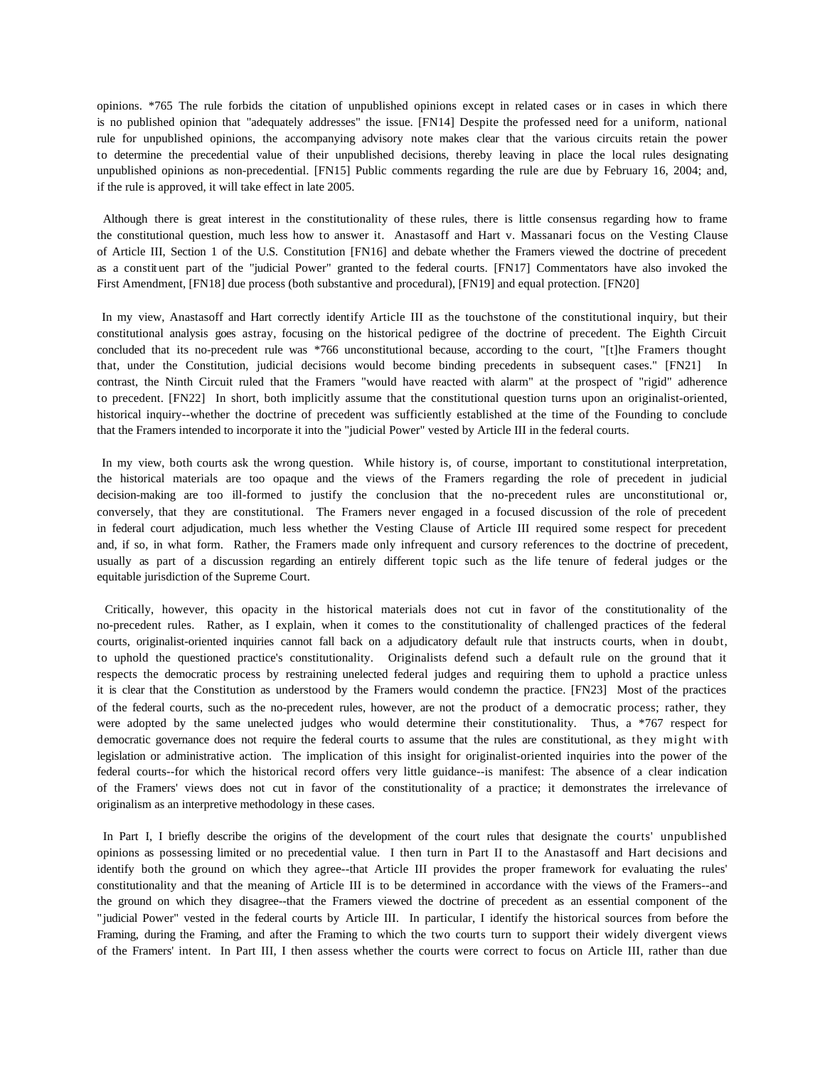opinions. *765 The rule forbids the citation of unpublished opinions except in related cases or in cases in which there is no published opinion that "adequately addresses" the issue. [FN14] Despite the professed need for a uniform, national rule for unpublished opinions, the accompanying advisory note makes clear that the various circuits retain the power to determine the precedential value of their unpublished decisions, thereby leaving in place the local rules designating unpublished opinions as non-precedential. [FN15] Public comments regarding the rule are due by February 16, 2004; and, if the rule is approved, it will take effect in late 2005.

Although there is great interest in the constitutionality of these rules, there is little consensus regarding how to frame the constitutional question, much less how to answer it. Anastasoff and Hart v. Massanari focus on the Vesting Clause of Article III, Section 1 of the U.S. Constitution [FN16] and debate whether the Framers viewed the doctrine of precedent as a constituent part of the "judicial Power" granted to the federal courts. [FN17] Commentators have also invoked the First Amendment, [FN18] due process (both substantive and procedural), [FN19] and equal protection. [FN20]

In my view, Anastasoff and Hart correctly identify Article III as the touchstone of the constitutional inquiry, but their constitutional analysis goes astray, focusing on the historical pedigree of the doctrine of precedent. The Eighth Circuit concluded that its no-precedent rule was *766 unconstitutional because, according to the court, "[t]he Framers thought that, under the Constitution, judicial decisions would become binding precedents in subsequent cases." [FN21] In contrast, the Ninth Circuit ruled that the Framers "would have reacted with alarm" at the prospect of "rigid" adherence to precedent. [FN22] In short, both implicitly assume that the constitutional question turns upon an originalist-oriented, historical inquiry--whether the doctrine of precedent was sufficiently established at the time of the Founding to conclude that the Framers intended to incorporate it into the "judicial Power" vested by Article III in the federal courts.

In my view, both courts ask the wrong question. While history is, of course, important to constitutional interpretation, the historical materials are too opaque and the views of the Framers regarding the role of precedent in judicial decision-making are too ill-formed to justify the conclusion that the no-precedent rules are unconstitutional or, conversely, that they are constitutional. The Framers never engaged in a focused discussion of the role of precedent in federal court adjudication, much less whether the Vesting Clause of Article III required some respect for precedent and, if so, in what form. Rather, the Framers made only infrequent and cursory references to the doctrine of precedent, usually as part of a discussion regarding an entirely different topic such as the life tenure of federal judges or the equitable jurisdiction of the Supreme Court.

Critically, however, this opacity in the historical materials does not cut in favor of the constitutionality of the no-precedent rules. Rather, as I explain, when it comes to the constitutionality of challenged practices of the federal courts, originalist-oriented inquiries cannot fall back on a adjudicatory default rule that instructs courts, when in doubt, to uphold the questioned practice's constitutionality. Originalists defend such a default rule on the ground that it respects the democratic process by restraining unelected federal judges and requiring them to uphold a practice unless it is clear that the Constitution as understood by the Framers would condemn the practice. [FN23] Most of the practices of the federal courts, such as the no-precedent rules, however, are not the product of a democratic process; rather, they were adopted by the same unelected judges who would determine their constitutionality. Thus, a *767 respect for democratic governance does not require the federal courts to assume that the rules are constitutional, as they might with legislation or administrative action. The implication of this insight for originalist-oriented inquiries into the power of the federal courts--for which the historical record offers very little guidance--is manifest: The absence of a clear indication of the Framers' views does not cut in favor of the constitutionality of a practice; it demonstrates the irrelevance of originalism as an interpretive methodology in these cases.

In Part I, I briefly describe the origins of the development of the court rules that designate the courts' unpublished opinions as possessing limited or no precedential value. I then turn in Part II to the Anastasoff and Hart decisions and identify both the ground on which they agree--that Article III provides the proper framework for evaluating the rules' constitutionality and that the meaning of Article III is to be determined in accordance with the views of the Framers--and the ground on which they disagree--that the Framers viewed the doctrine of precedent as an essential component of the "judicial Power" vested in the federal courts by Article III. In particular, I identify the historical sources from before the Framing, during the Framing, and after the Framing to which the two courts turn to support their widely divergent views of the Framers' intent. In Part III, I then assess whether the courts were correct to focus on Article III, rather than due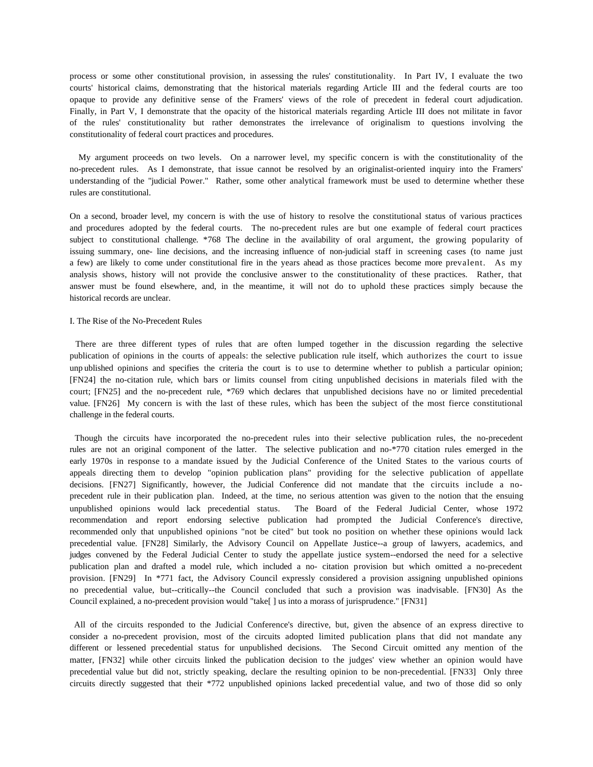process or some other constitutional provision, in assessing the rules' constitutionality. In Part IV, I evaluate the two courts' historical claims, demonstrating that the historical materials regarding Article III and the federal courts are too opaque to provide any definitive sense of the Framers' views of the role of precedent in federal court adjudication. Finally, in Part V, I demonstrate that the opacity of the historical materials regarding Article III does not militate in favor of the rules' constitutionality but rather demonstrates the irrelevance of originalism to questions involving the constitutionality of federal court practices and procedures.

My argument proceeds on two levels. On a narrower level, my specific concern is with the constitutionality of the no-precedent rules. As I demonstrate, that issue cannot be resolved by an originalist-oriented inquiry into the Framers' understanding of the "judicial Power." Rather, some other analytical framework must be used to determine whether these rules are constitutional.

On a second, broader level, my concern is with the use of history to resolve the constitutional status of various practices and procedures adopted by the federal courts. The no-precedent rules are but one example of federal court practices subject to constitutional challenge. *768 The decline in the availability of oral argument, the growing popularity of issuing summary, one- line decisions, and the increasing influence of non-judicial staff in screening cases (to name just a few) are likely to come under constitutional fire in the years ahead as those practices become more prevalent. As my analysis shows, history will not provide the conclusive answer to the constitutionality of these practices. Rather, that answer must be found elsewhere, and, in the meantime, it will not do to uphold these practices simply because the historical records are unclear.

I. The Rise of the No-Precedent Rules

There are three different types of rules that are often lumped together in the discussion regarding the selective publication of opinions in the courts of appeals: the selective publication rule itself, which authorizes the court to issue unpublished opinions and specifies the criteria the court is to use to determine whether to publish a particular opinion; [FN24] the no-citation rule, which bars or limits counsel from citing unpublished decisions in materials filed with the court; [FN25] and the no-precedent rule, *769 which declares that unpublished decisions have no or limited precedential value. [FN26] My concern is with the last of these rules, which has been the subject of the most fierce constitutional challenge in the federal courts.

Though the circuits have incorporated the no-precedent rules into their selective publication rules, the no-precedent rules are not an original component of the latter. The selective publication and no-*770 citation rules emerged in the early 1970s in response to a mandate issued by the Judicial Conference of the United States to the various courts of appeals directing them to develop "opinion publication plans" providing for the selective publication of appellate decisions. [FN27] Significantly, however, the Judicial Conference did not mandate that the circuits include a no-precedent rule in their publication plan. Indeed, at the time, no serious attention was given to the notion that the ensuing unpublished opinions would lack precedential status. The Board of the Federal Judicial Center, whose 1972 recommendation and report endorsing selective publication had prompted the Judicial Conference's directive, recommended only that unpublished opinions "not be cited" but took no position on whether these opinions would lack precedential value. [FN28] Similarly, the Advisory Council on Appellate Justice--a group of lawyers, academics, and judges convened by the Federal Judicial Center to study the appellate justice system--endorsed the need for a selective publication plan and drafted a model rule, which included a no- citation provision but which omitted a no-precedent provision. [FN29] In *771 fact, the Advisory Council expressly considered a provision assigning unpublished opinions no precedential value, but--critically--the Council concluded that such a provision was inadvisable. [FN30] As the Council explained, a no-precedent provision would "take[ ] us into a morass of jurisprudence." [FN31]

All of the circuits responded to the Judicial Conference's directive, but, given the absence of an express directive to consider a no-precedent provision, most of the circuits adopted limited publication plans that did not mandate any different or lessened precedential status for unpublished decisions. The Second Circuit omitted any mention of the matter, [FN32] while other circuits linked the publication decision to the judges' view whether an opinion would have precedential value but did not, strictly speaking, declare the resulting opinion to be non-precedential. [FN33] Only three circuits directly suggested that their *772 unpublished opinions lacked precedential value, and two of those did so only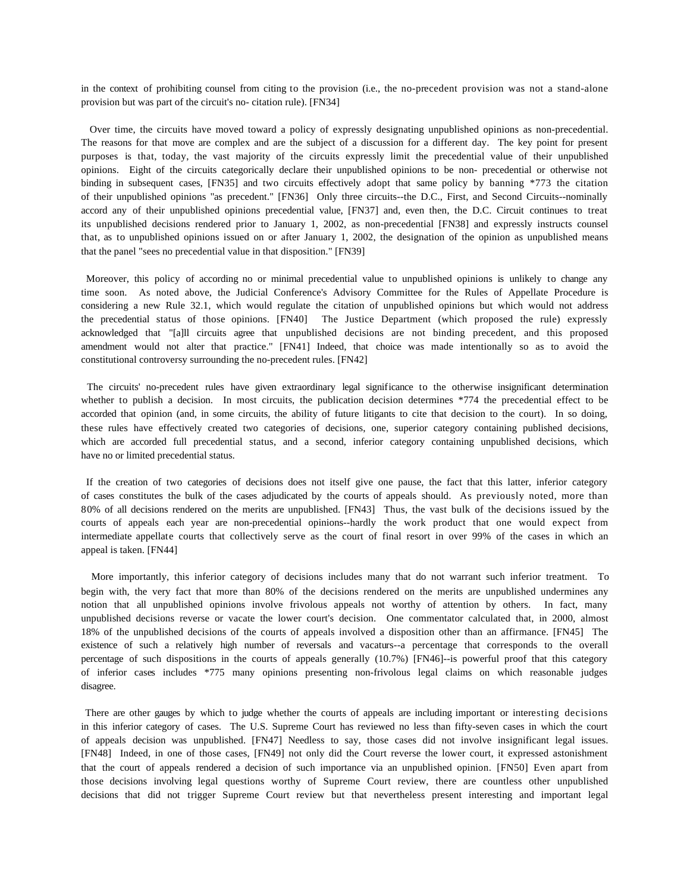in the context of prohibiting counsel from citing to the provision (i.e., the no-precedent provision was not a stand-alone provision but was part of the circuit's no- citation rule). [FN34]

Over time, the circuits have moved toward a policy of expressly designating unpublished opinions as non-precedential. The reasons for that move are complex and are the subject of a discussion for a different day. The key point for present purposes is that, today, the vast majority of the circuits expressly limit the precedential value of their unpublished opinions. Eight of the circuits categorically declare their unpublished opinions to be non- precedential or otherwise not binding in subsequent cases, [FN35] and two circuits effectively adopt that same policy by banning *773 the citation of their unpublished opinions "as precedent." [FN36] Only three circuits--the D.C., First, and Second Circuits--nominally accord any of their unpublished opinions precedential value, [FN37] and, even then, the D.C. Circuit continues to treat its unpublished decisions rendered prior to January 1, 2002, as non-precedential [FN38] and expressly instructs counsel that, as to unpublished opinions issued on or after January 1, 2002, the designation of the opinion as unpublished means that the panel "sees no precedential value in that disposition." [FN39]

Moreover, this policy of according no or minimal precedential value to unpublished opinions is unlikely to change any time soon. As noted above, the Judicial Conference's Advisory Committee for the Rules of Appellate Procedure is considering a new Rule 32.1, which would regulate the citation of unpublished opinions but which would not address the precedential status of those opinions. [FN40] The Justice Department (which proposed the rule) expressly acknowledged that "[a]ll circuits agree that unpublished decisions are not binding precedent, and this proposed amendment would not alter that practice." [FN41] Indeed, that choice was made intentionally so as to avoid the constitutional controversy surrounding the no-precedent rules. [FN42]

The circuits' no-precedent rules have given extraordinary legal significance to the otherwise insignificant determination whether to publish a decision. In most circuits, the publication decision determines *774 the precedential effect to be accorded that opinion (and, in some circuits, the ability of future litigants to cite that decision to the court). In so doing, these rules have effectively created two categories of decisions, one, superior category containing published decisions, which are accorded full precedential status, and a second, inferior category containing unpublished decisions, which have no or limited precedential status.

If the creation of two categories of decisions does not itself give one pause, the fact that this latter, inferior category of cases constitutes the bulk of the cases adjudicated by the courts of appeals should. As previously noted, more than 80% of all decisions rendered on the merits are unpublished. [FN43] Thus, the vast bulk of the decisions issued by the courts of appeals each year are non-precedential opinions--hardly the work product that one would expect from intermediate appellate courts that collectively serve as the court of final resort in over 99% of the cases in which an appeal is taken. [FN44]

More importantly, this inferior category of decisions includes many that do not warrant such inferior treatment. To begin with, the very fact that more than 80% of the decisions rendered on the merits are unpublished undermines any notion that all unpublished opinions involve frivolous appeals not worthy of attention by others. In fact, many unpublished decisions reverse or vacate the lower court's decision. One commentator calculated that, in 2000, almost 18% of the unpublished decisions of the courts of appeals involved a disposition other than an affirmance. [FN45] The existence of such a relatively high number of reversals and vacaturs--a percentage that corresponds to the overall percentage of such dispositions in the courts of appeals generally (10.7%) [FN46]--is powerful proof that this category of inferior cases includes *775 many opinions presenting non-frivolous legal claims on which reasonable judges disagree.

There are other gauges by which to judge whether the courts of appeals are including important or interesting decisions in this inferior category of cases. The U.S. Supreme Court has reviewed no less than fifty-seven cases in which the court of appeals decision was unpublished. [FN47] Needless to say, those cases did not involve insignificant legal issues. [FN48] Indeed, in one of those cases, [FN49] not only did the Court reverse the lower court, it expressed astonishment that the court of appeals rendered a decision of such importance via an unpublished opinion. [FN50] Even apart from those decisions involving legal questions worthy of Supreme Court review, there are countless other unpublished decisions that did not trigger Supreme Court review but that nevertheless present interesting and important legal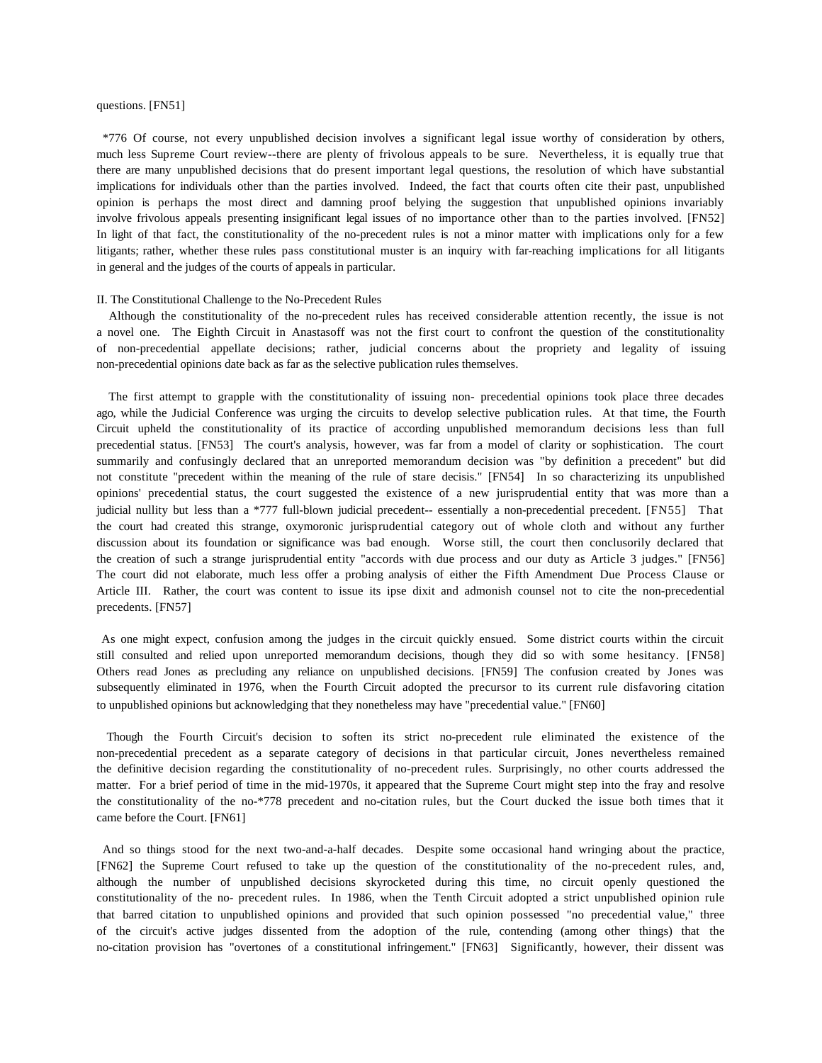questions. [FN51]

*776 Of course, not every unpublished decision involves a significant legal issue worthy of consideration by others, much less Supreme Court review--there are plenty of frivolous appeals to be sure. Nevertheless, it is equally true that there are many unpublished decisions that do present important legal questions, the resolution of which have substantial implications for individuals other than the parties involved. Indeed, the fact that courts often cite their past, unpublished opinion is perhaps the most direct and damning proof belying the suggestion that unpublished opinions invariably involve frivolous appeals presenting insignificant legal issues of no importance other than to the parties involved. [FN52] In light of that fact, the constitutionality of the no-precedent rules is not a minor matter with implications only for a few litigants; rather, whether these rules pass constitutional muster is an inquiry with far-reaching implications for all litigants in general and the judges of the courts of appeals in particular.

## II. The Constitutional Challenge to the No-Precedent Rules

Although the constitutionality of the no-precedent rules has received considerable attention recently, the issue is not a novel one. The Eighth Circuit in Anastasoff was not the first court to confront the question of the constitutionality of non-precedential appellate decisions; rather, judicial concerns about the propriety and legality of issuing non-precedential opinions date back as far as the selective publication rules themselves.

The first attempt to grapple with the constitutionality of issuing non- precedential opinions took place three decades ago, while the Judicial Conference was urging the circuits to develop selective publication rules. At that time, the Fourth Circuit upheld the constitutionality of its practice of according unpublished memorandum decisions less than full precedential status. [FN53] The court's analysis, however, was far from a model of clarity or sophistication. The court summarily and confusingly declared that an unreported memorandum decision was "by definition a precedent" but did not constitute "precedent within the meaning of the rule of stare decisis." [FN54] In so characterizing its unpublished opinions' precedential status, the court suggested the existence of a new jurisprudential entity that was more than a judicial nullity but less than a *777 full-blown judicial precedent-- essentially a non-precedential precedent. [FN55] That the court had created this strange, oxymoronic jurisprudential category out of whole cloth and without any further discussion about its foundation or significance was bad enough. Worse still, the court then conclusorily declared that the creation of such a strange jurisprudential entity "accords with due process and our duty as Article 3 judges." [FN56] The court did not elaborate, much less offer a probing analysis of either the Fifth Amendment Due Process Clause or Article III. Rather, the court was content to issue its ipse dixit and admonish counsel not to cite the non-precedential precedents. [FN57]

As one might expect, confusion among the judges in the circuit quickly ensued. Some district courts within the circuit still consulted and relied upon unreported memorandum decisions, though they did so with some hesitancy. [FN58] Others read Jones as precluding any reliance on unpublished decisions. [FN59] The confusion created by Jones was subsequently eliminated in 1976, when the Fourth Circuit adopted the precursor to its current rule disfavoring citation to unpublished opinions but acknowledging that they nonetheless may have "precedential value." [FN60]

Though the Fourth Circuit's decision to soften its strict no-precedent rule eliminated the existence of the non-precedential precedent as a separate category of decisions in that particular circuit, Jones nevertheless remained the definitive decision regarding the constitutionality of no-precedent rules. Surprisingly, no other courts addressed the matter. For a brief period of time in the mid-1970s, it appeared that the Supreme Court might step into the fray and resolve the constitutionality of the no-*778 precedent and no-citation rules, but the Court ducked the issue both times that it came before the Court. [FN61]

And so things stood for the next two-and-a-half decades. Despite some occasional hand wringing about the practice, [FN62] the Supreme Court refused to take up the question of the constitutionality of the no-precedent rules, and, although the number of unpublished decisions skyrocketed during this time, no circuit openly questioned the constitutionality of the no- precedent rules. In 1986, when the Tenth Circuit adopted a strict unpublished opinion rule that barred citation to unpublished opinions and provided that such opinion possessed "no precedential value," three of the circuit's active judges dissented from the adoption of the rule, contending (among other things) that the no-citation provision has "overtones of a constitutional infringement." [FN63] Significantly, however, their dissent was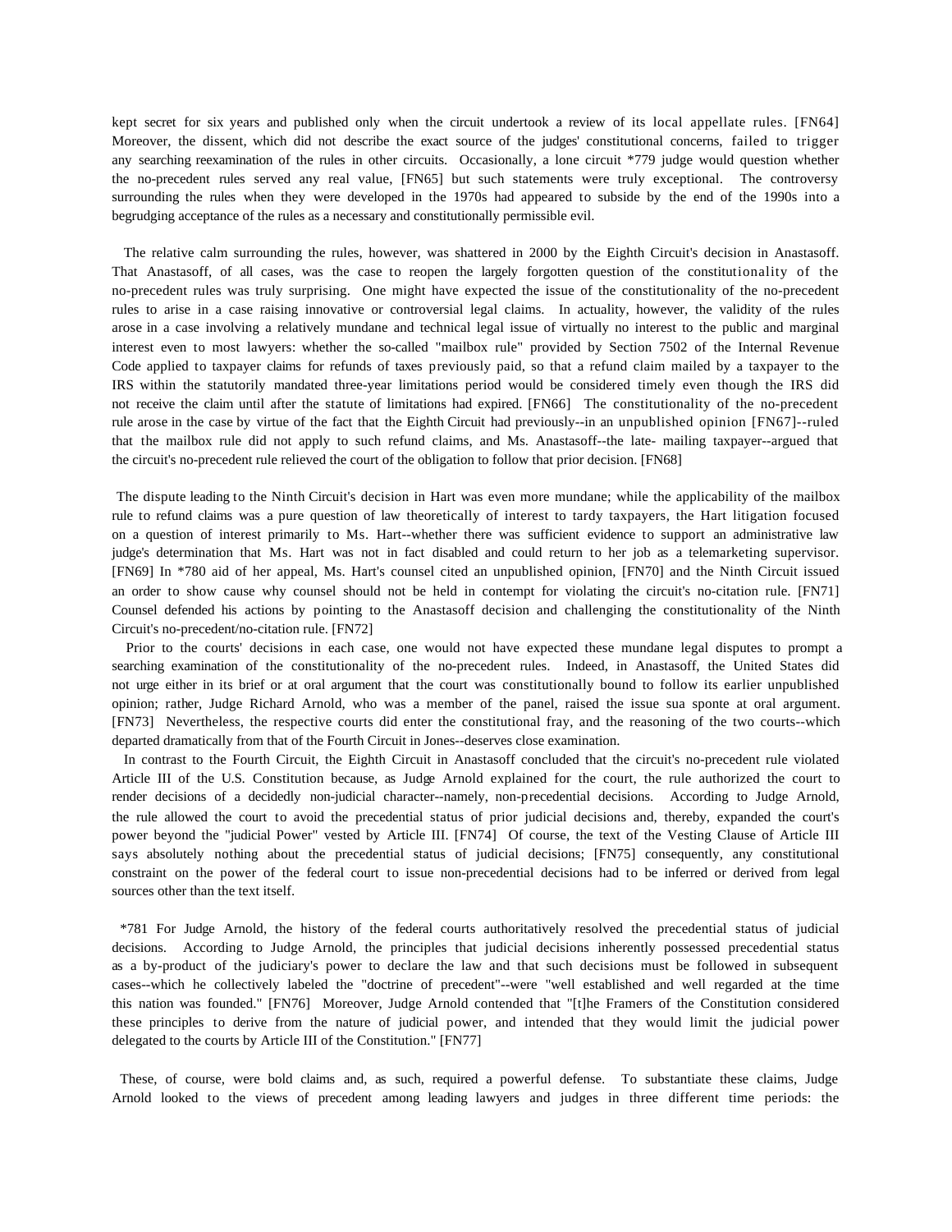kept secret for six years and published only when the circuit undertook a review of its local appellate rules. [FN64] Moreover, the dissent, which did not describe the exact source of the judges' constitutional concerns, failed to trigger any searching reexamination of the rules in other circuits. Occasionally, a lone circuit *779 judge would question whether the no-precedent rules served any real value, [FN65] but such statements were truly exceptional. The controversy surrounding the rules when they were developed in the 1970s had appeared to subside by the end of the 1990s into a begrudging acceptance of the rules as a necessary and constitutionally permissible evil.

The relative calm surrounding the rules, however, was shattered in 2000 by the Eighth Circuit's decision in Anastasoff. That Anastasoff, of all cases, was the case to reopen the largely forgotten question of the constitutionality of the no-precedent rules was truly surprising. One might have expected the issue of the constitutionality of the no-precedent rules to arise in a case raising innovative or controversial legal claims. In actuality, however, the validity of the rules arose in a case involving a relatively mundane and technical legal issue of virtually no interest to the public and marginal interest even to most lawyers: whether the so-called "mailbox rule" provided by Section 7502 of the Internal Revenue Code applied to taxpayer claims for refunds of taxes previously paid, so that a refund claim mailed by a taxpayer to the IRS within the statutorily mandated three-year limitations period would be considered timely even though the IRS did not receive the claim until after the statute of limitations had expired. [FN66] The constitutionality of the no-precedent rule arose in the case by virtue of the fact that the Eighth Circuit had previously--in an unpublished opinion [FN67]--ruled that the mailbox rule did not apply to such refund claims, and Ms. Anastasoff--the late- mailing taxpayer--argued that the circuit's no-precedent rule relieved the court of the obligation to follow that prior decision. [FN68]

The dispute leading to the Ninth Circuit's decision in Hart was even more mundane; while the applicability of the mailbox rule to refund claims was a pure question of law theoretically of interest to tardy taxpayers, the Hart litigation focused on a question of interest primarily to Ms. Hart--whether there was sufficient evidence to support an administrative law judge's determination that Ms. Hart was not in fact disabled and could return to her job as a telemarketing supervisor. [FN69] In *780 aid of her appeal, Ms. Hart's counsel cited an unpublished opinion, [FN70] and the Ninth Circuit issued an order to show cause why counsel should not be held in contempt for violating the circuit's no-citation rule. [FN71] Counsel defended his actions by pointing to the Anastasoff decision and challenging the constitutionality of the Ninth Circuit's no-precedent/no-citation rule. [FN72]

Prior to the courts' decisions in each case, one would not have expected these mundane legal disputes to prompt a searching examination of the constitutionality of the no-precedent rules. Indeed, in Anastasoff, the United States did not urge either in its brief or at oral argument that the court was constitutionally bound to follow its earlier unpublished opinion; rather, Judge Richard Arnold, who was a member of the panel, raised the issue sua sponte at oral argument. [FN73] Nevertheless, the respective courts did enter the constitutional fray, and the reasoning of the two courts--which departed dramatically from that of the Fourth Circuit in Jones--deserves close examination.

In contrast to the Fourth Circuit, the Eighth Circuit in Anastasoff concluded that the circuit's no-precedent rule violated Article III of the U.S. Constitution because, as Judge Arnold explained for the court, the rule authorized the court to render decisions of a decidedly non-judicial character--namely, non-precedential decisions. According to Judge Arnold, the rule allowed the court to avoid the precedential status of prior judicial decisions and, thereby, expanded the court's power beyond the "judicial Power" vested by Article III. [FN74] Of course, the text of the Vesting Clause of Article III says absolutely nothing about the precedential status of judicial decisions; [FN75] consequently, any constitutional constraint on the power of the federal court to issue non-precedential decisions had to be inferred or derived from legal sources other than the text itself.

*781 For Judge Arnold, the history of the federal courts authoritatively resolved the precedential status of judicial decisions. According to Judge Arnold, the principles that judicial decisions inherently possessed precedential status as a by-product of the judiciary's power to declare the law and that such decisions must be followed in subsequent cases--which he collectively labeled the "doctrine of precedent"--were "well established and well regarded at the time this nation was founded." [FN76] Moreover, Judge Arnold contended that "[t]he Framers of the Constitution considered these principles to derive from the nature of judicial power, and intended that they would limit the judicial power delegated to the courts by Article III of the Constitution." [FN77]

These, of course, were bold claims and, as such, required a powerful defense. To substantiate these claims, Judge Arnold looked to the views of precedent among leading lawyers and judges in three different time periods: the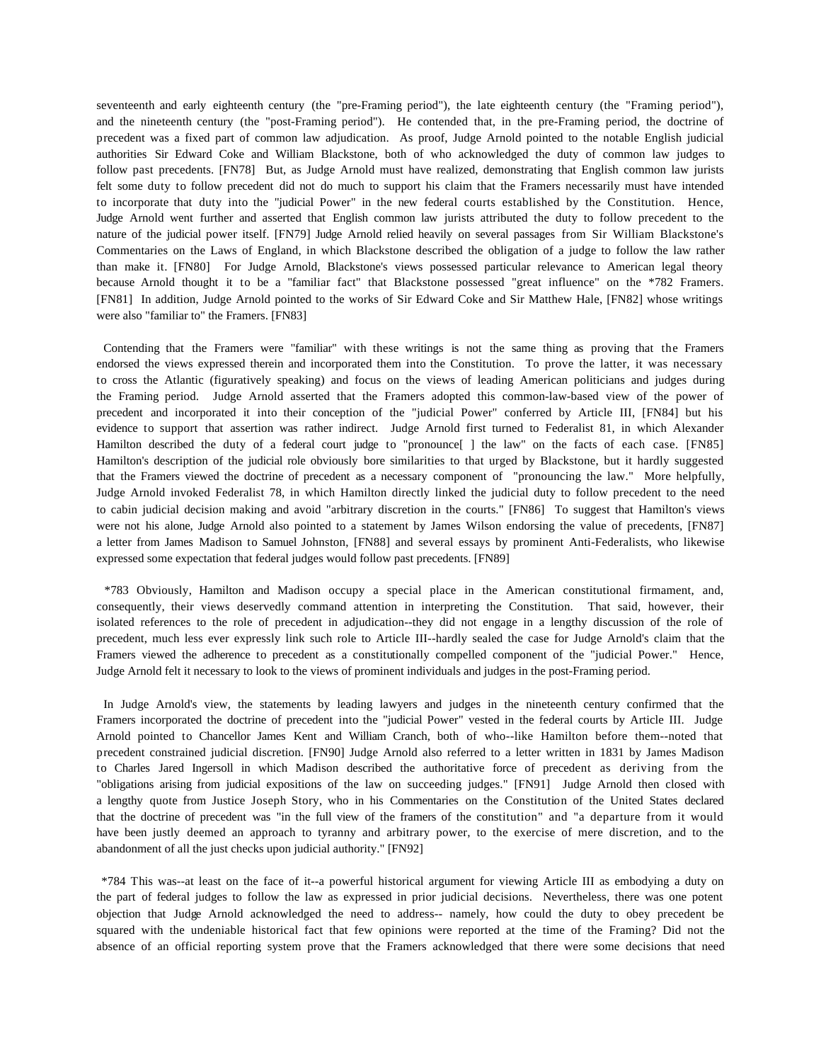seventeenth and early eighteenth century (the "pre-Framing period"), the late eighteenth century (the "Framing period"), and the nineteenth century (the "post-Framing period"). He contended that, in the pre-Framing period, the doctrine of precedent was a fixed part of common law adjudication. As proof, Judge Arnold pointed to the notable English judicial authorities Sir Edward Coke and William Blackstone, both of who acknowledged the duty of common law judges to follow past precedents. [FN78] But, as Judge Arnold must have realized, demonstrating that English common law jurists felt some duty to follow precedent did not do much to support his claim that the Framers necessarily must have intended to incorporate that duty into the "judicial Power" in the new federal courts established by the Constitution. Hence, Judge Arnold went further and asserted that English common law jurists attributed the duty to follow precedent to the nature of the judicial power itself. [FN79] Judge Arnold relied heavily on several passages from Sir William Blackstone's Commentaries on the Laws of England, in which Blackstone described the obligation of a judge to follow the law rather than make it. [FN80] For Judge Arnold, Blackstone's views possessed particular relevance to American legal theory because Arnold thought it to be a "familiar fact" that Blackstone possessed "great influence" on the *782 Framers. [FN81] In addition, Judge Arnold pointed to the works of Sir Edward Coke and Sir Matthew Hale, [FN82] whose writings were also "familiar to" the Framers. [FN83]

Contending that the Framers were "familiar" with these writings is not the same thing as proving that the Framers endorsed the views expressed therein and incorporated them into the Constitution. To prove the latter, it was necessary to cross the Atlantic (figuratively speaking) and focus on the views of leading American politicians and judges during the Framing period. Judge Arnold asserted that the Framers adopted this common-law-based view of the power of precedent and incorporated it into their conception of the "judicial Power" conferred by Article III, [FN84] but his evidence to support that assertion was rather indirect. Judge Arnold first turned to Federalist 81, in which Alexander Hamilton described the duty of a federal court judge to "pronounce[ ] the law" on the facts of each case. [FN85] Hamilton's description of the judicial role obviously bore similarities to that urged by Blackstone, but it hardly suggested that the Framers viewed the doctrine of precedent as a necessary component of "pronouncing the law." More helpfully, Judge Arnold invoked Federalist 78, in which Hamilton directly linked the judicial duty to follow precedent to the need to cabin judicial decision making and avoid "arbitrary discretion in the courts." [FN86] To suggest that Hamilton's views were not his alone, Judge Arnold also pointed to a statement by James Wilson endorsing the value of precedents, [FN87] a letter from James Madison to Samuel Johnston, [FN88] and several essays by prominent Anti-Federalists, who likewise expressed some expectation that federal judges would follow past precedents. [FN89]

*783 Obviously, Hamilton and Madison occupy a special place in the American constitutional firmament, and, consequently, their views deservedly command attention in interpreting the Constitution. That said, however, their isolated references to the role of precedent in adjudication--they did not engage in a lengthy discussion of the role of precedent, much less ever expressly link such role to Article III--hardly sealed the case for Judge Arnold's claim that the Framers viewed the adherence to precedent as a constitutionally compelled component of the "judicial Power." Hence, Judge Arnold felt it necessary to look to the views of prominent individuals and judges in the post-Framing period.

In Judge Arnold's view, the statements by leading lawyers and judges in the nineteenth century confirmed that the Framers incorporated the doctrine of precedent into the "judicial Power" vested in the federal courts by Article III. Judge Arnold pointed to Chancellor James Kent and William Cranch, both of who--like Hamilton before them--noted that precedent constrained judicial discretion. [FN90] Judge Arnold also referred to a letter written in 1831 by James Madison to Charles Jared Ingersoll in which Madison described the authoritative force of precedent as deriving from the "obligations arising from judicial expositions of the law on succeeding judges." [FN91] Judge Arnold then closed with a lengthy quote from Justice Joseph Story, who in his Commentaries on the Constitution of the United States declared that the doctrine of precedent was "in the full view of the framers of the constitution" and "a departure from it would have been justly deemed an approach to tyranny and arbitrary power, to the exercise of mere discretion, and to the abandonment of all the just checks upon judicial authority." [FN92]

*784 This was--at least on the face of it--a powerful historical argument for viewing Article III as embodying a duty on the part of federal judges to follow the law as expressed in prior judicial decisions. Nevertheless, there was one potent objection that Judge Arnold acknowledged the need to address-- namely, how could the duty to obey precedent be squared with the undeniable historical fact that few opinions were reported at the time of the Framing? Did not the absence of an official reporting system prove that the Framers acknowledged that there were some decisions that need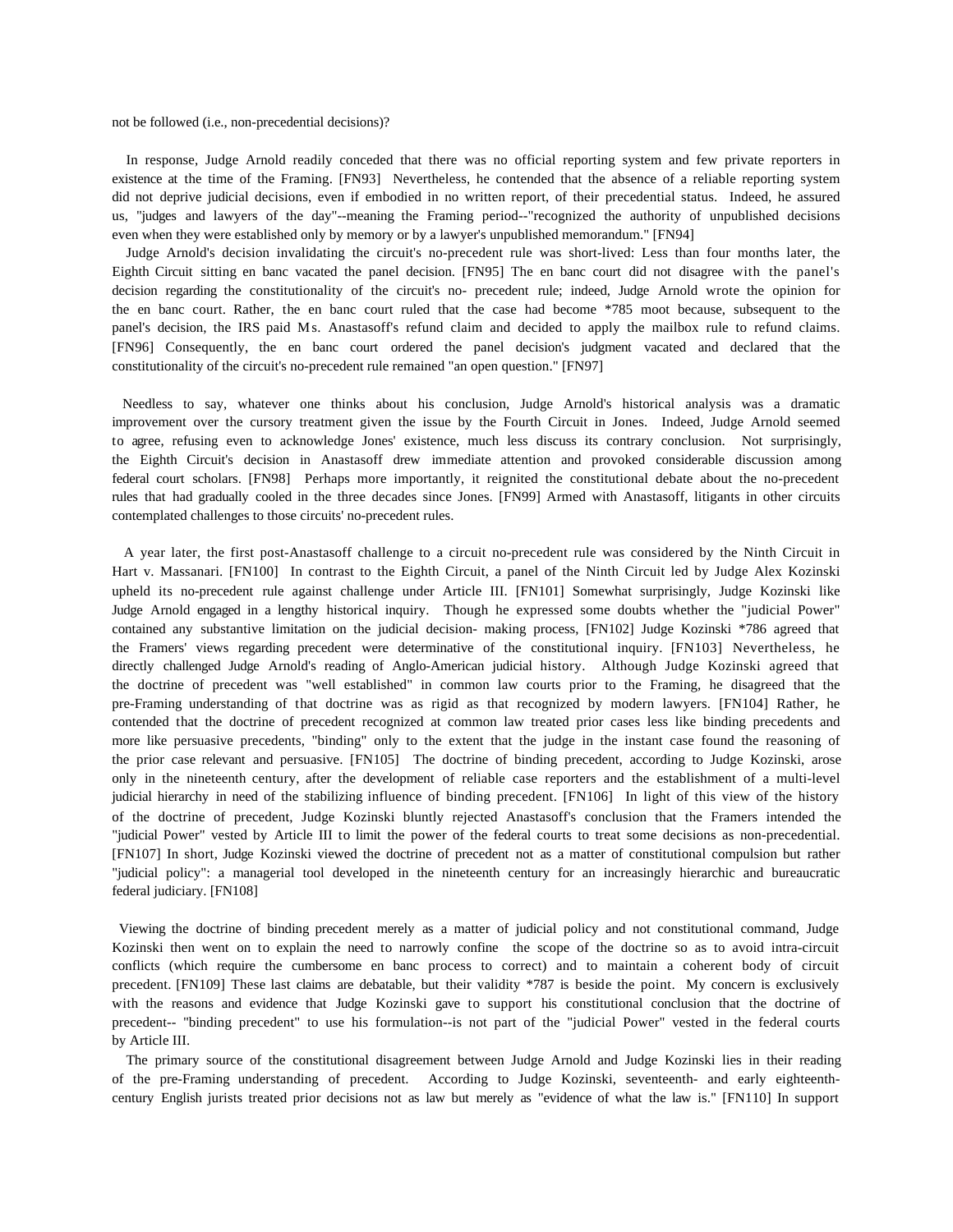not be followed (i.e., non-precedential decisions)?

In response, Judge Arnold readily conceded that there was no official reporting system and few private reporters in existence at the time of the Framing. [FN93] Nevertheless, he contended that the absence of a reliable reporting system did not deprive judicial decisions, even if embodied in no written report, of their precedential status. Indeed, he assured us, "judges and lawyers of the day"--meaning the Framing period--"recognized the authority of unpublished decisions even when they were established only by memory or by a lawyer's unpublished memorandum." [FN94]

Judge Arnold's decision invalidating the circuit's no-precedent rule was short-lived: Less than four months later, the Eighth Circuit sitting en banc vacated the panel decision. [FN95] The en banc court did not disagree with the panel's decision regarding the constitutionality of the circuit's no- precedent rule; indeed, Judge Arnold wrote the opinion for the en banc court. Rather, the en banc court ruled that the case had become *785 moot because, subsequent to the panel's decision, the IRS paid Ms. Anastasoff's refund claim and decided to apply the mailbox rule to refund claims. [FN96] Consequently, the en banc court ordered the panel decision's judgment vacated and declared that the constitutionality of the circuit's no-precedent rule remained "an open question." [FN97]

Needless to say, whatever one thinks about his conclusion, Judge Arnold's historical analysis was a dramatic improvement over the cursory treatment given the issue by the Fourth Circuit in Jones. Indeed, Judge Arnold seemed to agree, refusing even to acknowledge Jones' existence, much less discuss its contrary conclusion. Not surprisingly, the Eighth Circuit's decision in Anastasoff drew immediate attention and provoked considerable discussion among federal court scholars. [FN98] Perhaps more importantly, it reignited the constitutional debate about the no-precedent rules that had gradually cooled in the three decades since Jones. [FN99] Armed with Anastasoff, litigants in other circuits contemplated challenges to those circuits' no-precedent rules.

A year later, the first post-Anastasoff challenge to a circuit no-precedent rule was considered by the Ninth Circuit in Hart v. Massanari. [FN100] In contrast to the Eighth Circuit, a panel of the Ninth Circuit led by Judge Alex Kozinski upheld its no-precedent rule against challenge under Article III. [FN101] Somewhat surprisingly, Judge Kozinski like Judge Arnold engaged in a lengthy historical inquiry. Though he expressed some doubts whether the "judicial Power" contained any substantive limitation on the judicial decision- making process, [FN102] Judge Kozinski *786 agreed that the Framers' views regarding precedent were determinative of the constitutional inquiry. [FN103] Nevertheless, he directly challenged Judge Arnold's reading of Anglo-American judicial history. Although Judge Kozinski agreed that the doctrine of precedent was "well established" in common law courts prior to the Framing, he disagreed that the pre-Framing understanding of that doctrine was as rigid as that recognized by modern lawyers. [FN104] Rather, he contended that the doctrine of precedent recognized at common law treated prior cases less like binding precedents and more like persuasive precedents, "binding" only to the extent that the judge in the instant case found the reasoning of the prior case relevant and persuasive. [FN105] The doctrine of binding precedent, according to Judge Kozinski, arose only in the nineteenth century, after the development of reliable case reporters and the establishment of a multi-level judicial hierarchy in need of the stabilizing influence of binding precedent. [FN106] In light of this view of the history of the doctrine of precedent, Judge Kozinski bluntly rejected Anastasoff's conclusion that the Framers intended the "judicial Power" vested by Article III to limit the power of the federal courts to treat some decisions as non-precedential. [FN107] In short, Judge Kozinski viewed the doctrine of precedent not as a matter of constitutional compulsion but rather "judicial policy": a managerial tool developed in the nineteenth century for an increasingly hierarchic and bureaucratic federal judiciary. [FN108]

Viewing the doctrine of binding precedent merely as a matter of judicial policy and not constitutional command, Judge Kozinski then went on to explain the need to narrowly confine the scope of the doctrine so as to avoid intra-circuit conflicts (which require the cumbersome en banc process to correct) and to maintain a coherent body of circuit precedent. [FN109] These last claims are debatable, but their validity *787 is beside the point. My concern is exclusively with the reasons and evidence that Judge Kozinski gave to support his constitutional conclusion that the doctrine of precedent-- "binding precedent" to use his formulation--is not part of the "judicial Power" vested in the federal courts by Article III.

The primary source of the constitutional disagreement between Judge Arnold and Judge Kozinski lies in their reading of the pre-Framing understanding of precedent. According to Judge Kozinski, seventeenth- and early eighteenth-century English jurists treated prior decisions not as law but merely as "evidence of what the law is." [FN110] In support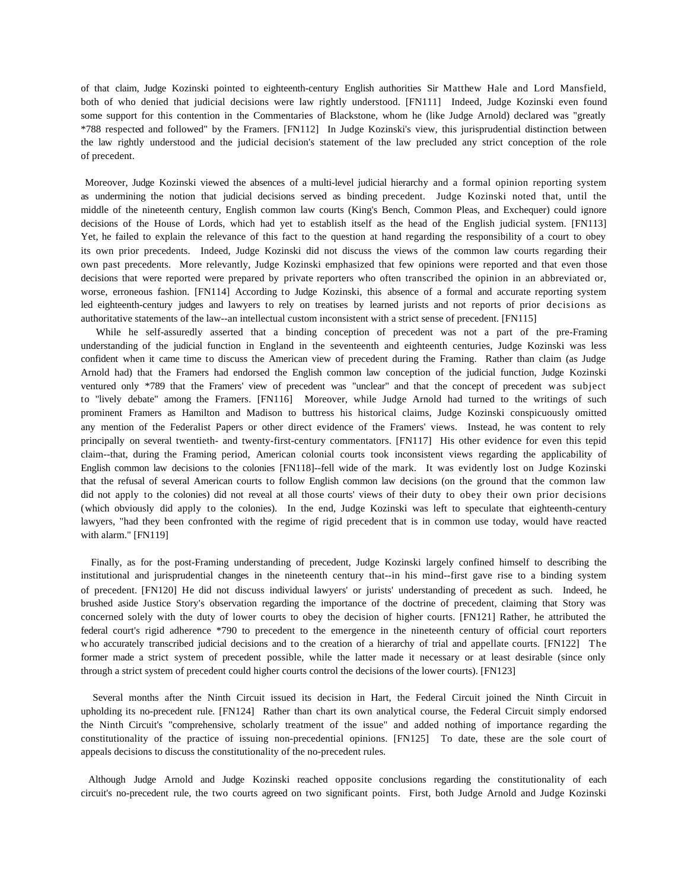of that claim, Judge Kozinski pointed to eighteenth-century English authorities Sir Matthew Hale and Lord Mansfield, both of who denied that judicial decisions were law rightly understood. [FN111] Indeed, Judge Kozinski even found some support for this contention in the Commentaries of Blackstone, whom he (like Judge Arnold) declared was "greatly *788 respected and followed" by the Framers. [FN112] In Judge Kozinski's view, this jurisprudential distinction between the law rightly understood and the judicial decision's statement of the law precluded any strict conception of the role of precedent.

Moreover, Judge Kozinski viewed the absences of a multi-level judicial hierarchy and a formal opinion reporting system as undermining the notion that judicial decisions served as binding precedent. Judge Kozinski noted that, until the middle of the nineteenth century, English common law courts (King's Bench, Common Pleas, and Exchequer) could ignore decisions of the House of Lords, which had yet to establish itself as the head of the English judicial system. [FN113] Yet, he failed to explain the relevance of this fact to the question at hand regarding the responsibility of a court to obey its own prior precedents. Indeed, Judge Kozinski did not discuss the views of the common law courts regarding their own past precedents. More relevantly, Judge Kozinski emphasized that few opinions were reported and that even those decisions that were reported were prepared by private reporters who often transcribed the opinion in an abbreviated or, worse, erroneous fashion. [FN114] According to Judge Kozinski, this absence of a formal and accurate reporting system led eighteenth-century judges and lawyers to rely on treatises by learned jurists and not reports of prior decisions as authoritative statements of the law--an intellectual custom inconsistent with a strict sense of precedent. [FN115]

While he self-assuredly asserted that a binding conception of precedent was not a part of the pre-Framing understanding of the judicial function in England in the seventeenth and eighteenth centuries, Judge Kozinski was less confident when it came time to discuss the American view of precedent during the Framing. Rather than claim (as Judge Arnold had) that the Framers had endorsed the English common law conception of the judicial function, Judge Kozinski ventured only *789 that the Framers' view of precedent was "unclear" and that the concept of precedent was subject to "lively debate" among the Framers. [FN116] Moreover, while Judge Arnold had turned to the writings of such prominent Framers as Hamilton and Madison to buttress his historical claims, Judge Kozinski conspicuously omitted any mention of the Federalist Papers or other direct evidence of the Framers' views. Instead, he was content to rely principally on several twentieth- and twenty-first-century commentators. [FN117] His other evidence for even this tepid claim--that, during the Framing period, American colonial courts took inconsistent views regarding the applicability of English common law decisions to the colonies [FN118]--fell wide of the mark. It was evidently lost on Judge Kozinski that the refusal of several American courts to follow English common law decisions (on the ground that the common law did not apply to the colonies) did not reveal at all those courts' views of their duty to obey their own prior decisions (which obviously did apply to the colonies). In the end, Judge Kozinski was left to speculate that eighteenth-century lawyers, "had they been confronted with the regime of rigid precedent that is in common use today, would have reacted with alarm." [FN119]

Finally, as for the post-Framing understanding of precedent, Judge Kozinski largely confined himself to describing the institutional and jurisprudential changes in the nineteenth century that--in his mind--first gave rise to a binding system of precedent. [FN120] He did not discuss individual lawyers' or jurists' understanding of precedent as such. Indeed, he brushed aside Justice Story's observation regarding the importance of the doctrine of precedent, claiming that Story was concerned solely with the duty of lower courts to obey the decision of higher courts. [FN121] Rather, he attributed the federal court's rigid adherence *790 to precedent to the emergence in the nineteenth century of official court reporters who accurately transcribed judicial decisions and to the creation of a hierarchy of trial and appellate courts. [FN122] The former made a strict system of precedent possible, while the latter made it necessary or at least desirable (since only through a strict system of precedent could higher courts control the decisions of the lower courts). [FN123]

Several months after the Ninth Circuit issued its decision in Hart, the Federal Circuit joined the Ninth Circuit in upholding its no-precedent rule. [FN124] Rather than chart its own analytical course, the Federal Circuit simply endorsed the Ninth Circuit's "comprehensive, scholarly treatment of the issue" and added nothing of importance regarding the constitutionality of the practice of issuing non-precedential opinions. [FN125] To date, these are the sole court of appeals decisions to discuss the constitutionality of the no-precedent rules.

Although Judge Arnold and Judge Kozinski reached opposite conclusions regarding the constitutionality of each circuit's no-precedent rule, the two courts agreed on two significant points. First, both Judge Arnold and Judge Kozinski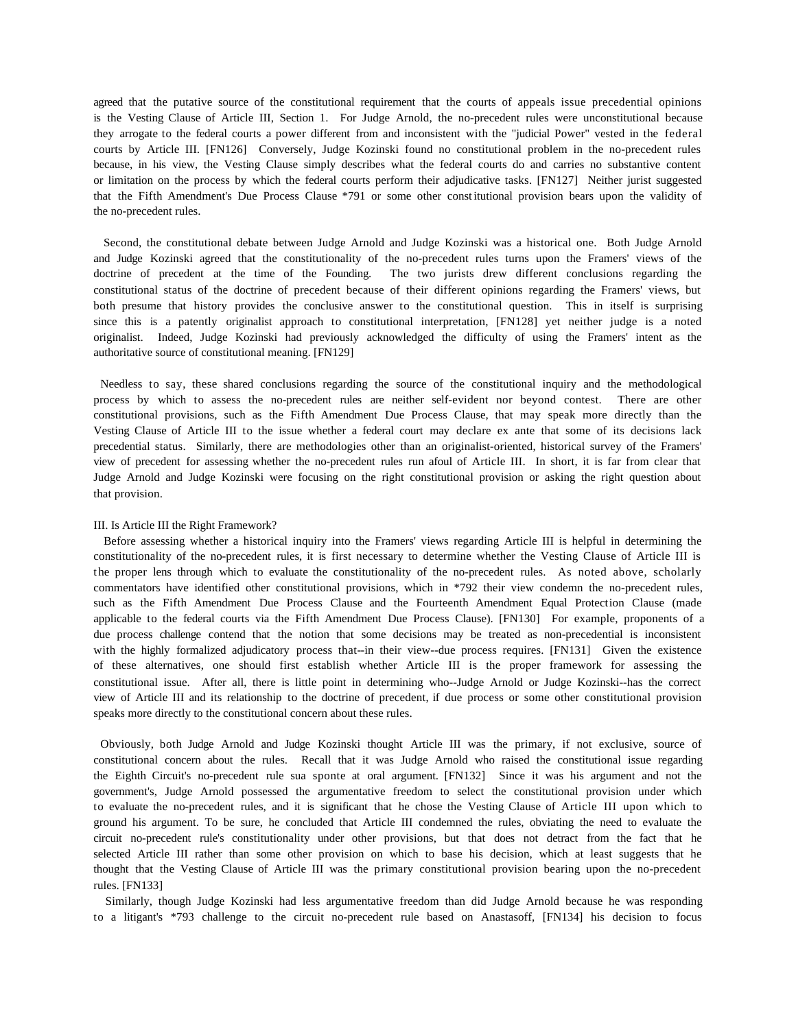agreed that the putative source of the constitutional requirement that the courts of appeals issue precedential opinions is the Vesting Clause of Article III, Section 1. For Judge Arnold, the no-precedent rules were unconstitutional because they arrogate to the federal courts a power different from and inconsistent with the "judicial Power" vested in the federal courts by Article III. [FN126] Conversely, Judge Kozinski found no constitutional problem in the no-precedent rules because, in his view, the Vesting Clause simply describes what the federal courts do and carries no substantive content or limitation on the process by which the federal courts perform their adjudicative tasks. [FN127] Neither jurist suggested that the Fifth Amendment's Due Process Clause *791 or some other constitutional provision bears upon the validity of the no-precedent rules.

Second, the constitutional debate between Judge Arnold and Judge Kozinski was a historical one. Both Judge Arnold and Judge Kozinski agreed that the constitutionality of the no-precedent rules turns upon the Framers' views of the doctrine of precedent at the time of the Founding. The two jurists drew different conclusions regarding the constitutional status of the doctrine of precedent because of their different opinions regarding the Framers' views, but both presume that history provides the conclusive answer to the constitutional question. This in itself is surprising since this is a patently originalist approach to constitutional interpretation, [FN128] yet neither judge is a noted originalist. Indeed, Judge Kozinski had previously acknowledged the difficulty of using the Framers' intent as the authoritative source of constitutional meaning. [FN129]

Needless to say, these shared conclusions regarding the source of the constitutional inquiry and the methodological process by which to assess the no-precedent rules are neither self-evident nor beyond contest. There are other constitutional provisions, such as the Fifth Amendment Due Process Clause, that may speak more directly than the Vesting Clause of Article III to the issue whether a federal court may declare ex ante that some of its decisions lack precedential status. Similarly, there are methodologies other than an originalist-oriented, historical survey of the Framers' view of precedent for assessing whether the no-precedent rules run afoul of Article III. In short, it is far from clear that Judge Arnold and Judge Kozinski were focusing on the right constitutional provision or asking the right question about that provision.

## III. Is Article III the Right Framework?

Before assessing whether a historical inquiry into the Framers' views regarding Article III is helpful in determining the constitutionality of the no-precedent rules, it is first necessary to determine whether the Vesting Clause of Article III is the proper lens through which to evaluate the constitutionality of the no-precedent rules. As noted above, scholarly commentators have identified other constitutional provisions, which in *792 their view condemn the no-precedent rules, such as the Fifth Amendment Due Process Clause and the Fourteenth Amendment Equal Protection Clause (made applicable to the federal courts via the Fifth Amendment Due Process Clause). [FN130] For example, proponents of a due process challenge contend that the notion that some decisions may be treated as non-precedential is inconsistent with the highly formalized adjudicatory process that--in their view--due process requires. [FN131] Given the existence of these alternatives, one should first establish whether Article III is the proper framework for assessing the constitutional issue. After all, there is little point in determining who--Judge Arnold or Judge Kozinski--has the correct view of Article III and its relationship to the doctrine of precedent, if due process or some other constitutional provision speaks more directly to the constitutional concern about these rules.

Obviously, both Judge Arnold and Judge Kozinski thought Article III was the primary, if not exclusive, source of constitutional concern about the rules. Recall that it was Judge Arnold who raised the constitutional issue regarding the Eighth Circuit's no-precedent rule sua sponte at oral argument. [FN132] Since it was his argument and not the government's, Judge Arnold possessed the argumentative freedom to select the constitutional provision under which to evaluate the no-precedent rules, and it is significant that he chose the Vesting Clause of Article III upon which to ground his argument. To be sure, he concluded that Article III condemned the rules, obviating the need to evaluate the circuit no-precedent rule's constitutionality under other provisions, but that does not detract from the fact that he selected Article III rather than some other provision on which to base his decision, which at least suggests that he thought that the Vesting Clause of Article III was the primary constitutional provision bearing upon the no-precedent rules. [FN133]

Similarly, though Judge Kozinski had less argumentative freedom than did Judge Arnold because he was responding to a litigant's *793 challenge to the circuit no-precedent rule based on Anastasoff, [FN134] his decision to focus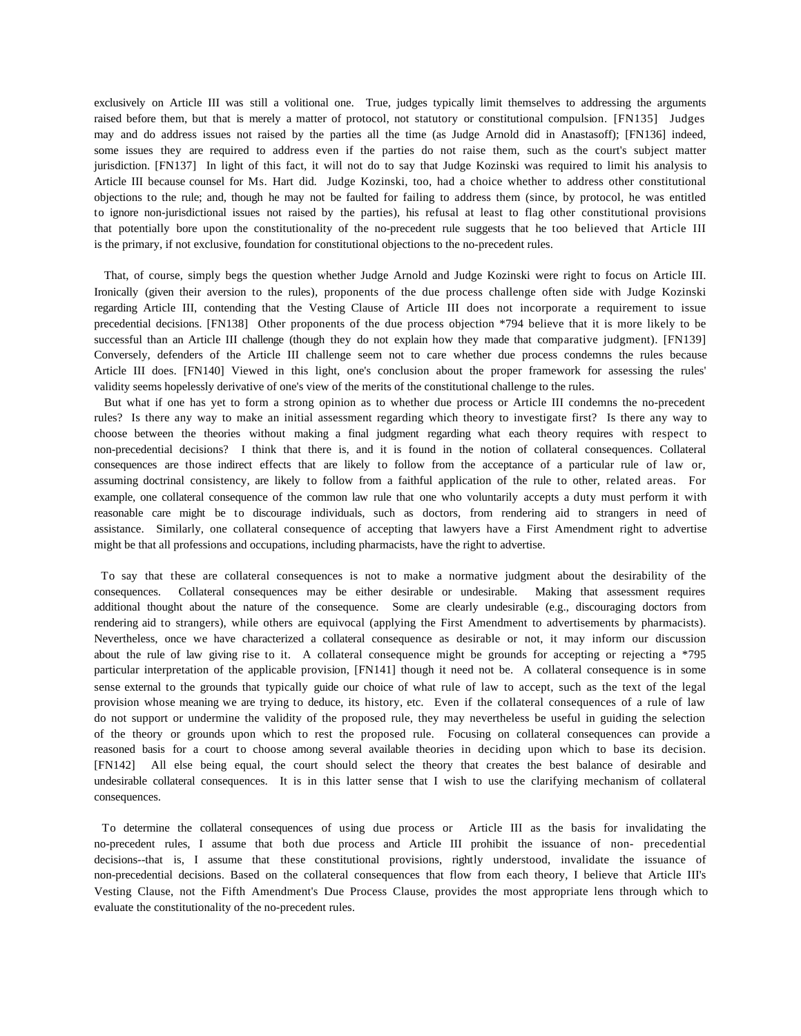exclusively on Article III was still a volitional one. True, judges typically limit themselves to addressing the arguments raised before them, but that is merely a matter of protocol, not statutory or constitutional compulsion. [FN135] Judges may and do address issues not raised by the parties all the time (as Judge Arnold did in Anastasoff); [FN136] indeed, some issues they are required to address even if the parties do not raise them, such as the court's subject matter jurisdiction. [FN137] In light of this fact, it will not do to say that Judge Kozinski was required to limit his analysis to Article III because counsel for Ms. Hart did. Judge Kozinski, too, had a choice whether to address other constitutional objections to the rule; and, though he may not be faulted for failing to address them (since, by protocol, he was entitled to ignore non-jurisdictional issues not raised by the parties), his refusal at least to flag other constitutional provisions that potentially bore upon the constitutionality of the no-precedent rule suggests that he too believed that Article III is the primary, if not exclusive, foundation for constitutional objections to the no-precedent rules.

That, of course, simply begs the question whether Judge Arnold and Judge Kozinski were right to focus on Article III. Ironically (given their aversion to the rules), proponents of the due process challenge often side with Judge Kozinski regarding Article III, contending that the Vesting Clause of Article III does not incorporate a requirement to issue precedential decisions. [FN138] Other proponents of the due process objection *794 believe that it is more likely to be successful than an Article III challenge (though they do not explain how they made that comparative judgment). [FN139] Conversely, defenders of the Article III challenge seem not to care whether due process condemns the rules because Article III does. [FN140] Viewed in this light, one's conclusion about the proper framework for assessing the rules' validity seems hopelessly derivative of one's view of the merits of the constitutional challenge to the rules.

But what if one has yet to form a strong opinion as to whether due process or Article III condemns the no-precedent rules? Is there any way to make an initial assessment regarding which theory to investigate first? Is there any way to choose between the theories without making a final judgment regarding what each theory requires with respect to non-precedential decisions? I think that there is, and it is found in the notion of collateral consequences. Collateral consequences are those indirect effects that are likely to follow from the acceptance of a particular rule of law or, assuming doctrinal consistency, are likely to follow from a faithful application of the rule to other, related areas. For example, one collateral consequence of the common law rule that one who voluntarily accepts a duty must perform it with reasonable care might be to discourage individuals, such as doctors, from rendering aid to strangers in need of assistance. Similarly, one collateral consequence of accepting that lawyers have a First Amendment right to advertise might be that all professions and occupations, including pharmacists, have the right to advertise.

To say that these are collateral consequences is not to make a normative judgment about the desirability of the consequences. Collateral consequences may be either desirable or undesirable. Making that assessment requires additional thought about the nature of the consequence. Some are clearly undesirable (e.g., discouraging doctors from rendering aid to strangers), while others are equivocal (applying the First Amendment to advertisements by pharmacists). Nevertheless, once we have characterized a collateral consequence as desirable or not, it may inform our discussion about the rule of law giving rise to it. A collateral consequence might be grounds for accepting or rejecting a *795 particular interpretation of the applicable provision, [FN141] though it need not be. A collateral consequence is in some sense external to the grounds that typically guide our choice of what rule of law to accept, such as the text of the legal provision whose meaning we are trying to deduce, its history, etc. Even if the collateral consequences of a rule of law do not support or undermine the validity of the proposed rule, they may nevertheless be useful in guiding the selection of the theory or grounds upon which to rest the proposed rule. Focusing on collateral consequences can provide a reasoned basis for a court to choose among several available theories in deciding upon which to base its decision. [FN142] All else being equal, the court should select the theory that creates the best balance of desirable and undesirable collateral consequences. It is in this latter sense that I wish to use the clarifying mechanism of collateral consequences.

To determine the collateral consequences of using due process or Article III as the basis for invalidating the no-precedent rules, I assume that both due process and Article III prohibit the issuance of non- precedential decisions--that is, I assume that these constitutional provisions, rightly understood, invalidate the issuance of non-precedential decisions. Based on the collateral consequences that flow from each theory, I believe that Article III's Vesting Clause, not the Fifth Amendment's Due Process Clause, provides the most appropriate lens through which to evaluate the constitutionality of the no-precedent rules.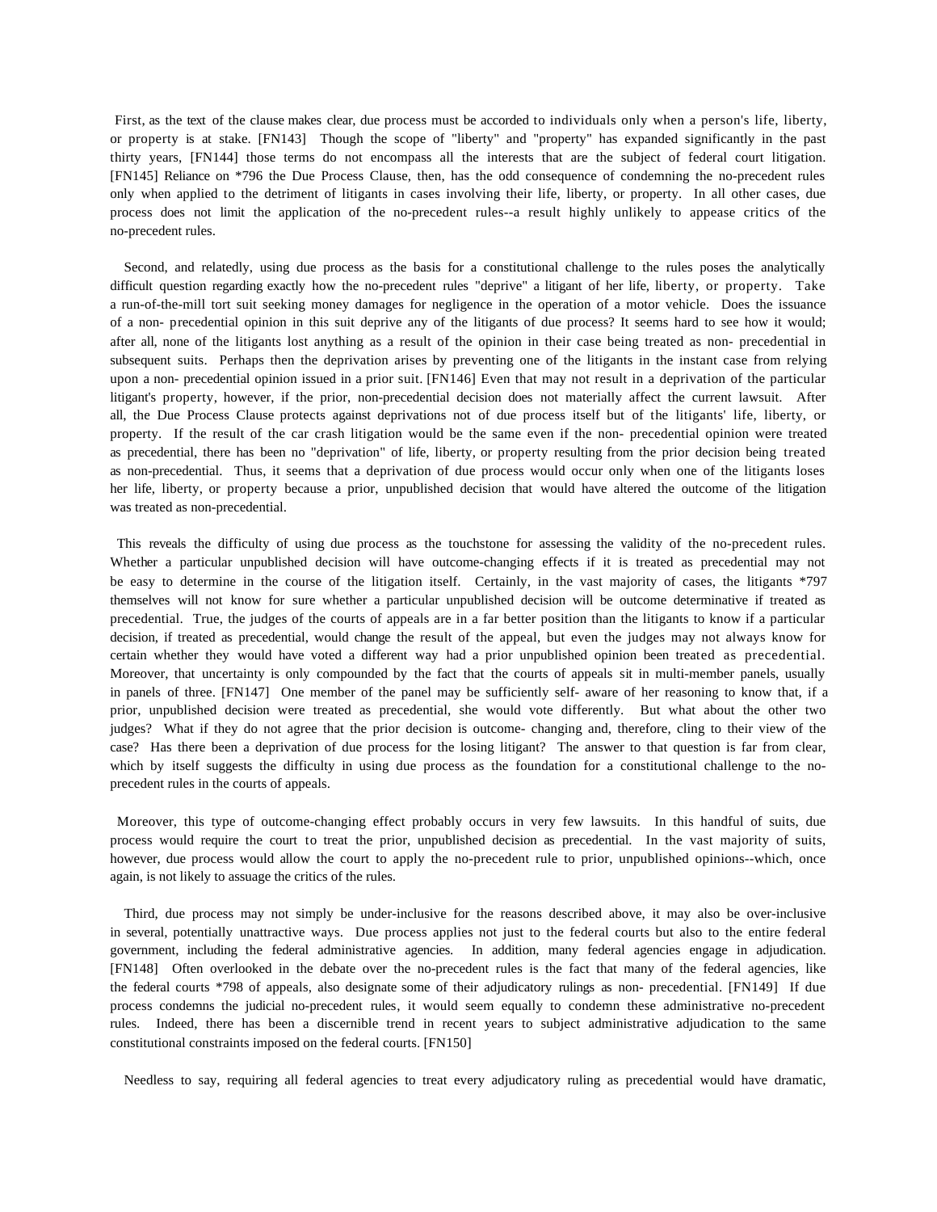First, as the text of the clause makes clear, due process must be accorded to individuals only when a person's life, liberty, or property is at stake. [FN143] Though the scope of "liberty" and "property" has expanded significantly in the past thirty years, [FN144] those terms do not encompass all the interests that are the subject of federal court litigation. [FN145] Reliance on *796 the Due Process Clause, then, has the odd consequence of condemning the no-precedent rules only when applied to the detriment of litigants in cases involving their life, liberty, or property. In all other cases, due process does not limit the application of the no-precedent rules--a result highly unlikely to appease critics of the no-precedent rules.

Second, and relatedly, using due process as the basis for a constitutional challenge to the rules poses the analytically difficult question regarding exactly how the no-precedent rules "deprive" a litigant of her life, liberty, or property. Take a run-of-the-mill tort suit seeking money damages for negligence in the operation of a motor vehicle. Does the issuance of a non- precedential opinion in this suit deprive any of the litigants of due process? It seems hard to see how it would; after all, none of the litigants lost anything as a result of the opinion in their case being treated as non- precedential in subsequent suits. Perhaps then the deprivation arises by preventing one of the litigants in the instant case from relying upon a non- precedential opinion issued in a prior suit. [FN146] Even that may not result in a deprivation of the particular litigant's property, however, if the prior, non-precedential decision does not materially affect the current lawsuit. After all, the Due Process Clause protects against deprivations not of due process itself but of the litigants' life, liberty, or property. If the result of the car crash litigation would be the same even if the non- precedential opinion were treated as precedential, there has been no "deprivation" of life, liberty, or property resulting from the prior decision being treated as non-precedential. Thus, it seems that a deprivation of due process would occur only when one of the litigants loses her life, liberty, or property because a prior, unpublished decision that would have altered the outcome of the litigation was treated as non-precedential.

This reveals the difficulty of using due process as the touchstone for assessing the validity of the no-precedent rules. Whether a particular unpublished decision will have outcome-changing effects if it is treated as precedential may not be easy to determine in the course of the litigation itself. Certainly, in the vast majority of cases, the litigants *797 themselves will not know for sure whether a particular unpublished decision will be outcome determinative if treated as precedential. True, the judges of the courts of appeals are in a far better position than the litigants to know if a particular decision, if treated as precedential, would change the result of the appeal, but even the judges may not always know for certain whether they would have voted a different way had a prior unpublished opinion been treated as precedential. Moreover, that uncertainty is only compounded by the fact that the courts of appeals sit in multi-member panels, usually in panels of three. [FN147] One member of the panel may be sufficiently self- aware of her reasoning to know that, if a prior, unpublished decision were treated as precedential, she would vote differently. But what about the other two judges? What if they do not agree that the prior decision is outcome- changing and, therefore, cling to their view of the case? Has there been a deprivation of due process for the losing litigant? The answer to that question is far from clear, which by itself suggests the difficulty in using due process as the foundation for a constitutional challenge to the no-precedent rules in the courts of appeals.

Moreover, this type of outcome-changing effect probably occurs in very few lawsuits. In this handful of suits, due process would require the court to treat the prior, unpublished decision as precedential. In the vast majority of suits, however, due process would allow the court to apply the no-precedent rule to prior, unpublished opinions--which, once again, is not likely to assuage the critics of the rules.

Third, due process may not simply be under-inclusive for the reasons described above, it may also be over-inclusive in several, potentially unattractive ways. Due process applies not just to the federal courts but also to the entire federal government, including the federal administrative agencies. In addition, many federal agencies engage in adjudication. [FN148] Often overlooked in the debate over the no-precedent rules is the fact that many of the federal agencies, like the federal courts *798 of appeals, also designate some of their adjudicatory rulings as non- precedential. [FN149] If due process condemns the judicial no-precedent rules, it would seem equally to condemn these administrative no-precedent rules. Indeed, there has been a discernible trend in recent years to subject administrative adjudication to the same constitutional constraints imposed on the federal courts. [FN150]

Needless to say, requiring all federal agencies to treat every adjudicatory ruling as precedential would have dramatic,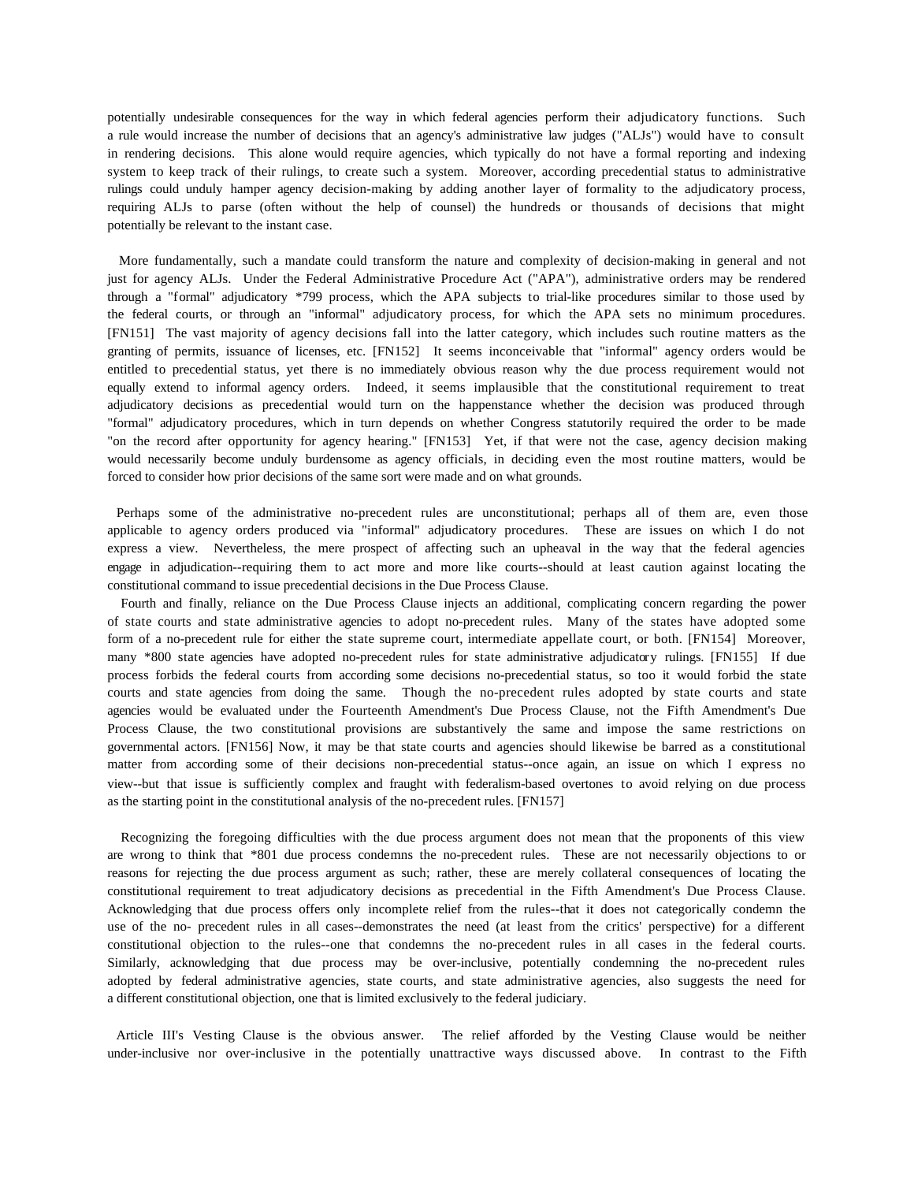potentially undesirable consequences for the way in which federal agencies perform their adjudicatory functions. Such a rule would increase the number of decisions that an agency's administrative law judges ("ALJs") would have to consult in rendering decisions. This alone would require agencies, which typically do not have a formal reporting and indexing system to keep track of their rulings, to create such a system. Moreover, according precedential status to administrative rulings could unduly hamper agency decision-making by adding another layer of formality to the adjudicatory process, requiring ALJs to parse (often without the help of counsel) the hundreds or thousands of decisions that might potentially be relevant to the instant case.

More fundamentally, such a mandate could transform the nature and complexity of decision-making in general and not just for agency ALJs. Under the Federal Administrative Procedure Act ("APA"), administrative orders may be rendered through a "formal" adjudicatory *799 process, which the APA subjects to trial-like procedures similar to those used by the federal courts, or through an "informal" adjudicatory process, for which the APA sets no minimum procedures. [FN151] The vast majority of agency decisions fall into the latter category, which includes such routine matters as the granting of permits, issuance of licenses, etc. [FN152] It seems inconceivable that "informal" agency orders would be entitled to precedential status, yet there is no immediately obvious reason why the due process requirement would not equally extend to informal agency orders. Indeed, it seems implausible that the constitutional requirement to treat adjudicatory decisions as precedential would turn on the happenstance whether the decision was produced through "formal" adjudicatory procedures, which in turn depends on whether Congress statutorily required the order to be made "on the record after opportunity for agency hearing." [FN153] Yet, if that were not the case, agency decision making would necessarily become unduly burdensome as agency officials, in deciding even the most routine matters, would be forced to consider how prior decisions of the same sort were made and on what grounds.

Perhaps some of the administrative no-precedent rules are unconstitutional; perhaps all of them are, even those applicable to agency orders produced via "informal" adjudicatory procedures. These are issues on which I do not express a view. Nevertheless, the mere prospect of affecting such an upheaval in the way that the federal agencies engage in adjudication--requiring them to act more and more like courts--should at least caution against locating the constitutional command to issue precedential decisions in the Due Process Clause.

Fourth and finally, reliance on the Due Process Clause injects an additional, complicating concern regarding the power of state courts and state administrative agencies to adopt no-precedent rules. Many of the states have adopted some form of a no-precedent rule for either the state supreme court, intermediate appellate court, or both. [FN154] Moreover, many *800 state agencies have adopted no-precedent rules for state administrative adjudicatory rulings. [FN155] If due process forbids the federal courts from according some decisions no-precedential status, so too it would forbid the state courts and state agencies from doing the same. Though the no-precedent rules adopted by state courts and state agencies would be evaluated under the Fourteenth Amendment's Due Process Clause, not the Fifth Amendment's Due Process Clause, the two constitutional provisions are substantively the same and impose the same restrictions on governmental actors. [FN156] Now, it may be that state courts and agencies should likewise be barred as a constitutional matter from according some of their decisions non-precedential status--once again, an issue on which I express no view--but that issue is sufficiently complex and fraught with federalism-based overtones to avoid relying on due process as the starting point in the constitutional analysis of the no-precedent rules. [FN157]

Recognizing the foregoing difficulties with the due process argument does not mean that the proponents of this view are wrong to think that *801 due process condemns the no-precedent rules. These are not necessarily objections to or reasons for rejecting the due process argument as such; rather, these are merely collateral consequences of locating the constitutional requirement to treat adjudicatory decisions as precedential in the Fifth Amendment's Due Process Clause. Acknowledging that due process offers only incomplete relief from the rules--that it does not categorically condemn the use of the no- precedent rules in all cases--demonstrates the need (at least from the critics' perspective) for a different constitutional objection to the rules--one that condemns the no-precedent rules in all cases in the federal courts. Similarly, acknowledging that due process may be over-inclusive, potentially condemning the no-precedent rules adopted by federal administrative agencies, state courts, and state administrative agencies, also suggests the need for a different constitutional objection, one that is limited exclusively to the federal judiciary.

Article III's Vesting Clause is the obvious answer. The relief afforded by the Vesting Clause would be neither under-inclusive nor over-inclusive in the potentially unattractive ways discussed above. In contrast to the Fifth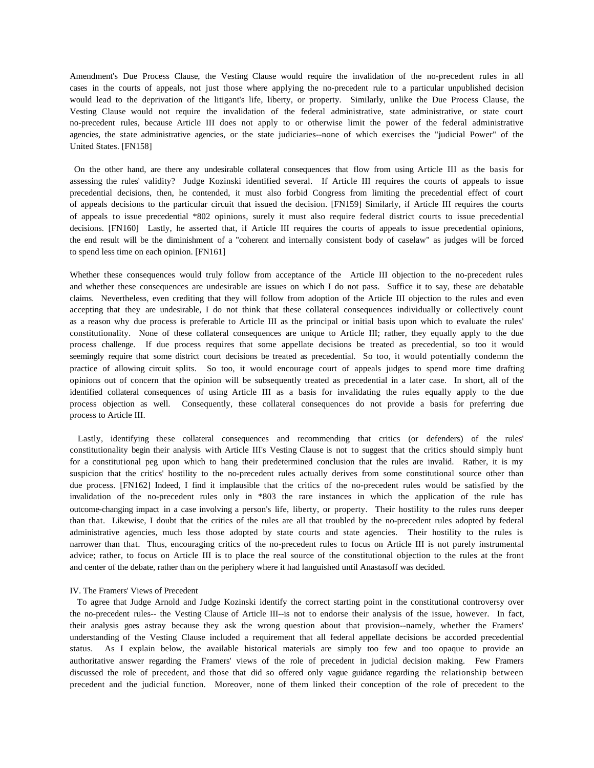Amendment's Due Process Clause, the Vesting Clause would require the invalidation of the no-precedent rules in all cases in the courts of appeals, not just those where applying the no-precedent rule to a particular unpublished decision would lead to the deprivation of the litigant's life, liberty, or property. Similarly, unlike the Due Process Clause, the Vesting Clause would not require the invalidation of the federal administrative, state administrative, or state court no-precedent rules, because Article III does not apply to or otherwise limit the power of the federal administrative agencies, the state administrative agencies, or the state judiciaries--none of which exercises the "judicial Power" of the United States. [FN158]

On the other hand, are there any undesirable collateral consequences that flow from using Article III as the basis for assessing the rules' validity? Judge Kozinski identified several. If Article III requires the courts of appeals to issue precedential decisions, then, he contended, it must also forbid Congress from limiting the precedential effect of court of appeals decisions to the particular circuit that issued the decision. [FN159] Similarly, if Article III requires the courts of appeals to issue precedential *802 opinions, surely it must also require federal district courts to issue precedential decisions. [FN160] Lastly, he asserted that, if Article III requires the courts of appeals to issue precedential opinions, the end result will be the diminishment of a "coherent and internally consistent body of caselaw" as judges will be forced to spend less time on each opinion. [FN161]

Whether these consequences would truly follow from acceptance of the Article III objection to the no-precedent rules and whether these consequences are undesirable are issues on which I do not pass. Suffice it to say, these are debatable claims. Nevertheless, even crediting that they will follow from adoption of the Article III objection to the rules and even accepting that they are undesirable, I do not think that these collateral consequences individually or collectively count as a reason why due process is preferable to Article III as the principal or initial basis upon which to evaluate the rules' constitutionality. None of these collateral consequences are unique to Article III; rather, they equally apply to the due process challenge. If due process requires that some appellate decisions be treated as precedential, so too it would seemingly require that some district court decisions be treated as precedential. So too, it would potentially condemn the practice of allowing circuit splits. So too, it would encourage court of appeals judges to spend more time drafting opinions out of concern that the opinion will be subsequently treated as precedential in a later case. In short, all of the identified collateral consequences of using Article III as a basis for invalidating the rules equally apply to the due process objection as well. Consequently, these collateral consequences do not provide a basis for preferring due process to Article III.

Lastly, identifying these collateral consequences and recommending that critics (or defenders) of the rules' constitutionality begin their analysis with Article III's Vesting Clause is not to suggest that the critics should simply hunt for a constitutional peg upon which to hang their predetermined conclusion that the rules are invalid. Rather, it is my suspicion that the critics' hostility to the no-precedent rules actually derives from some constitutional source other than due process. [FN162] Indeed, I find it implausible that the critics of the no-precedent rules would be satisfied by the invalidation of the no-precedent rules only in *803 the rare instances in which the application of the rule has outcome-changing impact in a case involving a person's life, liberty, or property. Their hostility to the rules runs deeper than that. Likewise, I doubt that the critics of the rules are all that troubled by the no-precedent rules adopted by federal administrative agencies, much less those adopted by state courts and state agencies. Their hostility to the rules is narrower than that. Thus, encouraging critics of the no-precedent rules to focus on Article III is not purely instrumental advice; rather, to focus on Article III is to place the real source of the constitutional objection to the rules at the front and center of the debate, rather than on the periphery where it had languished until Anastasoff was decided.

## IV. The Framers' Views of Precedent

To agree that Judge Arnold and Judge Kozinski identify the correct starting point in the constitutional controversy over the no-precedent rules-- the Vesting Clause of Article III--is not to endorse their analysis of the issue, however. In fact, their analysis goes astray because they ask the wrong question about that provision--namely, whether the Framers' understanding of the Vesting Clause included a requirement that all federal appellate decisions be accorded precedential status. As I explain below, the available historical materials are simply too few and too opaque to provide an authoritative answer regarding the Framers' views of the role of precedent in judicial decision making. Few Framers discussed the role of precedent, and those that did so offered only vague guidance regarding the relationship between precedent and the judicial function. Moreover, none of them linked their conception of the role of precedent to the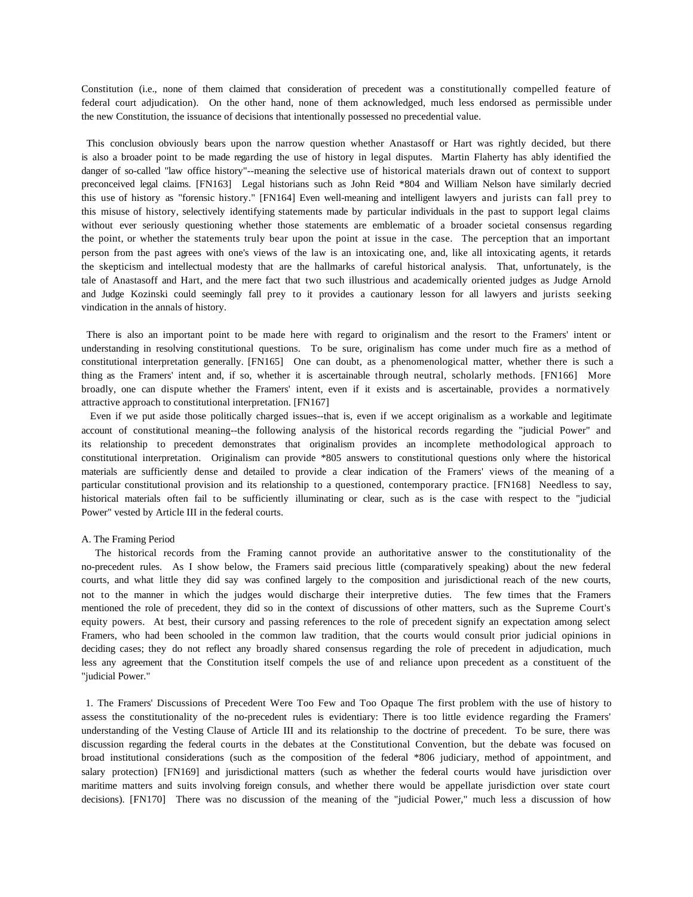Constitution (i.e., none of them claimed that consideration of precedent was a constitutionally compelled feature of federal court adjudication). On the other hand, none of them acknowledged, much less endorsed as permissible under the new Constitution, the issuance of decisions that intentionally possessed no precedential value.

This conclusion obviously bears upon the narrow question whether Anastasoff or Hart was rightly decided, but there is also a broader point to be made regarding the use of history in legal disputes. Martin Flaherty has ably identified the danger of so-called "law office history"--meaning the selective use of historical materials drawn out of context to support preconceived legal claims. [FN163] Legal historians such as John Reid *804 and William Nelson have similarly decried this use of history as "forensic history." [FN164] Even well-meaning and intelligent lawyers and jurists can fall prey to this misuse of history, selectively identifying statements made by particular individuals in the past to support legal claims without ever seriously questioning whether those statements are emblematic of a broader societal consensus regarding the point, or whether the statements truly bear upon the point at issue in the case. The perception that an important person from the past agrees with one's views of the law is an intoxicating one, and, like all intoxicating agents, it retards the skepticism and intellectual modesty that are the hallmarks of careful historical analysis. That, unfortunately, is the tale of Anastasoff and Hart, and the mere fact that two such illustrious and academically oriented judges as Judge Arnold and Judge Kozinski could seemingly fall prey to it provides a cautionary lesson for all lawyers and jurists seeking vindication in the annals of history.

There is also an important point to be made here with regard to originalism and the resort to the Framers' intent or understanding in resolving constitutional questions. To be sure, originalism has come under much fire as a method of constitutional interpretation generally. [FN165] One can doubt, as a phenomenological matter, whether there is such a thing as the Framers' intent and, if so, whether it is ascertainable through neutral, scholarly methods. [FN166] More broadly, one can dispute whether the Framers' intent, even if it exists and is ascertainable, provides a normatively attractive approach to constitutional interpretation. [FN167]

Even if we put aside those politically charged issues--that is, even if we accept originalism as a workable and legitimate account of constitutional meaning--the following analysis of the historical records regarding the "judicial Power" and its relationship to precedent demonstrates that originalism provides an incomplete methodological approach to constitutional interpretation. Originalism can provide *805 answers to constitutional questions only where the historical materials are sufficiently dense and detailed to provide a clear indication of the Framers' views of the meaning of a particular constitutional provision and its relationship to a questioned, contemporary practice. [FN168] Needless to say, historical materials often fail to be sufficiently illuminating or clear, such as is the case with respect to the "judicial Power" vested by Article III in the federal courts.

A. The Framing Period

The historical records from the Framing cannot provide an authoritative answer to the constitutionality of the no-precedent rules. As I show below, the Framers said precious little (comparatively speaking) about the new federal courts, and what little they did say was confined largely to the composition and jurisdictional reach of the new courts, not to the manner in which the judges would discharge their interpretive duties. The few times that the Framers mentioned the role of precedent, they did so in the context of discussions of other matters, such as the Supreme Court's equity powers. At best, their cursory and passing references to the role of precedent signify an expectation among select Framers, who had been schooled in the common law tradition, that the courts would consult prior judicial opinions in deciding cases; they do not reflect any broadly shared consensus regarding the role of precedent in adjudication, much less any agreement that the Constitution itself compels the use of and reliance upon precedent as a constituent of the "judicial Power."

1. The Framers' Discussions of Precedent Were Too Few and Too Opaque The first problem with the use of history to assess the constitutionality of the no-precedent rules is evidentiary: There is too little evidence regarding the Framers' understanding of the Vesting Clause of Article III and its relationship to the doctrine of precedent. To be sure, there was discussion regarding the federal courts in the debates at the Constitutional Convention, but the debate was focused on broad institutional considerations (such as the composition of the federal *806 judiciary, method of appointment, and salary protection) [FN169] and jurisdictional matters (such as whether the federal courts would have jurisdiction over maritime matters and suits involving foreign consuls, and whether there would be appellate jurisdiction over state court decisions). [FN170] There was no discussion of the meaning of the "judicial Power," much less a discussion of how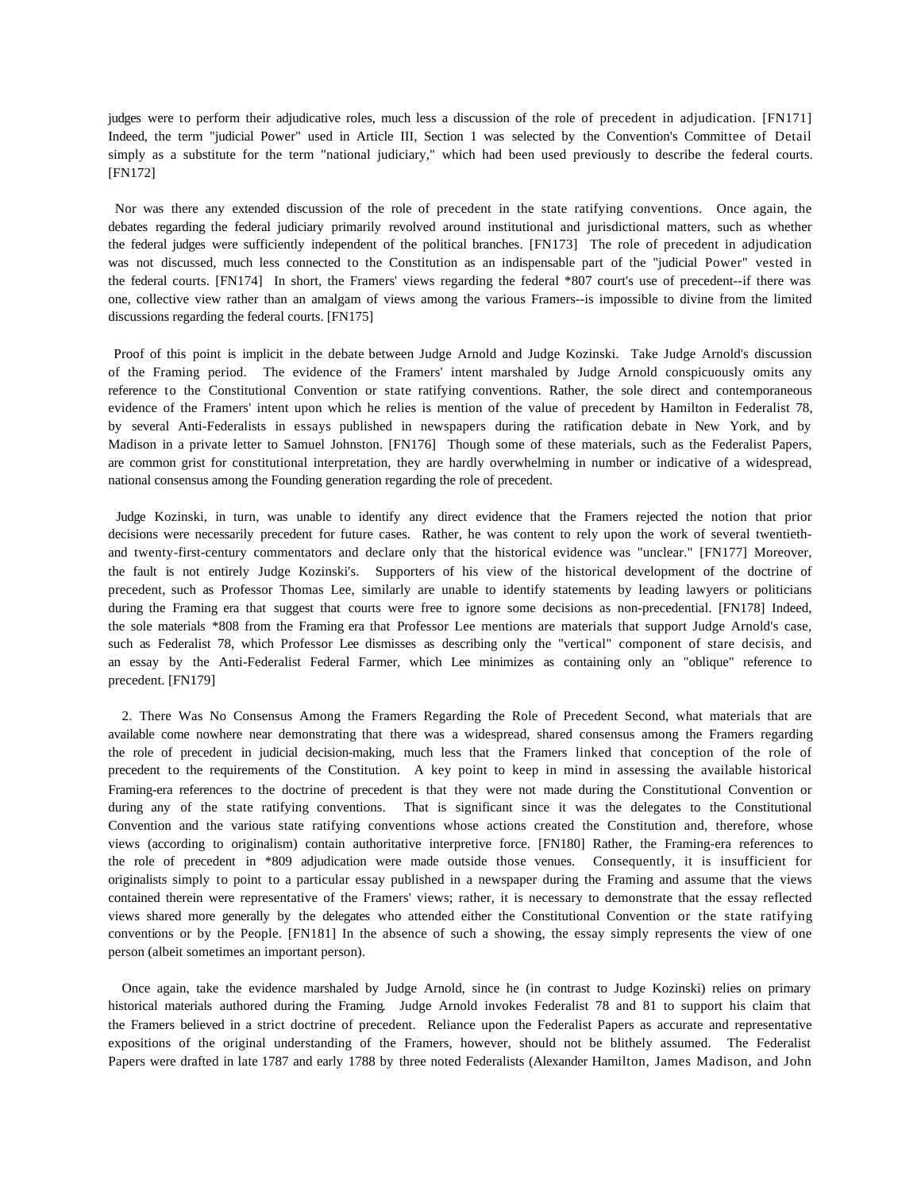judges were to perform their adjudicative roles, much less a discussion of the role of precedent in adjudication. [FN171] Indeed, the term "judicial Power" used in Article III, Section 1 was selected by the Convention's Committee of Detail simply as a substitute for the term "national judiciary," which had been used previously to describe the federal courts. [FN172]

Nor was there any extended discussion of the role of precedent in the state ratifying conventions. Once again, the debates regarding the federal judiciary primarily revolved around institutional and jurisdictional matters, such as whether the federal judges were sufficiently independent of the political branches. [FN173] The role of precedent in adjudication was not discussed, much less connected to the Constitution as an indispensable part of the "judicial Power" vested in the federal courts. [FN174] In short, the Framers' views regarding the federal *807 court's use of precedent--if there was one, collective view rather than an amalgam of views among the various Framers--is impossible to divine from the limited discussions regarding the federal courts. [FN175]

Proof of this point is implicit in the debate between Judge Arnold and Judge Kozinski. Take Judge Arnold's discussion of the Framing period. The evidence of the Framers' intent marshaled by Judge Arnold conspicuously omits any reference to the Constitutional Convention or state ratifying conventions. Rather, the sole direct and contemporaneous evidence of the Framers' intent upon which he relies is mention of the value of precedent by Hamilton in Federalist 78, by several Anti-Federalists in essays published in newspapers during the ratification debate in New York, and by Madison in a private letter to Samuel Johnston. [FN176] Though some of these materials, such as the Federalist Papers, are common grist for constitutional interpretation, they are hardly overwhelming in number or indicative of a widespread, national consensus among the Founding generation regarding the role of precedent.

Judge Kozinski, in turn, was unable to identify any direct evidence that the Framers rejected the notion that prior decisions were necessarily precedent for future cases. Rather, he was content to rely upon the work of several twentieth- and twenty-first-century commentators and declare only that the historical evidence was "unclear." [FN177] Moreover, the fault is not entirely Judge Kozinski's. Supporters of his view of the historical development of the doctrine of precedent, such as Professor Thomas Lee, similarly are unable to identify statements by leading lawyers or politicians during the Framing era that suggest that courts were free to ignore some decisions as non-precedential. [FN178] Indeed, the sole materials *808 from the Framing era that Professor Lee mentions are materials that support Judge Arnold's case, such as Federalist 78, which Professor Lee dismisses as describing only the "vertical" component of stare decisis, and an essay by the Anti-Federalist Federal Farmer, which Lee minimizes as containing only an "oblique" reference to precedent. [FN179]

2. There Was No Consensus Among the Framers Regarding the Role of Precedent Second, what materials that are available come nowhere near demonstrating that there was a widespread, shared consensus among the Framers regarding the role of precedent in judicial decision-making, much less that the Framers linked that conception of the role of precedent to the requirements of the Constitution. A key point to keep in mind in assessing the available historical Framing-era references to the doctrine of precedent is that they were not made during the Constitutional Convention or during any of the state ratifying conventions. That is significant since it was the delegates to the Constitutional Convention and the various state ratifying conventions whose actions created the Constitution and, therefore, whose views (according to originalism) contain authoritative interpretive force. [FN180] Rather, the Framing-era references to the role of precedent in *809 adjudication were made outside those venues. Consequently, it is insufficient for originalists simply to point to a particular essay published in a newspaper during the Framing and assume that the views contained therein were representative of the Framers' views; rather, it is necessary to demonstrate that the essay reflected views shared more generally by the delegates who attended either the Constitutional Convention or the state ratifying conventions or by the People. [FN181] In the absence of such a showing, the essay simply represents the view of one person (albeit sometimes an important person).

Once again, take the evidence marshaled by Judge Arnold, since he (in contrast to Judge Kozinski) relies on primary historical materials authored during the Framing. Judge Arnold invokes Federalist 78 and 81 to support his claim that the Framers believed in a strict doctrine of precedent. Reliance upon the Federalist Papers as accurate and representative expositions of the original understanding of the Framers, however, should not be blithely assumed. The Federalist Papers were drafted in late 1787 and early 1788 by three noted Federalists (Alexander Hamilton, James Madison, and John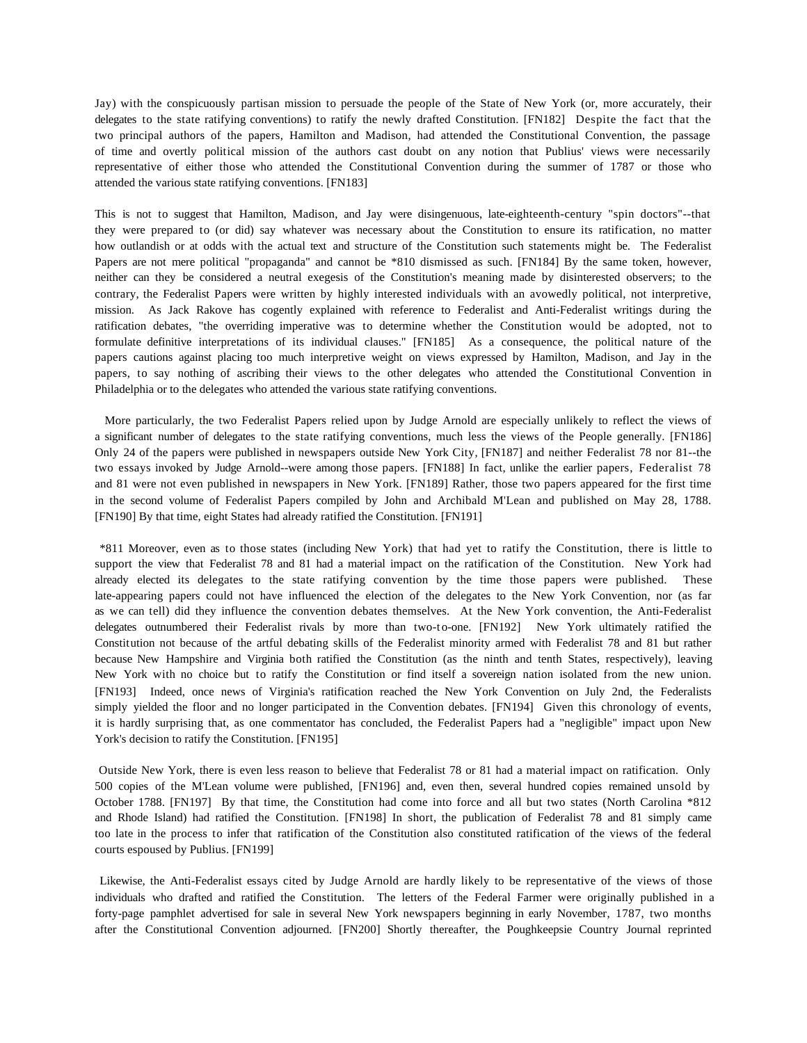Jay) with the conspicuously partisan mission to persuade the people of the State of New York (or, more accurately, their delegates to the state ratifying conventions) to ratify the newly drafted Constitution. [FN182] Despite the fact that the two principal authors of the papers, Hamilton and Madison, had attended the Constitutional Convention, the passage of time and overtly political mission of the authors cast doubt on any notion that Publius' views were necessarily representative of either those who attended the Constitutional Convention during the summer of 1787 or those who attended the various state ratifying conventions. [FN183]

This is not to suggest that Hamilton, Madison, and Jay were disingenuous, late-eighteenth-century "spin doctors"--that they were prepared to (or did) say whatever was necessary about the Constitution to ensure its ratification, no matter how outlandish or at odds with the actual text and structure of the Constitution such statements might be. The Federalist Papers are not mere political "propaganda" and cannot be *810 dismissed as such. [FN184] By the same token, however, neither can they be considered a neutral exegesis of the Constitution's meaning made by disinterested observers; to the contrary, the Federalist Papers were written by highly interested individuals with an avowedly political, not interpretive, mission. As Jack Rakove has cogently explained with reference to Federalist and Anti-Federalist writings during the ratification debates, "the overriding imperative was to determine whether the Constitution would be adopted, not to formulate definitive interpretations of its individual clauses." [FN185] As a consequence, the political nature of the papers cautions against placing too much interpretive weight on views expressed by Hamilton, Madison, and Jay in the papers, to say nothing of ascribing their views to the other delegates who attended the Constitutional Convention in Philadelphia or to the delegates who attended the various state ratifying conventions.

More particularly, the two Federalist Papers relied upon by Judge Arnold are especially unlikely to reflect the views of a significant number of delegates to the state ratifying conventions, much less the views of the People generally. [FN186] Only 24 of the papers were published in newspapers outside New York City, [FN187] and neither Federalist 78 nor 81--the two essays invoked by Judge Arnold--were among those papers. [FN188] In fact, unlike the earlier papers, Federalist 78 and 81 were not even published in newspapers in New York. [FN189] Rather, those two papers appeared for the first time in the second volume of Federalist Papers compiled by John and Archibald M'Lean and published on May 28, 1788. [FN190] By that time, eight States had already ratified the Constitution. [FN191]

*811 Moreover, even as to those states (including New York) that had yet to ratify the Constitution, there is little to support the view that Federalist 78 and 81 had a material impact on the ratification of the Constitution. New York had already elected its delegates to the state ratifying convention by the time those papers were published. These late-appearing papers could not have influenced the election of the delegates to the New York Convention, nor (as far as we can tell) did they influence the convention debates themselves. At the New York convention, the Anti-Federalist delegates outnumbered their Federalist rivals by more than two-to-one. [FN192] New York ultimately ratified the Constitution not because of the artful debating skills of the Federalist minority armed with Federalist 78 and 81 but rather because New Hampshire and Virginia both ratified the Constitution (as the ninth and tenth States, respectively), leaving New York with no choice but to ratify the Constitution or find itself a sovereign nation isolated from the new union. [FN193] Indeed, once news of Virginia's ratification reached the New York Convention on July 2nd, the Federalists simply yielded the floor and no longer participated in the Convention debates. [FN194] Given this chronology of events, it is hardly surprising that, as one commentator has concluded, the Federalist Papers had a "negligible" impact upon New York's decision to ratify the Constitution. [FN195]

Outside New York, there is even less reason to believe that Federalist 78 or 81 had a material impact on ratification. Only 500 copies of the M'Lean volume were published, [FN196] and, even then, several hundred copies remained unsold by October 1788. [FN197] By that time, the Constitution had come into force and all but two states (North Carolina *812 and Rhode Island) had ratified the Constitution. [FN198] In short, the publication of Federalist 78 and 81 simply came too late in the process to infer that ratification of the Constitution also constituted ratification of the views of the federal courts espoused by Publius. [FN199]

Likewise, the Anti-Federalist essays cited by Judge Arnold are hardly likely to be representative of the views of those individuals who drafted and ratified the Constitution. The letters of the Federal Farmer were originally published in a forty-page pamphlet advertised for sale in several New York newspapers beginning in early November, 1787, two months after the Constitutional Convention adjourned. [FN200] Shortly thereafter, the Poughkeepsie Country Journal reprinted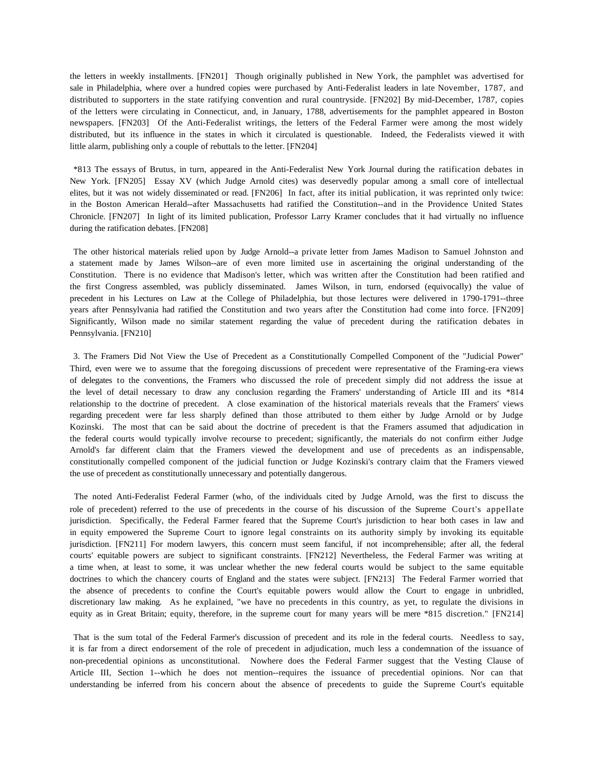the letters in weekly installments. [FN201] Though originally published in New York, the pamphlet was advertised for sale in Philadelphia, where over a hundred copies were purchased by Anti-Federalist leaders in late November, 1787, and distributed to supporters in the state ratifying convention and rural countryside. [FN202] By mid-December, 1787, copies of the letters were circulating in Connecticut, and, in January, 1788, advertisements for the pamphlet appeared in Boston newspapers. [FN203] Of the Anti-Federalist writings, the letters of the Federal Farmer were among the most widely distributed, but its influence in the states in which it circulated is questionable. Indeed, the Federalists viewed it with little alarm, publishing only a couple of rebuttals to the letter. [FN204]

*813 The essays of Brutus, in turn, appeared in the Anti-Federalist New York Journal during the ratification debates in New York. [FN205] Essay XV (which Judge Arnold cites) was deservedly popular among a small core of intellectual elites, but it was not widely disseminated or read. [FN206] In fact, after its initial publication, it was reprinted only twice: in the Boston American Herald--after Massachusetts had ratified the Constitution--and in the Providence United States Chronicle. [FN207] In light of its limited publication, Professor Larry Kramer concludes that it had virtually no influence during the ratification debates. [FN208]

The other historical materials relied upon by Judge Arnold--a private letter from James Madison to Samuel Johnston and a statement made by James Wilson--are of even more limited use in ascertaining the original understanding of the Constitution. There is no evidence that Madison's letter, which was written after the Constitution had been ratified and the first Congress assembled, was publicly disseminated. James Wilson, in turn, endorsed (equivocally) the value of precedent in his Lectures on Law at the College of Philadelphia, but those lectures were delivered in 1790-1791--three years after Pennsylvania had ratified the Constitution and two years after the Constitution had come into force. [FN209] Significantly, Wilson made no similar statement regarding the value of precedent during the ratification debates in Pennsylvania. [FN210]

3. The Framers Did Not View the Use of Precedent as a Constitutionally Compelled Component of the "Judicial Power"

Third, even were we to assume that the foregoing discussions of precedent were representative of the Framing-era views of delegates to the conventions, the Framers who discussed the role of precedent simply did not address the issue at the level of detail necessary to draw any conclusion regarding the Framers' understanding of Article III and its *814 relationship to the doctrine of precedent. A close examination of the historical materials reveals that the Framers' views regarding precedent were far less sharply defined than those attributed to them either by Judge Arnold or by Judge Kozinski. The most that can be said about the doctrine of precedent is that the Framers assumed that adjudication in the federal courts would typically involve recourse to precedent; significantly, the materials do not confirm either Judge Arnold's far different claim that the Framers viewed the development and use of precedents as an indispensable, constitutionally compelled component of the judicial function or Judge Kozinski's contrary claim that the Framers viewed the use of precedent as constitutionally unnecessary and potentially dangerous.

The noted Anti-Federalist Federal Farmer (who, of the individuals cited by Judge Arnold, was the first to discuss the role of precedent) referred to the use of precedents in the course of his discussion of the Supreme Court's appellate jurisdiction. Specifically, the Federal Farmer feared that the Supreme Court's jurisdiction to hear both cases in law and in equity empowered the Supreme Court to ignore legal constraints on its authority simply by invoking its equitable jurisdiction. [FN211] For modern lawyers, this concern must seem fanciful, if not incomprehensible; after all, the federal courts' equitable powers are subject to significant constraints. [FN212] Nevertheless, the Federal Farmer was writing at a time when, at least to some, it was unclear whether the new federal courts would be subject to the same equitable doctrines to which the chancery courts of England and the states were subject. [FN213] The Federal Farmer worried that the absence of precedents to confine the Court's equitable powers would allow the Court to engage in unbridled, discretionary law making. As he explained, "we have no precedents in this country, as yet, to regulate the divisions in equity as in Great Britain; equity, therefore, in the supreme court for many years will be mere *815 discretion." [FN214]

That is the sum total of the Federal Farmer's discussion of precedent and its role in the federal courts. Needless to say, it is far from a direct endorsement of the role of precedent in adjudication, much less a condemnation of the issuance of non-precedential opinions as unconstitutional. Nowhere does the Federal Farmer suggest that the Vesting Clause of Article III, Section 1--which he does not mention--requires the issuance of precedential opinions. Nor can that understanding be inferred from his concern about the absence of precedents to guide the Supreme Court's equitable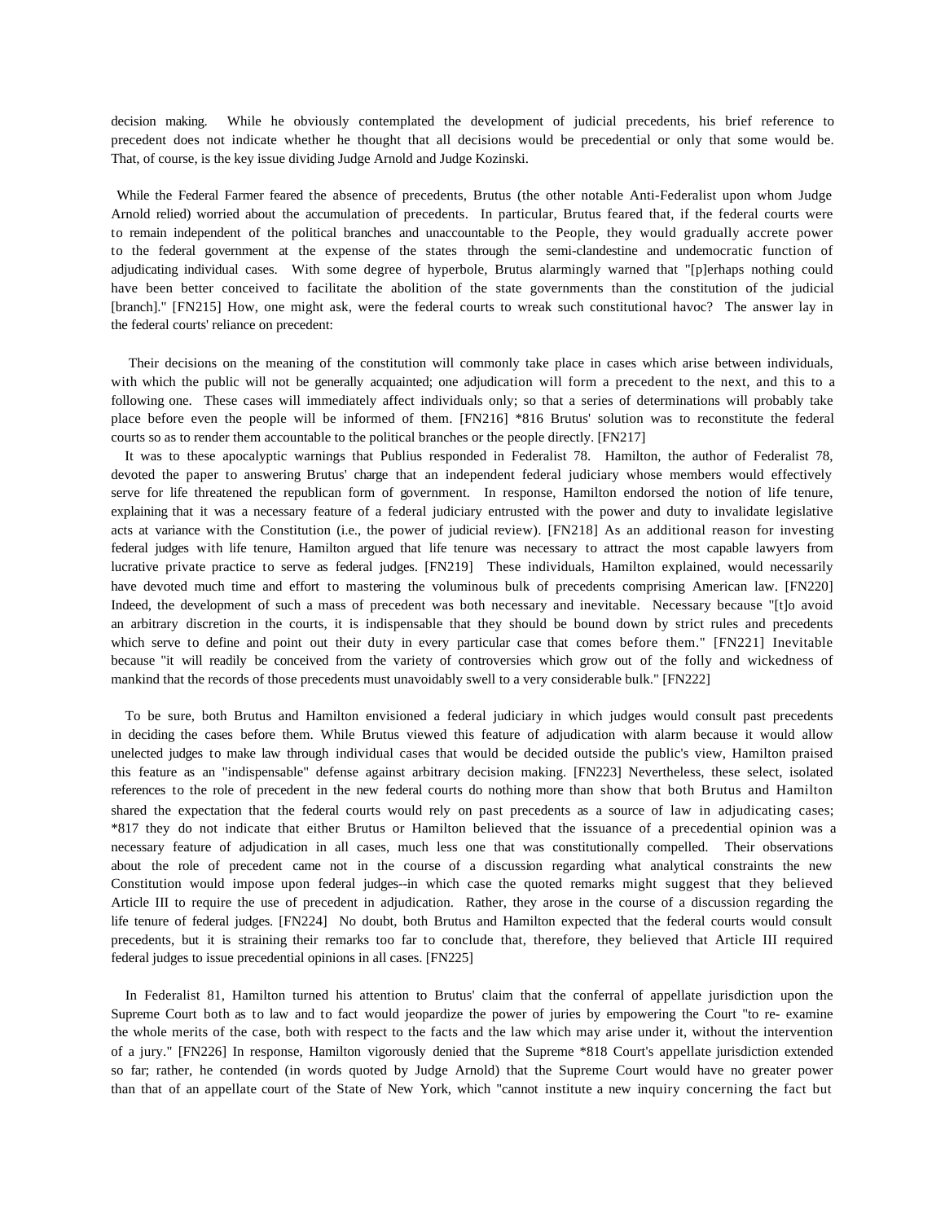decision making. While he obviously contemplated the development of judicial precedents, his brief reference to precedent does not indicate whether he thought that all decisions would be precedential or only that some would be. That, of course, is the key issue dividing Judge Arnold and Judge Kozinski.

While the Federal Farmer feared the absence of precedents, Brutus (the other notable Anti-Federalist upon whom Judge Arnold relied) worried about the accumulation of precedents. In particular, Brutus feared that, if the federal courts were to remain independent of the political branches and unaccountable to the People, they would gradually accrete power to the federal government at the expense of the states through the semi-clandestine and undemocratic function of adjudicating individual cases. With some degree of hyperbole, Brutus alarmingly warned that "[p]erhaps nothing could have been better conceived to facilitate the abolition of the state governments than the constitution of the judicial [branch]." [FN215] How, one might ask, were the federal courts to wreak such constitutional havoc? The answer lay in the federal courts' reliance on precedent:

Their decisions on the meaning of the constitution will commonly take place in cases which arise between individuals, with which the public will not be generally acquainted; one adjudication will form a precedent to the next, and this to a following one. These cases will immediately affect individuals only; so that a series of determinations will probably take place before even the people will be informed of them. [FN216] *816 Brutus' solution was to reconstitute the federal courts so as to render them accountable to the political branches or the people directly. [FN217]

It was to these apocalyptic warnings that Publius responded in Federalist 78. Hamilton, the author of Federalist 78, devoted the paper to answering Brutus' charge that an independent federal judiciary whose members would effectively serve for life threatened the republican form of government. In response, Hamilton endorsed the notion of life tenure, explaining that it was a necessary feature of a federal judiciary entrusted with the power and duty to invalidate legislative acts at variance with the Constitution (i.e., the power of judicial review). [FN218] As an additional reason for investing federal judges with life tenure, Hamilton argued that life tenure was necessary to attract the most capable lawyers from lucrative private practice to serve as federal judges. [FN219] These individuals, Hamilton explained, would necessarily have devoted much time and effort to mastering the voluminous bulk of precedents comprising American law. [FN220] Indeed, the development of such a mass of precedent was both necessary and inevitable. Necessary because "[t]o avoid an arbitrary discretion in the courts, it is indispensable that they should be bound down by strict rules and precedents which serve to define and point out their duty in every particular case that comes before them." [FN221] Inevitable because "it will readily be conceived from the variety of controversies which grow out of the folly and wickedness of mankind that the records of those precedents must unavoidably swell to a very considerable bulk." [FN222]

To be sure, both Brutus and Hamilton envisioned a federal judiciary in which judges would consult past precedents in deciding the cases before them. While Brutus viewed this feature of adjudication with alarm because it would allow unelected judges to make law through individual cases that would be decided outside the public's view, Hamilton praised this feature as an "indispensable" defense against arbitrary decision making. [FN223] Nevertheless, these select, isolated references to the role of precedent in the new federal courts do nothing more than show that both Brutus and Hamilton shared the expectation that the federal courts would rely on past precedents as a source of law in adjudicating cases; *817 they do not indicate that either Brutus or Hamilton believed that the issuance of a precedential opinion was a necessary feature of adjudication in all cases, much less one that was constitutionally compelled. Their observations about the role of precedent came not in the course of a discussion regarding what analytical constraints the new Constitution would impose upon federal judges--in which case the quoted remarks might suggest that they believed Article III to require the use of precedent in adjudication. Rather, they arose in the course of a discussion regarding the life tenure of federal judges. [FN224] No doubt, both Brutus and Hamilton expected that the federal courts would consult precedents, but it is straining their remarks too far to conclude that, therefore, they believed that Article III required federal judges to issue precedential opinions in all cases. [FN225]

In Federalist 81, Hamilton turned his attention to Brutus' claim that the conferral of appellate jurisdiction upon the Supreme Court both as to law and to fact would jeopardize the power of juries by empowering the Court "to re- examine the whole merits of the case, both with respect to the facts and the law which may arise under it, without the intervention of a jury." [FN226] In response, Hamilton vigorously denied that the Supreme *818 Court's appellate jurisdiction extended so far; rather, he contended (in words quoted by Judge Arnold) that the Supreme Court would have no greater power than that of an appellate court of the State of New York, which "cannot institute a new inquiry concerning the fact but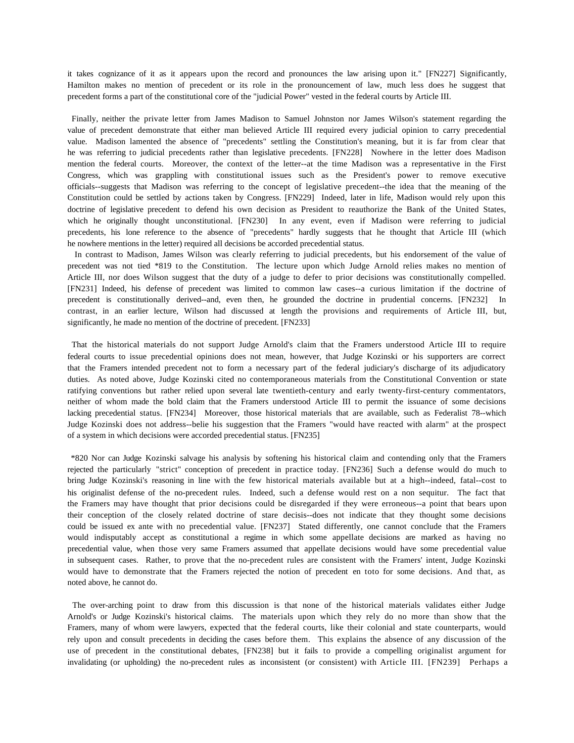it takes cognizance of it as it appears upon the record and pronounces the law arising upon it." [FN227] Significantly, Hamilton makes no mention of precedent or its role in the pronouncement of law, much less does he suggest that precedent forms a part of the constitutional core of the "judicial Power" vested in the federal courts by Article III.

Finally, neither the private letter from James Madison to Samuel Johnston nor James Wilson's statement regarding the value of precedent demonstrate that either man believed Article III required every judicial opinion to carry precedential value. Madison lamented the absence of "precedents" settling the Constitution's meaning, but it is far from clear that he was referring to judicial precedents rather than legislative precedents. [FN228] Nowhere in the letter does Madison mention the federal courts. Moreover, the context of the letter--at the time Madison was a representative in the First Congress, which was grappling with constitutional issues such as the President's power to remove executive officials--suggests that Madison was referring to the concept of legislative precedent--the idea that the meaning of the Constitution could be settled by actions taken by Congress. [FN229] Indeed, later in life, Madison would rely upon this doctrine of legislative precedent to defend his own decision as President to reauthorize the Bank of the United States, which he originally thought unconstitutional. [FN230] In any event, even if Madison were referring to judicial precedents, his lone reference to the absence of "precedents" hardly suggests that he thought that Article III (which he nowhere mentions in the letter) required all decisions be accorded precedential status.

In contrast to Madison, James Wilson was clearly referring to judicial precedents, but his endorsement of the value of precedent was not tied *819 to the Constitution. The lecture upon which Judge Arnold relies makes no mention of Article III, nor does Wilson suggest that the duty of a judge to defer to prior decisions was constitutionally compelled. [FN231] Indeed, his defense of precedent was limited to common law cases--a curious limitation if the doctrine of precedent is constitutionally derived--and, even then, he grounded the doctrine in prudential concerns. [FN232] In contrast, in an earlier lecture, Wilson had discussed at length the provisions and requirements of Article III, but, significantly, he made no mention of the doctrine of precedent. [FN233]

That the historical materials do not support Judge Arnold's claim that the Framers understood Article III to require federal courts to issue precedential opinions does not mean, however, that Judge Kozinski or his supporters are correct that the Framers intended precedent not to form a necessary part of the federal judiciary's discharge of its adjudicatory duties. As noted above, Judge Kozinski cited no contemporaneous materials from the Constitutional Convention or state ratifying conventions but rather relied upon several late twentieth-century and early twenty-first-century commentators, neither of whom made the bold claim that the Framers understood Article III to permit the issuance of some decisions lacking precedential status. [FN234] Moreover, those historical materials that are available, such as Federalist 78--which Judge Kozinski does not address--belie his suggestion that the Framers "would have reacted with alarm" at the prospect of a system in which decisions were accorded precedential status. [FN235]

*820 Nor can Judge Kozinski salvage his analysis by softening his historical claim and contending only that the Framers rejected the particularly "strict" conception of precedent in practice today. [FN236] Such a defense would do much to bring Judge Kozinski's reasoning in line with the few historical materials available but at a high--indeed, fatal--cost to his originalist defense of the no-precedent rules. Indeed, such a defense would rest on a non sequitur. The fact that the Framers may have thought that prior decisions could be disregarded if they were erroneous--a point that bears upon their conception of the closely related doctrine of stare decisis--does not indicate that they thought some decisions could be issued ex ante with no precedential value. [FN237] Stated differently, one cannot conclude that the Framers would indisputably accept as constitutional a regime in which some appellate decisions are marked as having no precedential value, when those very same Framers assumed that appellate decisions would have some precedential value in subsequent cases. Rather, to prove that the no-precedent rules are consistent with the Framers' intent, Judge Kozinski would have to demonstrate that the Framers rejected the notion of precedent en toto for some decisions. And that, as noted above, he cannot do.

The over-arching point to draw from this discussion is that none of the historical materials validates either Judge Arnold's or Judge Kozinski's historical claims. The materials upon which they rely do no more than show that the Framers, many of whom were lawyers, expected that the federal courts, like their colonial and state counterparts, would rely upon and consult precedents in deciding the cases before them. This explains the absence of any discussion of the use of precedent in the constitutional debates, [FN238] but it fails to provide a compelling originalist argument for invalidating (or upholding) the no-precedent rules as inconsistent (or consistent) with Article III. [FN239] Perhaps a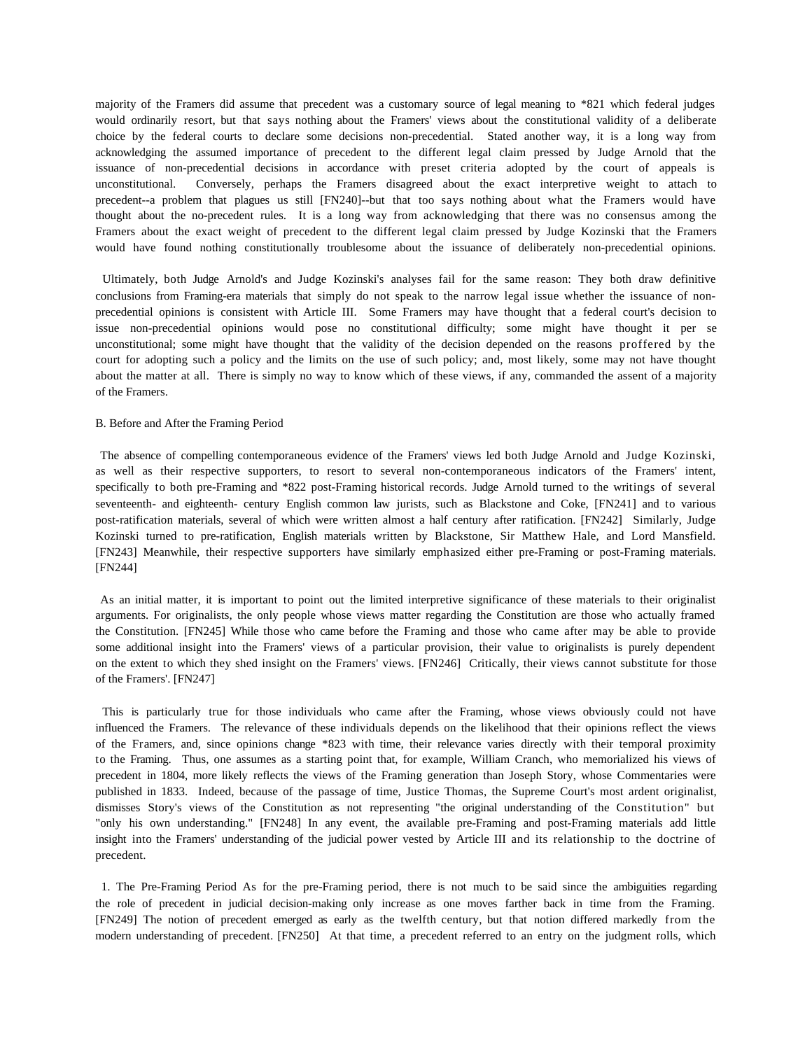majority of the Framers did assume that precedent was a customary source of legal meaning to *821 which federal judges would ordinarily resort, but that says nothing about the Framers' views about the constitutional validity of a deliberate choice by the federal courts to declare some decisions non-precedential. Stated another way, it is a long way from acknowledging the assumed importance of precedent to the different legal claim pressed by Judge Arnold that the issuance of non-precedential decisions in accordance with preset criteria adopted by the court of appeals is unconstitutional. Conversely, perhaps the Framers disagreed about the exact interpretive weight to attach to precedent--a problem that plagues us still [FN240]--but that too says nothing about what the Framers would have thought about the no-precedent rules. It is a long way from acknowledging that there was no consensus among the Framers about the exact weight of precedent to the different legal claim pressed by Judge Kozinski that the Framers would have found nothing constitutionally troublesome about the issuance of deliberately non-precedential opinions.

Ultimately, both Judge Arnold's and Judge Kozinski's analyses fail for the same reason: They both draw definitive conclusions from Framing-era materials that simply do not speak to the narrow legal issue whether the issuance of non-precedential opinions is consistent with Article III. Some Framers may have thought that a federal court's decision to issue non-precedential opinions would pose no constitutional difficulty; some might have thought it per se unconstitutional; some might have thought that the validity of the decision depended on the reasons proffered by the court for adopting such a policy and the limits on the use of such policy; and, most likely, some may not have thought about the matter at all. There is simply no way to know which of these views, if any, commanded the assent of a majority of the Framers.

B. Before and After the Framing Period

The absence of compelling contemporaneous evidence of the Framers' views led both Judge Arnold and Judge Kozinski, as well as their respective supporters, to resort to several non-contemporaneous indicators of the Framers' intent, specifically to both pre-Framing and *822 post-Framing historical records. Judge Arnold turned to the writings of several seventeenth- and eighteenth- century English common law jurists, such as Blackstone and Coke, [FN241] and to various post-ratification materials, several of which were written almost a half century after ratification. [FN242] Similarly, Judge Kozinski turned to pre-ratification, English materials written by Blackstone, Sir Matthew Hale, and Lord Mansfield. [FN243] Meanwhile, their respective supporters have similarly emphasized either pre-Framing or post-Framing materials. [FN244]

As an initial matter, it is important to point out the limited interpretive significance of these materials to their originalist arguments. For originalists, the only people whose views matter regarding the Constitution are those who actually framed the Constitution. [FN245] While those who came before the Framing and those who came after may be able to provide some additional insight into the Framers' views of a particular provision, their value to originalists is purely dependent on the extent to which they shed insight on the Framers' views. [FN246] Critically, their views cannot substitute for those of the Framers'. [FN247]

This is particularly true for those individuals who came after the Framing, whose views obviously could not have influenced the Framers. The relevance of these individuals depends on the likelihood that their opinions reflect the views of the Framers, and, since opinions change *823 with time, their relevance varies directly with their temporal proximity to the Framing. Thus, one assumes as a starting point that, for example, William Cranch, who memorialized his views of precedent in 1804, more likely reflects the views of the Framing generation than Joseph Story, whose Commentaries were published in 1833. Indeed, because of the passage of time, Justice Thomas, the Supreme Court's most ardent originalist, dismisses Story's views of the Constitution as not representing "the original understanding of the Constitution" but "only his own understanding." [FN248] In any event, the available pre-Framing and post-Framing materials add little insight into the Framers' understanding of the judicial power vested by Article III and its relationship to the doctrine of precedent.

1. The Pre-Framing Period As for the pre-Framing period, there is not much to be said since the ambiguities regarding the role of precedent in judicial decision-making only increase as one moves farther back in time from the Framing. [FN249] The notion of precedent emerged as early as the twelfth century, but that notion differed markedly from the modern understanding of precedent. [FN250] At that time, a precedent referred to an entry on the judgment rolls, which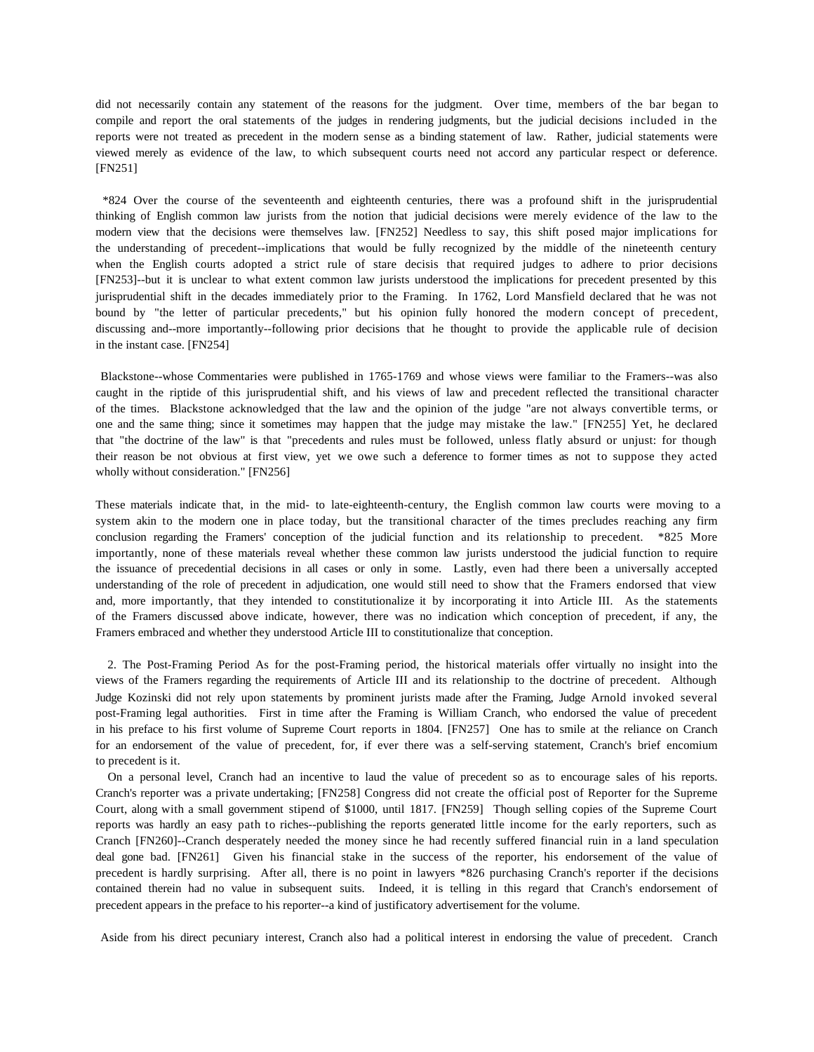did not necessarily contain any statement of the reasons for the judgment. Over time, members of the bar began to compile and report the oral statements of the judges in rendering judgments, but the judicial decisions included in the reports were not treated as precedent in the modern sense as a binding statement of law. Rather, judicial statements were viewed merely as evidence of the law, to which subsequent courts need not accord any particular respect or deference. [FN251]

*824 Over the course of the seventeenth and eighteenth centuries, there was a profound shift in the jurisprudential thinking of English common law jurists from the notion that judicial decisions were merely evidence of the law to the modern view that the decisions were themselves law. [FN252] Needless to say, this shift posed major implications for the understanding of precedent--implications that would be fully recognized by the middle of the nineteenth century when the English courts adopted a strict rule of stare decisis that required judges to adhere to prior decisions [FN253]--but it is unclear to what extent common law jurists understood the implications for precedent presented by this jurisprudential shift in the decades immediately prior to the Framing. In 1762, Lord Mansfield declared that he was not bound by "the letter of particular precedents," but his opinion fully honored the modern concept of precedent, discussing and--more importantly--following prior decisions that he thought to provide the applicable rule of decision in the instant case. [FN254]

Blackstone--whose Commentaries were published in 1765-1769 and whose views were familiar to the Framers--was also caught in the riptide of this jurisprudential shift, and his views of law and precedent reflected the transitional character of the times. Blackstone acknowledged that the law and the opinion of the judge "are not always convertible terms, or one and the same thing; since it sometimes may happen that the judge may mistake the law." [FN255] Yet, he declared that "the doctrine of the law" is that "precedents and rules must be followed, unless flatly absurd or unjust: for though their reason be not obvious at first view, yet we owe such a deference to former times as not to suppose they acted wholly without consideration." [FN256]

These materials indicate that, in the mid- to late-eighteenth-century, the English common law courts were moving to a system akin to the modern one in place today, but the transitional character of the times precludes reaching any firm conclusion regarding the Framers' conception of the judicial function and its relationship to precedent. *825 More importantly, none of these materials reveal whether these common law jurists understood the judicial function to require the issuance of precedential decisions in all cases or only in some. Lastly, even had there been a universally accepted understanding of the role of precedent in adjudication, one would still need to show that the Framers endorsed that view and, more importantly, that they intended to constitutionalize it by incorporating it into Article III. As the statements of the Framers discussed above indicate, however, there was no indication which conception of precedent, if any, the Framers embraced and whether they understood Article III to constitutionalize that conception.

2. The Post-Framing Period As for the post-Framing period, the historical materials offer virtually no insight into the views of the Framers regarding the requirements of Article III and its relationship to the doctrine of precedent. Although Judge Kozinski did not rely upon statements by prominent jurists made after the Framing, Judge Arnold invoked several post-Framing legal authorities. First in time after the Framing is William Cranch, who endorsed the value of precedent in his preface to his first volume of Supreme Court reports in 1804. [FN257] One has to smile at the reliance on Cranch for an endorsement of the value of precedent, for, if ever there was a self-serving statement, Cranch's brief encomium to precedent is it.

On a personal level, Cranch had an incentive to laud the value of precedent so as to encourage sales of his reports. Cranch's reporter was a private undertaking; [FN258] Congress did not create the official post of Reporter for the Supreme Court, along with a small government stipend of $1000, until 1817. [FN259] Though selling copies of the Supreme Court reports was hardly an easy path to riches--publishing the reports generated little income for the early reporters, such as Cranch [FN260]--Cranch desperately needed the money since he had recently suffered financial ruin in a land speculation deal gone bad. [FN261] Given his financial stake in the success of the reporter, his endorsement of the value of precedent is hardly surprising. After all, there is no point in lawyers *826 purchasing Cranch's reporter if the decisions contained therein had no value in subsequent suits. Indeed, it is telling in this regard that Cranch's endorsement of precedent appears in the preface to his reporter--a kind of justificatory advertisement for the volume.

Aside from his direct pecuniary interest, Cranch also had a political interest in endorsing the value of precedent. Cranch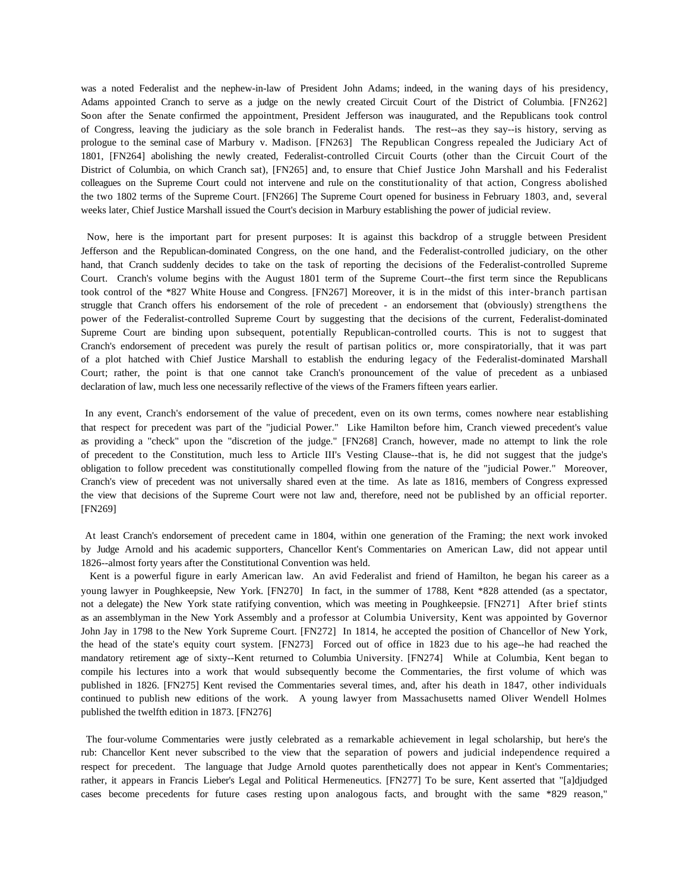was a noted Federalist and the nephew-in-law of President John Adams; indeed, in the waning days of his presidency, Adams appointed Cranch to serve as a judge on the newly created Circuit Court of the District of Columbia. [FN262] Soon after the Senate confirmed the appointment, President Jefferson was inaugurated, and the Republicans took control of Congress, leaving the judiciary as the sole branch in Federalist hands. The rest--as they say--is history, serving as prologue to the seminal case of Marbury v. Madison. [FN263] The Republican Congress repealed the Judiciary Act of 1801, [FN264] abolishing the newly created, Federalist-controlled Circuit Courts (other than the Circuit Court of the District of Columbia, on which Cranch sat), [FN265] and, to ensure that Chief Justice John Marshall and his Federalist colleagues on the Supreme Court could not intervene and rule on the constitutionality of that action, Congress abolished the two 1802 terms of the Supreme Court. [FN266] The Supreme Court opened for business in February 1803, and, several weeks later, Chief Justice Marshall issued the Court's decision in Marbury establishing the power of judicial review.

Now, here is the important part for present purposes: It is against this backdrop of a struggle between President Jefferson and the Republican-dominated Congress, on the one hand, and the Federalist-controlled judiciary, on the other hand, that Cranch suddenly decides to take on the task of reporting the decisions of the Federalist-controlled Supreme Court. Cranch's volume begins with the August 1801 term of the Supreme Court--the first term since the Republicans took control of the *827 White House and Congress. [FN267] Moreover, it is in the midst of this inter-branch partisan struggle that Cranch offers his endorsement of the role of precedent - an endorsement that (obviously) strengthens the power of the Federalist-controlled Supreme Court by suggesting that the decisions of the current, Federalist-dominated Supreme Court are binding upon subsequent, potentially Republican-controlled courts. This is not to suggest that Cranch's endorsement of precedent was purely the result of partisan politics or, more conspiratorially, that it was part of a plot hatched with Chief Justice Marshall to establish the enduring legacy of the Federalist-dominated Marshall Court; rather, the point is that one cannot take Cranch's pronouncement of the value of precedent as a unbiased declaration of law, much less one necessarily reflective of the views of the Framers fifteen years earlier.

In any event, Cranch's endorsement of the value of precedent, even on its own terms, comes nowhere near establishing that respect for precedent was part of the "judicial Power." Like Hamilton before him, Cranch viewed precedent's value as providing a "check" upon the "discretion of the judge." [FN268] Cranch, however, made no attempt to link the role of precedent to the Constitution, much less to Article III's Vesting Clause--that is, he did not suggest that the judge's obligation to follow precedent was constitutionally compelled flowing from the nature of the "judicial Power." Moreover, Cranch's view of precedent was not universally shared even at the time. As late as 1816, members of Congress expressed the view that decisions of the Supreme Court were not law and, therefore, need not be published by an official reporter. [FN269]

At least Cranch's endorsement of precedent came in 1804, within one generation of the Framing; the next work invoked by Judge Arnold and his academic supporters, Chancellor Kent's Commentaries on American Law, did not appear until 1826--almost forty years after the Constitutional Convention was held.

Kent is a powerful figure in early American law. An avid Federalist and friend of Hamilton, he began his career as a young lawyer in Poughkeepsie, New York. [FN270] In fact, in the summer of 1788, Kent *828 attended (as a spectator, not a delegate) the New York state ratifying convention, which was meeting in Poughkeepsie. [FN271] After brief stints as an assemblyman in the New York Assembly and a professor at Columbia University, Kent was appointed by Governor John Jay in 1798 to the New York Supreme Court. [FN272] In 1814, he accepted the position of Chancellor of New York, the head of the state's equity court system. [FN273] Forced out of office in 1823 due to his age--he had reached the mandatory retirement age of sixty--Kent returned to Columbia University. [FN274] While at Columbia, Kent began to compile his lectures into a work that would subsequently become the Commentaries, the first volume of which was published in 1826. [FN275] Kent revised the Commentaries several times, and, after his death in 1847, other individuals continued to publish new editions of the work. A young lawyer from Massachusetts named Oliver Wendell Holmes published the twelfth edition in 1873. [FN276]

The four-volume Commentaries were justly celebrated as a remarkable achievement in legal scholarship, but here's the rub: Chancellor Kent never subscribed to the view that the separation of powers and judicial independence required a respect for precedent. The language that Judge Arnold quotes parenthetically does not appear in Kent's Commentaries; rather, it appears in Francis Lieber's Legal and Political Hermeneutics. [FN277] To be sure, Kent asserted that "[a]djudged cases become precedents for future cases resting upon analogous facts, and brought with the same *829 reason,"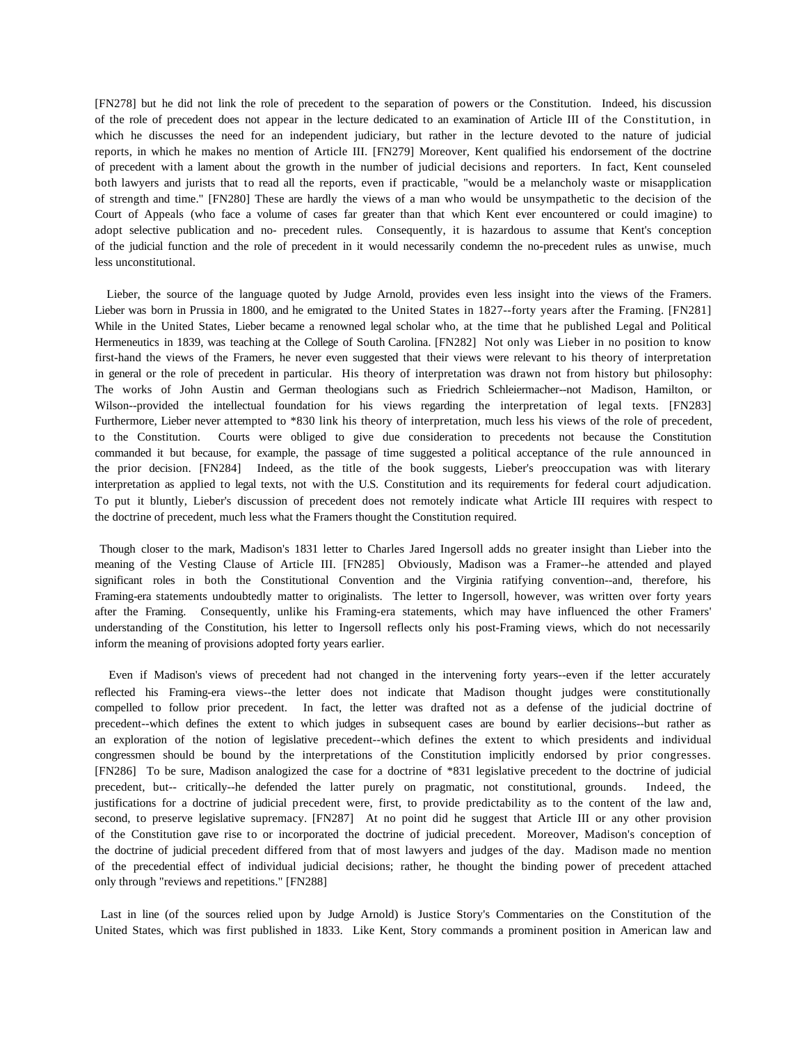[FN278] but he did not link the role of precedent to the separation of powers or the Constitution. Indeed, his discussion of the role of precedent does not appear in the lecture dedicated to an examination of Article III of the Constitution, in which he discusses the need for an independent judiciary, but rather in the lecture devoted to the nature of judicial reports, in which he makes no mention of Article III. [FN279] Moreover, Kent qualified his endorsement of the doctrine of precedent with a lament about the growth in the number of judicial decisions and reporters. In fact, Kent counseled both lawyers and jurists that to read all the reports, even if practicable, "would be a melancholy waste or misapplication of strength and time." [FN280] These are hardly the views of a man who would be unsympathetic to the decision of the Court of Appeals (who face a volume of cases far greater than that which Kent ever encountered or could imagine) to adopt selective publication and no- precedent rules. Consequently, it is hazardous to assume that Kent's conception of the judicial function and the role of precedent in it would necessarily condemn the no-precedent rules as unwise, much less unconstitutional.

Lieber, the source of the language quoted by Judge Arnold, provides even less insight into the views of the Framers. Lieber was born in Prussia in 1800, and he emigrated to the United States in 1827--forty years after the Framing. [FN281] While in the United States, Lieber became a renowned legal scholar who, at the time that he published Legal and Political Hermeneutics in 1839, was teaching at the College of South Carolina. [FN282] Not only was Lieber in no position to know first-hand the views of the Framers, he never even suggested that their views were relevant to his theory of interpretation in general or the role of precedent in particular. His theory of interpretation was drawn not from history but philosophy: The works of John Austin and German theologians such as Friedrich Schleiermacher--not Madison, Hamilton, or Wilson--provided the intellectual foundation for his views regarding the interpretation of legal texts. [FN283] Furthermore, Lieber never attempted to *830 link his theory of interpretation, much less his views of the role of precedent, to the Constitution. Courts were obliged to give due consideration to precedents not because the Constitution commanded it but because, for example, the passage of time suggested a political acceptance of the rule announced in the prior decision. [FN284] Indeed, as the title of the book suggests, Lieber's preoccupation was with literary interpretation as applied to legal texts, not with the U.S. Constitution and its requirements for federal court adjudication. To put it bluntly, Lieber's discussion of precedent does not remotely indicate what Article III requires with respect to the doctrine of precedent, much less what the Framers thought the Constitution required.

Though closer to the mark, Madison's 1831 letter to Charles Jared Ingersoll adds no greater insight than Lieber into the meaning of the Vesting Clause of Article III. [FN285] Obviously, Madison was a Framer--he attended and played significant roles in both the Constitutional Convention and the Virginia ratifying convention--and, therefore, his Framing-era statements undoubtedly matter to originalists. The letter to Ingersoll, however, was written over forty years after the Framing. Consequently, unlike his Framing-era statements, which may have influenced the other Framers' understanding of the Constitution, his letter to Ingersoll reflects only his post-Framing views, which do not necessarily inform the meaning of provisions adopted forty years earlier.

Even if Madison's views of precedent had not changed in the intervening forty years--even if the letter accurately reflected his Framing-era views--the letter does not indicate that Madison thought judges were constitutionally compelled to follow prior precedent. In fact, the letter was drafted not as a defense of the judicial doctrine of precedent--which defines the extent to which judges in subsequent cases are bound by earlier decisions--but rather as an exploration of the notion of legislative precedent--which defines the extent to which presidents and individual congressmen should be bound by the interpretations of the Constitution implicitly endorsed by prior congresses. [FN286] To be sure, Madison analogized the case for a doctrine of *831 legislative precedent to the doctrine of judicial precedent, but-- critically--he defended the latter purely on pragmatic, not constitutional, grounds. Indeed, the justifications for a doctrine of judicial precedent were, first, to provide predictability as to the content of the law and, second, to preserve legislative supremacy. [FN287] At no point did he suggest that Article III or any other provision of the Constitution gave rise to or incorporated the doctrine of judicial precedent. Moreover, Madison's conception of the doctrine of judicial precedent differed from that of most lawyers and judges of the day. Madison made no mention of the precedential effect of individual judicial decisions; rather, he thought the binding power of precedent attached only through "reviews and repetitions." [FN288]

Last in line (of the sources relied upon by Judge Arnold) is Justice Story's Commentaries on the Constitution of the United States, which was first published in 1833. Like Kent, Story commands a prominent position in American law and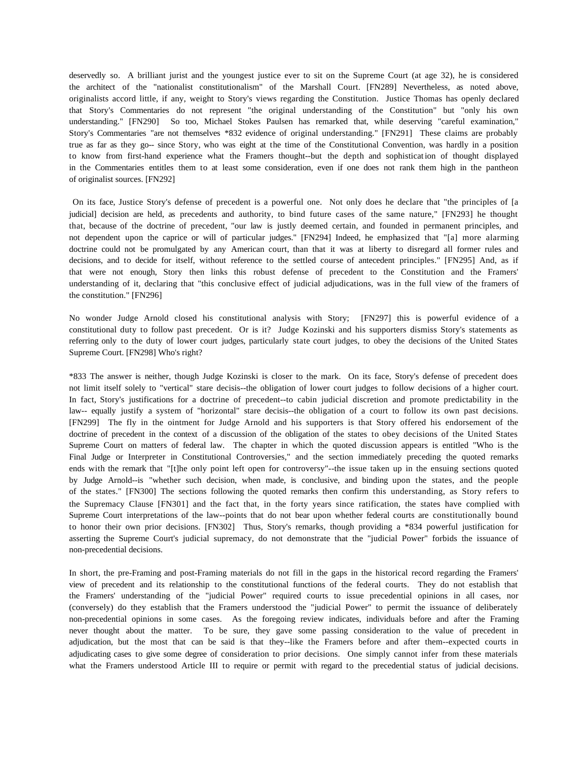deservedly so. A brilliant jurist and the youngest justice ever to sit on the Supreme Court (at age 32), he is considered the architect of the "nationalist constitutionalism" of the Marshall Court. [FN289] Nevertheless, as noted above, originalists accord little, if any, weight to Story's views regarding the Constitution. Justice Thomas has openly declared that Story's Commentaries do not represent "the original understanding of the Constitution" but "only his own understanding." [FN290] So too, Michael Stokes Paulsen has remarked that, while deserving "careful examination," Story's Commentaries "are not themselves *832 evidence of original understanding." [FN291] These claims are probably true as far as they go-- since Story, who was eight at the time of the Constitutional Convention, was hardly in a position to know from first-hand experience what the Framers thought--but the depth and sophistication of thought displayed in the Commentaries entitles them to at least some consideration, even if one does not rank them high in the pantheon of originalist sources. [FN292]

On its face, Justice Story's defense of precedent is a powerful one. Not only does he declare that "the principles of [a judicial] decision are held, as precedents and authority, to bind future cases of the same nature," [FN293] he thought that, because of the doctrine of precedent, "our law is justly deemed certain, and founded in permanent principles, and not dependent upon the caprice or will of particular judges." [FN294] Indeed, he emphasized that "[a] more alarming doctrine could not be promulgated by any American court, than that it was at liberty to disregard all former rules and decisions, and to decide for itself, without reference to the settled course of antecedent principles." [FN295] And, as if that were not enough, Story then links this robust defense of precedent to the Constitution and the Framers' understanding of it, declaring that "this conclusive effect of judicial adjudications, was in the full view of the framers of the constitution." [FN296]

No wonder Judge Arnold closed his constitutional analysis with Story; [FN297] this is powerful evidence of a constitutional duty to follow past precedent. Or is it? Judge Kozinski and his supporters dismiss Story's statements as referring only to the duty of lower court judges, particularly state court judges, to obey the decisions of the United States Supreme Court. [FN298] Who's right?

*833 The answer is neither, though Judge Kozinski is closer to the mark. On its face, Story's defense of precedent does not limit itself solely to "vertical" stare decisis--the obligation of lower court judges to follow decisions of a higher court. In fact, Story's justifications for a doctrine of precedent--to cabin judicial discretion and promote predictability in the law-- equally justify a system of "horizontal" stare decisis--the obligation of a court to follow its own past decisions. [FN299] The fly in the ointment for Judge Arnold and his supporters is that Story offered his endorsement of the doctrine of precedent in the context of a discussion of the obligation of the states to obey decisions of the United States Supreme Court on matters of federal law. The chapter in which the quoted discussion appears is entitled "Who is the Final Judge or Interpreter in Constitutional Controversies," and the section immediately preceding the quoted remarks ends with the remark that "[t]he only point left open for controversy"--the issue taken up in the ensuing sections quoted by Judge Arnold--is "whether such decision, when made, is conclusive, and binding upon the states, and the people of the states." [FN300] The sections following the quoted remarks then confirm this understanding, as Story refers to the Supremacy Clause [FN301] and the fact that, in the forty years since ratification, the states have complied with Supreme Court interpretations of the law--points that do not bear upon whether federal courts are constitutionally bound to honor their own prior decisions. [FN302] Thus, Story's remarks, though providing a *834 powerful justification for asserting the Supreme Court's judicial supremacy, do not demonstrate that the "judicial Power" forbids the issuance of non-precedential decisions.

In short, the pre-Framing and post-Framing materials do not fill in the gaps in the historical record regarding the Framers' view of precedent and its relationship to the constitutional functions of the federal courts. They do not establish that the Framers' understanding of the "judicial Power" required courts to issue precedential opinions in all cases, nor (conversely) do they establish that the Framers understood the "judicial Power" to permit the issuance of deliberately non-precedential opinions in some cases. As the foregoing review indicates, individuals before and after the Framing never thought about the matter. To be sure, they gave some passing consideration to the value of precedent in adjudication, but the most that can be said is that they--like the Framers before and after them--expected courts in adjudicating cases to give some degree of consideration to prior decisions. One simply cannot infer from these materials what the Framers understood Article III to require or permit with regard to the precedential status of judicial decisions.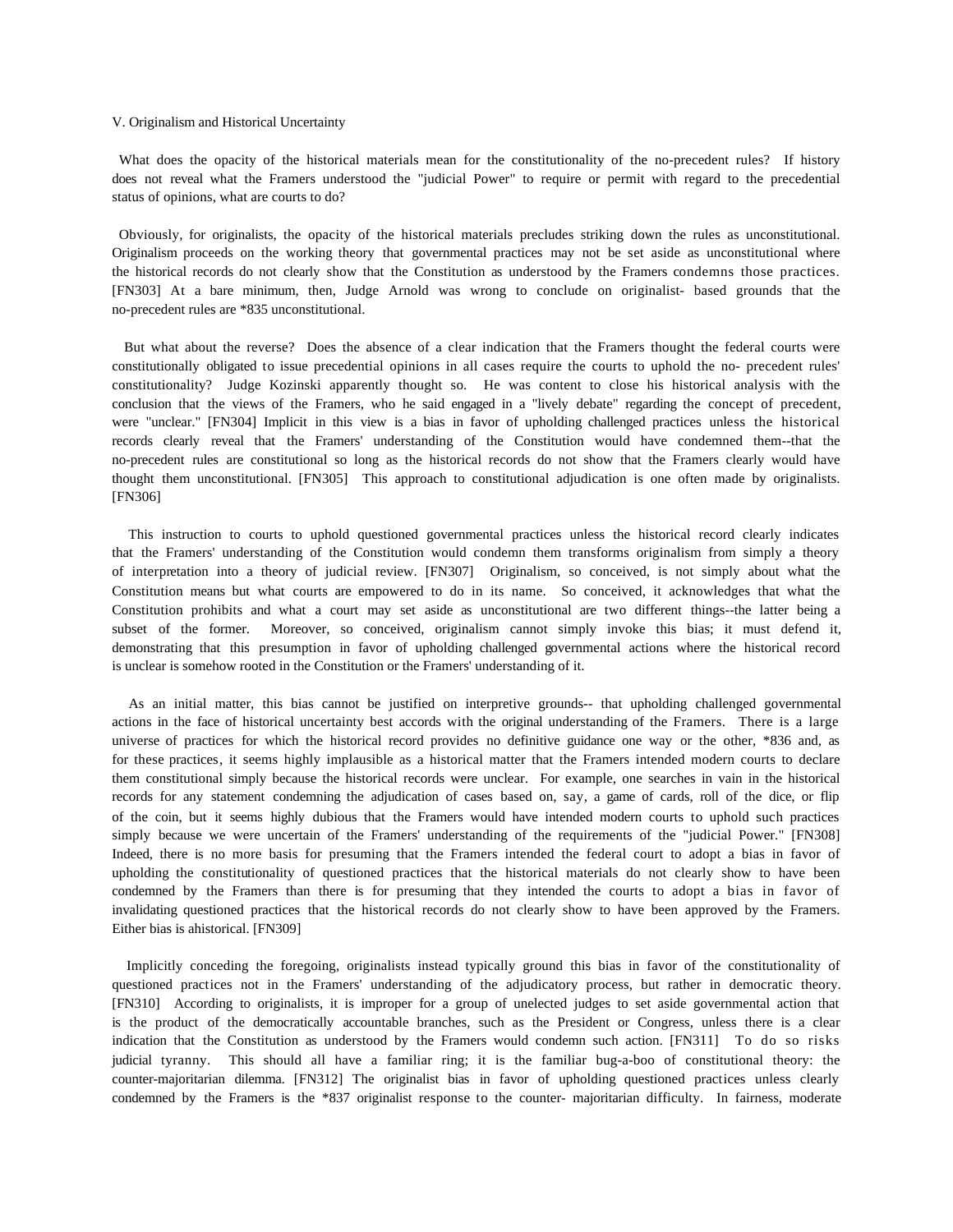## V. Originalism and Historical Uncertainty

What does the opacity of the historical materials mean for the constitutionality of the no-precedent rules? If history does not reveal what the Framers understood the "judicial Power" to require or permit with regard to the precedential status of opinions, what are courts to do?

Obviously, for originalists, the opacity of the historical materials precludes striking down the rules as unconstitutional. Originalism proceeds on the working theory that governmental practices may not be set aside as unconstitutional where the historical records do not clearly show that the Constitution as understood by the Framers condemns those practices. [FN303] At a bare minimum, then, Judge Arnold was wrong to conclude on originalist- based grounds that the no-precedent rules are *835 unconstitutional.

But what about the reverse? Does the absence of a clear indication that the Framers thought the federal courts were constitutionally obligated to issue precedential opinions in all cases require the courts to uphold the no- precedent rules' constitutionality? Judge Kozinski apparently thought so. He was content to close his historical analysis with the conclusion that the views of the Framers, who he said engaged in a "lively debate" regarding the concept of precedent, were "unclear." [FN304] Implicit in this view is a bias in favor of upholding challenged practices unless the historical records clearly reveal that the Framers' understanding of the Constitution would have condemned them--that the no-precedent rules are constitutional so long as the historical records do not show that the Framers clearly would have thought them unconstitutional. [FN305] This approach to constitutional adjudication is one often made by originalists. [FN306]

This instruction to courts to uphold questioned governmental practices unless the historical record clearly indicates that the Framers' understanding of the Constitution would condemn them transforms originalism from simply a theory of interpretation into a theory of judicial review. [FN307] Originalism, so conceived, is not simply about what the Constitution means but what courts are empowered to do in its name. So conceived, it acknowledges that what the Constitution prohibits and what a court may set aside as unconstitutional are two different things--the latter being a subset of the former. Moreover, so conceived, originalism cannot simply invoke this bias; it must defend it, demonstrating that this presumption in favor of upholding challenged governmental actions where the historical record is unclear is somehow rooted in the Constitution or the Framers' understanding of it.

As an initial matter, this bias cannot be justified on interpretive grounds-- that upholding challenged governmental actions in the face of historical uncertainty best accords with the original understanding of the Framers. There is a large universe of practices for which the historical record provides no definitive guidance one way or the other, *836 and, as for these practices, it seems highly implausible as a historical matter that the Framers intended modern courts to declare them constitutional simply because the historical records were unclear. For example, one searches in vain in the historical records for any statement condemning the adjudication of cases based on, say, a game of cards, roll of the dice, or flip of the coin, but it seems highly dubious that the Framers would have intended modern courts to uphold such practices simply because we were uncertain of the Framers' understanding of the requirements of the "judicial Power." [FN308] Indeed, there is no more basis for presuming that the Framers intended the federal court to adopt a bias in favor of upholding the constitutionality of questioned practices that the historical materials do not clearly show to have been condemned by the Framers than there is for presuming that they intended the courts to adopt a bias in favor of invalidating questioned practices that the historical records do not clearly show to have been approved by the Framers. Either bias is ahistorical. [FN309]

Implicitly conceding the foregoing, originalists instead typically ground this bias in favor of the constitutionality of questioned practices not in the Framers' understanding of the adjudicatory process, but rather in democratic theory. [FN310] According to originalists, it is improper for a group of unelected judges to set aside governmental action that is the product of the democratically accountable branches, such as the President or Congress, unless there is a clear indication that the Constitution as understood by the Framers would condemn such action. [FN311] To do so risks judicial tyranny. This should all have a familiar ring; it is the familiar bug-a-boo of constitutional theory: the counter-majoritarian dilemma. [FN312] The originalist bias in favor of upholding questioned practices unless clearly condemned by the Framers is the *837 originalist response to the counter- majoritarian difficulty. In fairness, moderate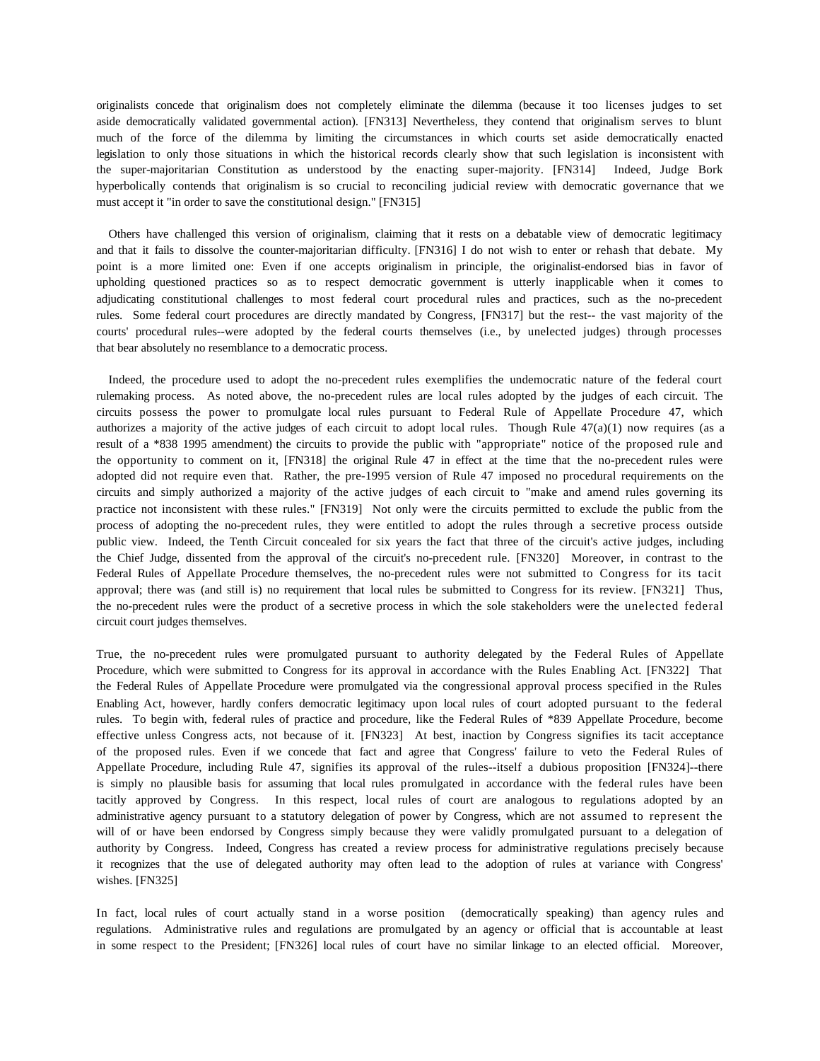originalists concede that originalism does not completely eliminate the dilemma (because it too licenses judges to set aside democratically validated governmental action). [FN313] Nevertheless, they contend that originalism serves to blunt much of the force of the dilemma by limiting the circumstances in which courts set aside democratically enacted legislation to only those situations in which the historical records clearly show that such legislation is inconsistent with the super-majoritarian Constitution as understood by the enacting super-majority. [FN314] Indeed, Judge Bork hyperbolically contends that originalism is so crucial to reconciling judicial review with democratic governance that we must accept it "in order to save the constitutional design." [FN315]

Others have challenged this version of originalism, claiming that it rests on a debatable view of democratic legitimacy and that it fails to dissolve the counter-majoritarian difficulty. [FN316] I do not wish to enter or rehash that debate. My point is a more limited one: Even if one accepts originalism in principle, the originalist-endorsed bias in favor of upholding questioned practices so as to respect democratic government is utterly inapplicable when it comes to adjudicating constitutional challenges to most federal court procedural rules and practices, such as the no-precedent rules. Some federal court procedures are directly mandated by Congress, [FN317] but the rest-- the vast majority of the courts' procedural rules--were adopted by the federal courts themselves (i.e., by unelected judges) through processes that bear absolutely no resemblance to a democratic process.

Indeed, the procedure used to adopt the no-precedent rules exemplifies the undemocratic nature of the federal court rulemaking process. As noted above, the no-precedent rules are local rules adopted by the judges of each circuit. The circuits possess the power to promulgate local rules pursuant to Federal Rule of Appellate Procedure 47, which authorizes a majority of the active judges of each circuit to adopt local rules. Though Rule 47(a)(1) now requires (as a result of a *838 1995 amendment) the circuits to provide the public with "appropriate" notice of the proposed rule and the opportunity to comment on it, [FN318] the original Rule 47 in effect at the time that the no-precedent rules were adopted did not require even that. Rather, the pre-1995 version of Rule 47 imposed no procedural requirements on the circuits and simply authorized a majority of the active judges of each circuit to "make and amend rules governing its practice not inconsistent with these rules." [FN319] Not only were the circuits permitted to exclude the public from the process of adopting the no-precedent rules, they were entitled to adopt the rules through a secretive process outside public view. Indeed, the Tenth Circuit concealed for six years the fact that three of the circuit's active judges, including the Chief Judge, dissented from the approval of the circuit's no-precedent rule. [FN320] Moreover, in contrast to the Federal Rules of Appellate Procedure themselves, the no-precedent rules were not submitted to Congress for its tacit approval; there was (and still is) no requirement that local rules be submitted to Congress for its review. [FN321] Thus, the no-precedent rules were the product of a secretive process in which the sole stakeholders were the unelected federal circuit court judges themselves.

True, the no-precedent rules were promulgated pursuant to authority delegated by the Federal Rules of Appellate Procedure, which were submitted to Congress for its approval in accordance with the Rules Enabling Act. [FN322] That the Federal Rules of Appellate Procedure were promulgated via the congressional approval process specified in the Rules Enabling Act, however, hardly confers democratic legitimacy upon local rules of court adopted pursuant to the federal rules. To begin with, federal rules of practice and procedure, like the Federal Rules of *839 Appellate Procedure, become effective unless Congress acts, not because of it. [FN323] At best, inaction by Congress signifies its tacit acceptance of the proposed rules. Even if we concede that fact and agree that Congress' failure to veto the Federal Rules of Appellate Procedure, including Rule 47, signifies its approval of the rules--itself a dubious proposition [FN324]--there is simply no plausible basis for assuming that local rules promulgated in accordance with the federal rules have been tacitly approved by Congress. In this respect, local rules of court are analogous to regulations adopted by an administrative agency pursuant to a statutory delegation of power by Congress, which are not assumed to represent the will of or have been endorsed by Congress simply because they were validly promulgated pursuant to a delegation of authority by Congress. Indeed, Congress has created a review process for administrative regulations precisely because it recognizes that the use of delegated authority may often lead to the adoption of rules at variance with Congress' wishes. [FN325]

In fact, local rules of court actually stand in a worse position (democratically speaking) than agency rules and regulations. Administrative rules and regulations are promulgated by an agency or official that is accountable at least in some respect to the President; [FN326] local rules of court have no similar linkage to an elected official. Moreover,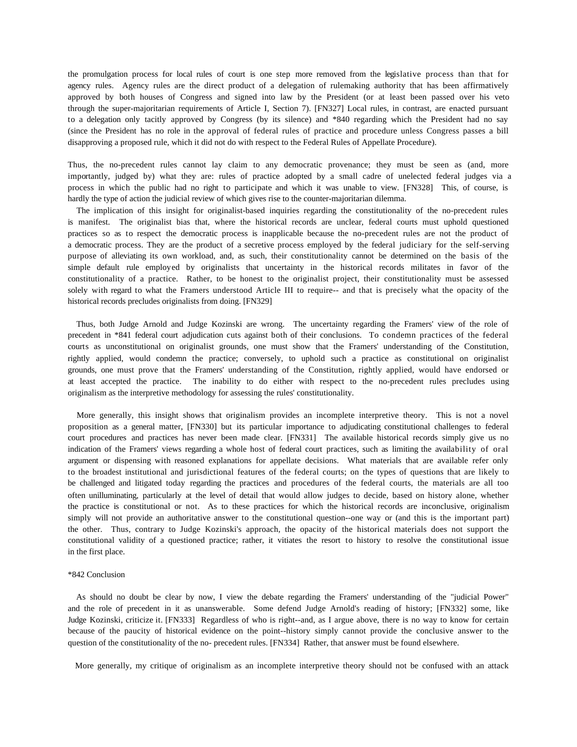the promulgation process for local rules of court is one step more removed from the legislative process than that for agency rules. Agency rules are the direct product of a delegation of rulemaking authority that has been affirmatively approved by both houses of Congress and signed into law by the President (or at least been passed over his veto through the super-majoritarian requirements of Article I, Section 7). [FN327] Local rules, in contrast, are enacted pursuant to a delegation only tacitly approved by Congress (by its silence) and *840 regarding which the President had no say (since the President has no role in the approval of federal rules of practice and procedure unless Congress passes a bill disapproving a proposed rule, which it did not do with respect to the Federal Rules of Appellate Procedure).

Thus, the no-precedent rules cannot lay claim to any democratic provenance; they must be seen as (and, more importantly, judged by) what they are: rules of practice adopted by a small cadre of unelected federal judges via a process in which the public had no right to participate and which it was unable to view. [FN328] This, of course, is hardly the type of action the judicial review of which gives rise to the counter-majoritarian dilemma.

The implication of this insight for originalist-based inquiries regarding the constitutionality of the no-precedent rules is manifest. The originalist bias that, where the historical records are unclear, federal courts must uphold questioned practices so as to respect the democratic process is inapplicable because the no-precedent rules are not the product of a democratic process. They are the product of a secretive process employed by the federal judiciary for the self-serving purpose of alleviating its own workload, and, as such, their constitutionality cannot be determined on the basis of the simple default rule employed by originalists that uncertainty in the historical records militates in favor of the constitutionality of a practice. Rather, to be honest to the originalist project, their constitutionality must be assessed solely with regard to what the Framers understood Article III to require-- and that is precisely what the opacity of the historical records precludes originalists from doing. [FN329]

Thus, both Judge Arnold and Judge Kozinski are wrong. The uncertainty regarding the Framers' view of the role of precedent in *841 federal court adjudication cuts against both of their conclusions. To condemn practices of the federal courts as unconstitutional on originalist grounds, one must show that the Framers' understanding of the Constitution, rightly applied, would condemn the practice; conversely, to uphold such a practice as constitutional on originalist grounds, one must prove that the Framers' understanding of the Constitution, rightly applied, would have endorsed or at least accepted the practice. The inability to do either with respect to the no-precedent rules precludes using originalism as the interpretive methodology for assessing the rules' constitutionality.

More generally, this insight shows that originalism provides an incomplete interpretive theory. This is not a novel proposition as a general matter, [FN330] but its particular importance to adjudicating constitutional challenges to federal court procedures and practices has never been made clear. [FN331] The available historical records simply give us no indication of the Framers' views regarding a whole host of federal court practices, such as limiting the availability of oral argument or dispensing with reasoned explanations for appellate decisions. What materials that are available refer only to the broadest institutional and jurisdictional features of the federal courts; on the types of questions that are likely to be challenged and litigated today regarding the practices and procedures of the federal courts, the materials are all too often unilluminating, particularly at the level of detail that would allow judges to decide, based on history alone, whether the practice is constitutional or not. As to these practices for which the historical records are inconclusive, originalism simply will not provide an authoritative answer to the constitutional question--one way or (and this is the important part) the other. Thus, contrary to Judge Kozinski's approach, the opacity of the historical materials does not support the constitutional validity of a questioned practice; rather, it vitiates the resort to history to resolve the constitutional issue in the first place.

*842 Conclusion

As should no doubt be clear by now, I view the debate regarding the Framers' understanding of the "judicial Power" and the role of precedent in it as unanswerable. Some defend Judge Arnold's reading of history; [FN332] some, like Judge Kozinski, criticize it. [FN333] Regardless of who is right--and, as I argue above, there is no way to know for certain because of the paucity of historical evidence on the point--history simply cannot provide the conclusive answer to the question of the constitutionality of the no- precedent rules. [FN334] Rather, that answer must be found elsewhere.

More generally, my critique of originalism as an incomplete interpretive theory should not be confused with an attack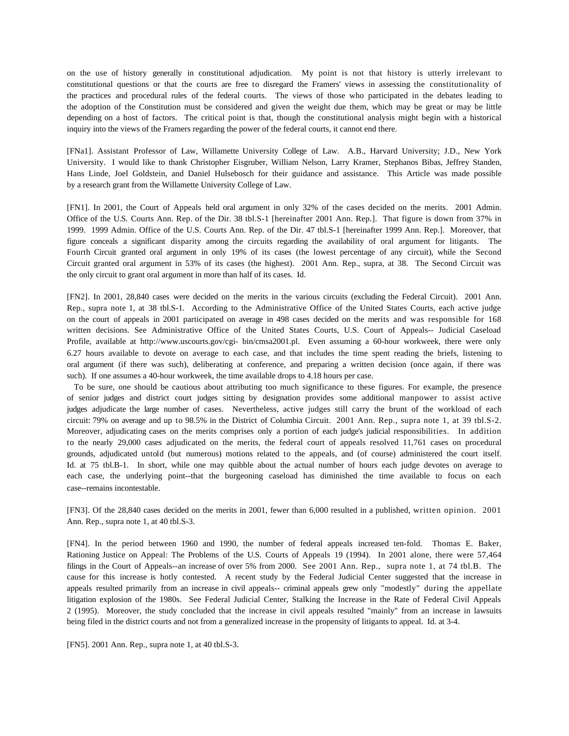on the use of history generally in constitutional adjudication. My point is not that history is utterly irrelevant to constitutional questions or that the courts are free to disregard the Framers' views in assessing the constitutionality of the practices and procedural rules of the federal courts. The views of those who participated in the debates leading to the adoption of the Constitution must be considered and given the weight due them, which may be great or may be little depending on a host of factors. The critical point is that, though the constitutional analysis might begin with a historical inquiry into the views of the Framers regarding the power of the federal courts, it cannot end there.

[FNa1]. Assistant Professor of Law, Willamette University College of Law. A.B., Harvard University; J.D., New York University. I would like to thank Christopher Eisgruber, William Nelson, Larry Kramer, Stephanos Bibas, Jeffrey Standen, Hans Linde, Joel Goldstein, and Daniel Hulsebosch for their guidance and assistance. This Article was made possible by a research grant from the Willamette University College of Law.

[FN1]. In 2001, the Court of Appeals held oral argument in only 32% of the cases decided on the merits. 2001 Admin. Office of the U.S. Courts Ann. Rep. of the Dir. 38 tbl.S-1 [hereinafter 2001 Ann. Rep.]. That figure is down from 37% in 1999. 1999 Admin. Office of the U.S. Courts Ann. Rep. of the Dir. 47 tbl.S-1 [hereinafter 1999 Ann. Rep.]. Moreover, that figure conceals a significant disparity among the circuits regarding the availability of oral argument for litigants. The Fourth Circuit granted oral argument in only 19% of its cases (the lowest percentage of any circuit), while the Second Circuit granted oral argument in 53% of its cases (the highest). 2001 Ann. Rep., supra, at 38. The Second Circuit was the only circuit to grant oral argument in more than half of its cases. Id.

[FN2]. In 2001, 28,840 cases were decided on the merits in the various circuits (excluding the Federal Circuit). 2001 Ann. Rep., supra note 1, at 38 tbl.S-1. According to the Administrative Office of the United States Courts, each active judge on the court of appeals in 2001 participated on average in 498 cases decided on the merits and was responsible for 168 written decisions. See Administrative Office of the United States Courts, U.S. Court of Appeals-- Judicial Caseload Profile, available at http://www.uscourts.gov/cgi- bin/cmsa2001.pl. Even assuming a 60-hour workweek, there were only 6.27 hours available to devote on average to each case, and that includes the time spent reading the briefs, listening to oral argument (if there was such), deliberating at conference, and preparing a written decision (once again, if there was such). If one assumes a 40-hour workweek, the time available drops to 4.18 hours per case.

To be sure, one should be cautious about attributing too much significance to these figures. For example, the presence of senior judges and district court judges sitting by designation provides some additional manpower to assist active judges adjudicate the large number of cases. Nevertheless, active judges still carry the brunt of the workload of each circuit: 79% on average and up to 98.5% in the District of Columbia Circuit. 2001 Ann. Rep., supra note 1, at 39 tbl.S-2. Moreover, adjudicating cases on the merits comprises only a portion of each judge's judicial responsibilities. In addition to the nearly 29,000 cases adjudicated on the merits, the federal court of appeals resolved 11,761 cases on procedural grounds, adjudicated untold (but numerous) motions related to the appeals, and (of course) administered the court itself. Id. at 75 tbl.B-1. In short, while one may quibble about the actual number of hours each judge devotes on average to each case, the underlying point--that the burgeoning caseload has diminished the time available to focus on each case--remains incontestable.

[FN3]. Of the 28,840 cases decided on the merits in 2001, fewer than 6,000 resulted in a published, written opinion. 2001 Ann. Rep., supra note 1, at 40 tbl.S-3.

[FN4]. In the period between 1960 and 1990, the number of federal appeals increased ten-fold. Thomas E. Baker, Rationing Justice on Appeal: The Problems of the U.S. Courts of Appeals 19 (1994). In 2001 alone, there were 57,464 filings in the Court of Appeals--an increase of over 5% from 2000. See 2001 Ann. Rep., supra note 1, at 74 tbl.B. The cause for this increase is hotly contested. A recent study by the Federal Judicial Center suggested that the increase in appeals resulted primarily from an increase in civil appeals-- criminal appeals grew only "modestly" during the appellate litigation explosion of the 1980s. See Federal Judicial Center, Stalking the Increase in the Rate of Federal Civil Appeals 2 (1995). Moreover, the study concluded that the increase in civil appeals resulted "mainly" from an increase in lawsuits being filed in the district courts and not from a generalized increase in the propensity of litigants to appeal. Id. at 3-4.

[FN5]. 2001 Ann. Rep., supra note 1, at 40 tbl.S-3.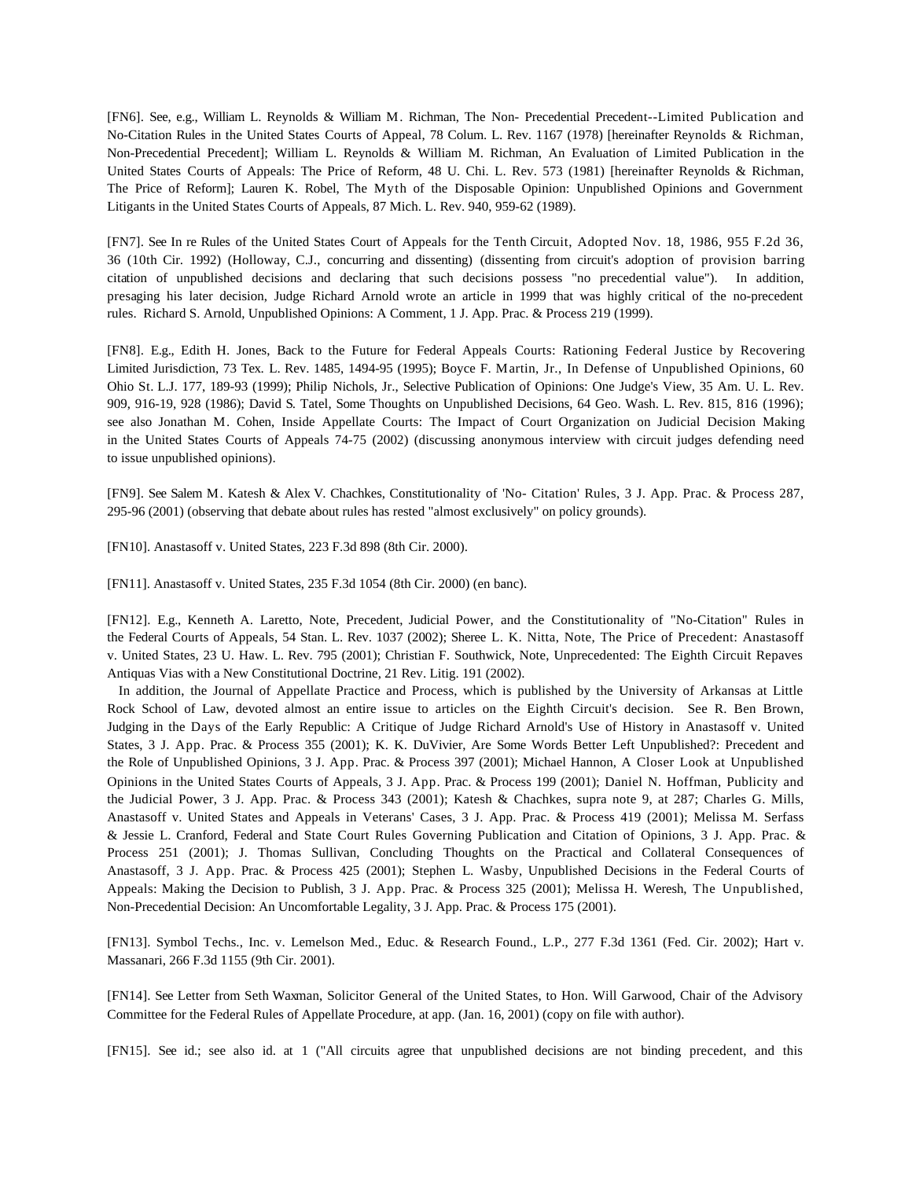[FN6]. See, e.g., William L. Reynolds & William M. Richman, The Non- Precedential Precedent--Limited Publication and No-Citation Rules in the United States Courts of Appeal, 78 Colum. L. Rev. 1167 (1978) [hereinafter Reynolds & Richman, Non-Precedential Precedent]; William L. Reynolds & William M. Richman, An Evaluation of Limited Publication in the United States Courts of Appeals: The Price of Reform, 48 U. Chi. L. Rev. 573 (1981) [hereinafter Reynolds & Richman, The Price of Reform]; Lauren K. Robel, The Myth of the Disposable Opinion: Unpublished Opinions and Government Litigants in the United States Courts of Appeals, 87 Mich. L. Rev. 940, 959-62 (1989).

[FN7]. See In re Rules of the United States Court of Appeals for the Tenth Circuit, Adopted Nov. 18, 1986, 955 F.2d 36, 36 (10th Cir. 1992) (Holloway, C.J., concurring and dissenting) (dissenting from circuit's adoption of provision barring citation of unpublished decisions and declaring that such decisions possess "no precedential value"). In addition, presaging his later decision, Judge Richard Arnold wrote an article in 1999 that was highly critical of the no-precedent rules. Richard S. Arnold, Unpublished Opinions: A Comment, 1 J. App. Prac. & Process 219 (1999).

[FN8]. E.g., Edith H. Jones, Back to the Future for Federal Appeals Courts: Rationing Federal Justice by Recovering Limited Jurisdiction, 73 Tex. L. Rev. 1485, 1494-95 (1995); Boyce F. Martin, Jr., In Defense of Unpublished Opinions, 60 Ohio St. L.J. 177, 189-93 (1999); Philip Nichols, Jr., Selective Publication of Opinions: One Judge's View, 35 Am. U. L. Rev. 909, 916-19, 928 (1986); David S. Tatel, Some Thoughts on Unpublished Decisions, 64 Geo. Wash. L. Rev. 815, 816 (1996); see also Jonathan M. Cohen, Inside Appellate Courts: The Impact of Court Organization on Judicial Decision Making in the United States Courts of Appeals 74-75 (2002) (discussing anonymous interview with circuit judges defending need to issue unpublished opinions).

[FN9]. See Salem M. Katesh & Alex V. Chachkes, Constitutionality of 'No- Citation' Rules, 3 J. App. Prac. & Process 287, 295-96 (2001) (observing that debate about rules has rested "almost exclusively" on policy grounds).

[FN10]. Anastasoff v. United States, 223 F.3d 898 (8th Cir. 2000).

[FN11]. Anastasoff v. United States, 235 F.3d 1054 (8th Cir. 2000) (en banc).

[FN12]. E.g., Kenneth A. Laretto, Note, Precedent, Judicial Power, and the Constitutionality of "No-Citation" Rules in the Federal Courts of Appeals, 54 Stan. L. Rev. 1037 (2002); Sheree L. K. Nitta, Note, The Price of Precedent: Anastasoff v. United States, 23 U. Haw. L. Rev. 795 (2001); Christian F. Southwick, Note, Unprecedented: The Eighth Circuit Repaves Antiquas Vias with a New Constitutional Doctrine, 21 Rev. Litig. 191 (2002).

In addition, the Journal of Appellate Practice and Process, which is published by the University of Arkansas at Little Rock School of Law, devoted almost an entire issue to articles on the Eighth Circuit's decision. See R. Ben Brown, Judging in the Days of the Early Republic: A Critique of Judge Richard Arnold's Use of History in Anastasoff v. United States, 3 J. App. Prac. & Process 355 (2001); K. K. DuVivier, Are Some Words Better Left Unpublished?: Precedent and the Role of Unpublished Opinions, 3 J. App. Prac. & Process 397 (2001); Michael Hannon, A Closer Look at Unpublished Opinions in the United States Courts of Appeals, 3 J. App. Prac. & Process 199 (2001); Daniel N. Hoffman, Publicity and the Judicial Power, 3 J. App. Prac. & Process 343 (2001); Katesh & Chachkes, supra note 9, at 287; Charles G. Mills, Anastasoff v. United States and Appeals in Veterans' Cases, 3 J. App. Prac. & Process 419 (2001); Melissa M. Serfass & Jessie L. Cranford, Federal and State Court Rules Governing Publication and Citation of Opinions, 3 J. App. Prac. & Process 251 (2001); J. Thomas Sullivan, Concluding Thoughts on the Practical and Collateral Consequences of Anastasoff, 3 J. App. Prac. & Process 425 (2001); Stephen L. Wasby, Unpublished Decisions in the Federal Courts of Appeals: Making the Decision to Publish, 3 J. App. Prac. & Process 325 (2001); Melissa H. Weresh, The Unpublished, Non-Precedential Decision: An Uncomfortable Legality, 3 J. App. Prac. & Process 175 (2001).

[FN13]. Symbol Techs., Inc. v. Lemelson Med., Educ. & Research Found., L.P., 277 F.3d 1361 (Fed. Cir. 2002); Hart v. Massanari, 266 F.3d 1155 (9th Cir. 2001).

[FN14]. See Letter from Seth Waxman, Solicitor General of the United States, to Hon. Will Garwood, Chair of the Advisory Committee for the Federal Rules of Appellate Procedure, at app. (Jan. 16, 2001) (copy on file with author).

[FN15]. See id.; see also id. at 1 ("All circuits agree that unpublished decisions are not binding precedent, and this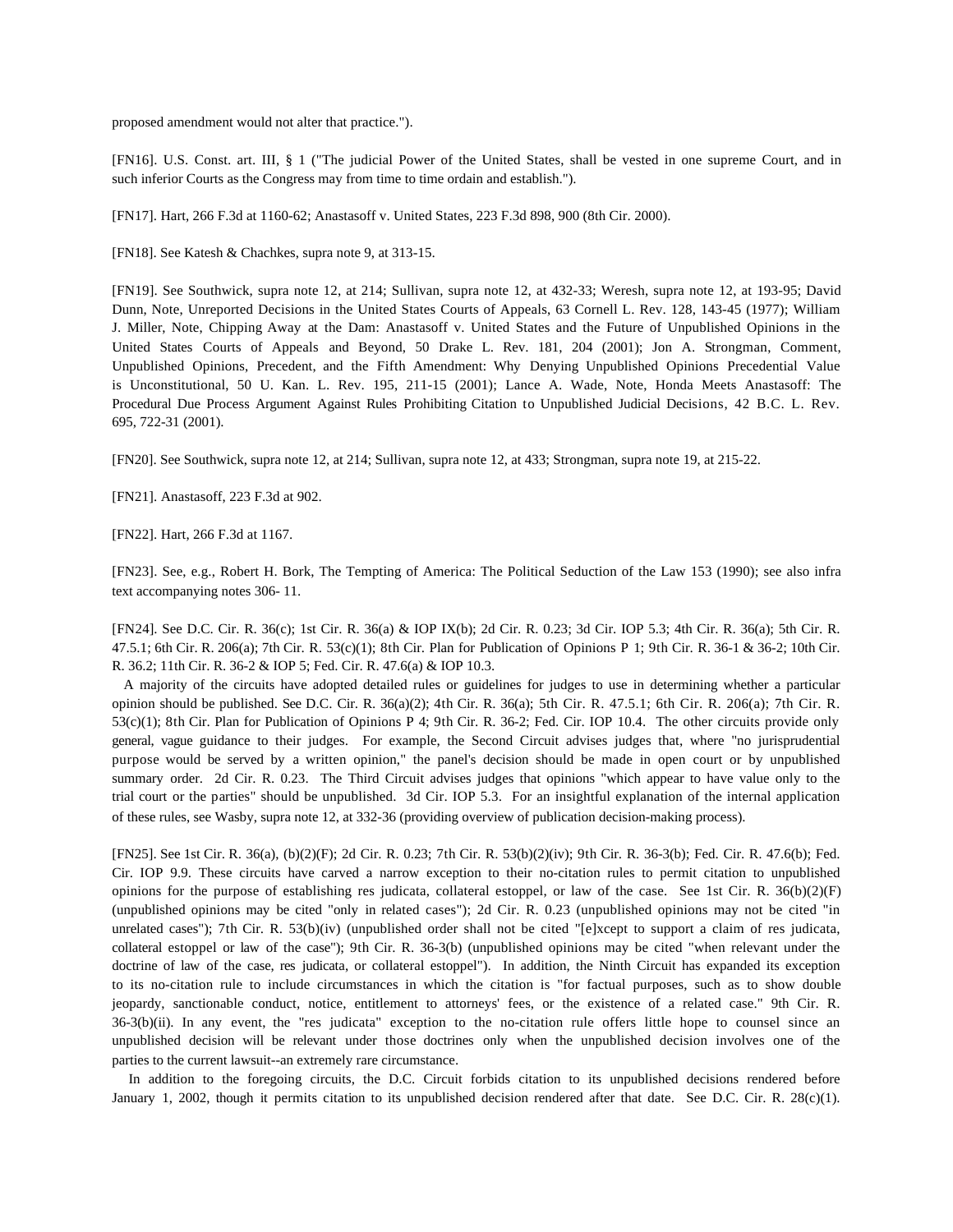proposed amendment would not alter that practice.").

[FN16]. U.S. Const. art. III, § 1 ("The judicial Power of the United States, shall be vested in one supreme Court, and in such inferior Courts as the Congress may from time to time ordain and establish.").

[FN17]. Hart, 266 F.3d at 1160-62; Anastasoff v. United States, 223 F.3d 898, 900 (8th Cir. 2000).

[FN18]. See Katesh & Chachkes, supra note 9, at 313-15.

[FN19]. See Southwick, supra note 12, at 214; Sullivan, supra note 12, at 432-33; Weresh, supra note 12, at 193-95; David Dunn, Note, Unreported Decisions in the United States Courts of Appeals, 63 Cornell L. Rev. 128, 143-45 (1977); William J. Miller, Note, Chipping Away at the Dam: Anastasoff v. United States and the Future of Unpublished Opinions in the United States Courts of Appeals and Beyond, 50 Drake L. Rev. 181, 204 (2001); Jon A. Strongman, Comment, Unpublished Opinions, Precedent, and the Fifth Amendment: Why Denying Unpublished Opinions Precedential Value is Unconstitutional, 50 U. Kan. L. Rev. 195, 211-15 (2001); Lance A. Wade, Note, Honda Meets Anastasoff: The Procedural Due Process Argument Against Rules Prohibiting Citation to Unpublished Judicial Decisions, 42 B.C. L. Rev. 695, 722-31 (2001).

[FN20]. See Southwick, supra note 12, at 214; Sullivan, supra note 12, at 433; Strongman, supra note 19, at 215-22.

[FN21]. Anastasoff, 223 F.3d at 902.

[FN22]. Hart, 266 F.3d at 1167.

[FN23]. See, e.g., Robert H. Bork, The Tempting of America: The Political Seduction of the Law 153 (1990); see also infra text accompanying notes 306- 11.

[FN24]. See D.C. Cir. R. 36(c); 1st Cir. R. 36(a) & IOP IX(b); 2d Cir. R. 0.23; 3d Cir. IOP 5.3; 4th Cir. R. 36(a); 5th Cir. R. 47.5.1; 6th Cir. R. 206(a); 7th Cir. R. 53(c)(1); 8th Cir. Plan for Publication of Opinions P 1; 9th Cir. R. 36-1 & 36-2; 10th Cir. R. 36.2; 11th Cir. R. 36-2 & IOP 5; Fed. Cir. R. 47.6(a) & IOP 10.3.

A majority of the circuits have adopted detailed rules or guidelines for judges to use in determining whether a particular opinion should be published. See D.C. Cir. R. 36(a)(2); 4th Cir. R. 36(a); 5th Cir. R. 47.5.1; 6th Cir. R. 206(a); 7th Cir. R. 53(c)(1); 8th Cir. Plan for Publication of Opinions P 4; 9th Cir. R. 36-2; Fed. Cir. IOP 10.4. The other circuits provide only general, vague guidance to their judges. For example, the Second Circuit advises judges that, where "no jurisprudential purpose would be served by a written opinion," the panel's decision should be made in open court or by unpublished summary order. 2d Cir. R. 0.23. The Third Circuit advises judges that opinions "which appear to have value only to the trial court or the parties" should be unpublished. 3d Cir. IOP 5.3. For an insightful explanation of the internal application of these rules, see Wasby, supra note 12, at 332-36 (providing overview of publication decision-making process).

[FN25]. See 1st Cir. R. 36(a), (b)(2)(F); 2d Cir. R. 0.23; 7th Cir. R. 53(b)(2)(iv); 9th Cir. R. 36-3(b); Fed. Cir. R. 47.6(b); Fed. Cir. IOP 9.9. These circuits have carved a narrow exception to their no-citation rules to permit citation to unpublished opinions for the purpose of establishing res judicata, collateral estoppel, or law of the case. See 1st Cir. R. 36(b)(2)(F) (unpublished opinions may be cited "only in related cases"); 2d Cir. R. 0.23 (unpublished opinions may not be cited "in unrelated cases"); 7th Cir. R. 53(b)(iv) (unpublished order shall not be cited "[e]xcept to support a claim of res judicata, collateral estoppel or law of the case"); 9th Cir. R. 36-3(b) (unpublished opinions may be cited "when relevant under the doctrine of law of the case, res judicata, or collateral estoppel"). In addition, the Ninth Circuit has expanded its exception to its no-citation rule to include circumstances in which the citation is "for factual purposes, such as to show double jeopardy, sanctionable conduct, notice, entitlement to attorneys' fees, or the existence of a related case." 9th Cir. R. 36-3(b)(ii). In any event, the "res judicata" exception to the no-citation rule offers little hope to counsel since an unpublished decision will be relevant under those doctrines only when the unpublished decision involves one of the parties to the current lawsuit--an extremely rare circumstance.

In addition to the foregoing circuits, the D.C. Circuit forbids citation to its unpublished decisions rendered before January 1, 2002, though it permits citation to its unpublished decision rendered after that date. See D.C. Cir. R. 28(c)(1).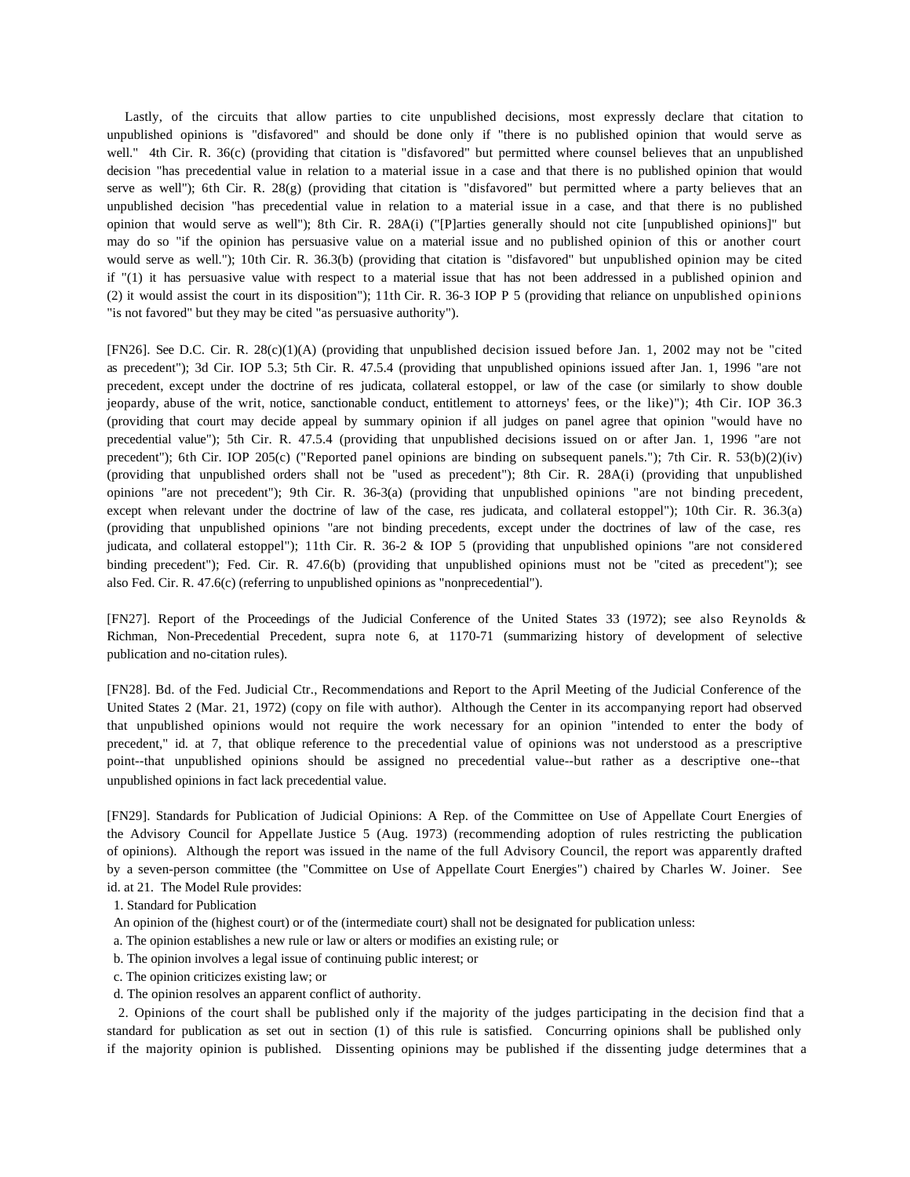Lastly, of the circuits that allow parties to cite unpublished decisions, most expressly declare that citation to unpublished opinions is "disfavored" and should be done only if "there is no published opinion that would serve as well." 4th Cir. R. 36(c) (providing that citation is "disfavored" but permitted where counsel believes that an unpublished decision "has precedential value in relation to a material issue in a case and that there is no published opinion that would serve as well"); 6th Cir. R. 28(g) (providing that citation is "disfavored" but permitted where a party believes that an unpublished decision "has precedential value in relation to a material issue in a case, and that there is no published opinion that would serve as well"); 8th Cir. R. 28A(i) ("[P]arties generally should not cite [unpublished opinions]" but may do so "if the opinion has persuasive value on a material issue and no published opinion of this or another court would serve as well."); 10th Cir. R. 36.3(b) (providing that citation is "disfavored" but unpublished opinion may be cited if "(1) it has persuasive value with respect to a material issue that has not been addressed in a published opinion and (2) it would assist the court in its disposition"); 11th Cir. R. 36-3 IOP P 5 (providing that reliance on unpublished opinions "is not favored" but they may be cited "as persuasive authority").

[FN26]. See D.C. Cir. R. 28(c)(1)(A) (providing that unpublished decision issued before Jan. 1, 2002 may not be "cited as precedent"); 3d Cir. IOP 5.3; 5th Cir. R. 47.5.4 (providing that unpublished opinions issued after Jan. 1, 1996 "are not precedent, except under the doctrine of res judicata, collateral estoppel, or law of the case (or similarly to show double jeopardy, abuse of the writ, notice, sanctionable conduct, entitlement to attorneys' fees, or the like)"); 4th Cir. IOP 36.3 (providing that court may decide appeal by summary opinion if all judges on panel agree that opinion "would have no precedential value"); 5th Cir. R. 47.5.4 (providing that unpublished decisions issued on or after Jan. 1, 1996 "are not precedent"); 6th Cir. IOP 205(c) ("Reported panel opinions are binding on subsequent panels."); 7th Cir. R. 53(b)(2)(iv) (providing that unpublished orders shall not be "used as precedent"); 8th Cir. R. 28A(i) (providing that unpublished opinions "are not precedent"); 9th Cir. R. 36-3(a) (providing that unpublished opinions "are not binding precedent, except when relevant under the doctrine of law of the case, res judicata, and collateral estoppel"); 10th Cir. R. 36.3(a) (providing that unpublished opinions "are not binding precedents, except under the doctrines of law of the case, res judicata, and collateral estoppel"); 11th Cir. R. 36-2 & IOP 5 (providing that unpublished opinions "are not considered binding precedent"); Fed. Cir. R. 47.6(b) (providing that unpublished opinions must not be "cited as precedent"); see also Fed. Cir. R. 47.6(c) (referring to unpublished opinions as "nonprecedential").

[FN27]. Report of the Proceedings of the Judicial Conference of the United States 33 (1972); see also Reynolds & Richman, Non-Precedential Precedent, supra note 6, at 1170-71 (summarizing history of development of selective publication and no-citation rules).

[FN28]. Bd. of the Fed. Judicial Ctr., Recommendations and Report to the April Meeting of the Judicial Conference of the United States 2 (Mar. 21, 1972) (copy on file with author). Although the Center in its accompanying report had observed that unpublished opinions would not require the work necessary for an opinion "intended to enter the body of precedent," id. at 7, that oblique reference to the precedential value of opinions was not understood as a prescriptive point--that unpublished opinions should be assigned no precedential value--but rather as a descriptive one--that unpublished opinions in fact lack precedential value.

[FN29]. Standards for Publication of Judicial Opinions: A Rep. of the Committee on Use of Appellate Court Energies of the Advisory Council for Appellate Justice 5 (Aug. 1973) (recommending adoption of rules restricting the publication of opinions). Although the report was issued in the name of the full Advisory Council, the report was apparently drafted by a seven-person committee (the "Committee on Use of Appellate Court Energies") chaired by Charles W. Joiner. See id. at 21. The Model Rule provides:

1. Standard for Publication

An opinion of the (highest court) or of the (intermediate court) shall not be designated for publication unless:

a. The opinion establishes a new rule or law or alters or modifies an existing rule; or

b. The opinion involves a legal issue of continuing public interest; or

c. The opinion criticizes existing law; or

d. The opinion resolves an apparent conflict of authority.

2. Opinions of the court shall be published only if the majority of the judges participating in the decision find that a standard for publication as set out in section (1) of this rule is satisfied. Concurring opinions shall be published only if the majority opinion is published. Dissenting opinions may be published if the dissenting judge determines that a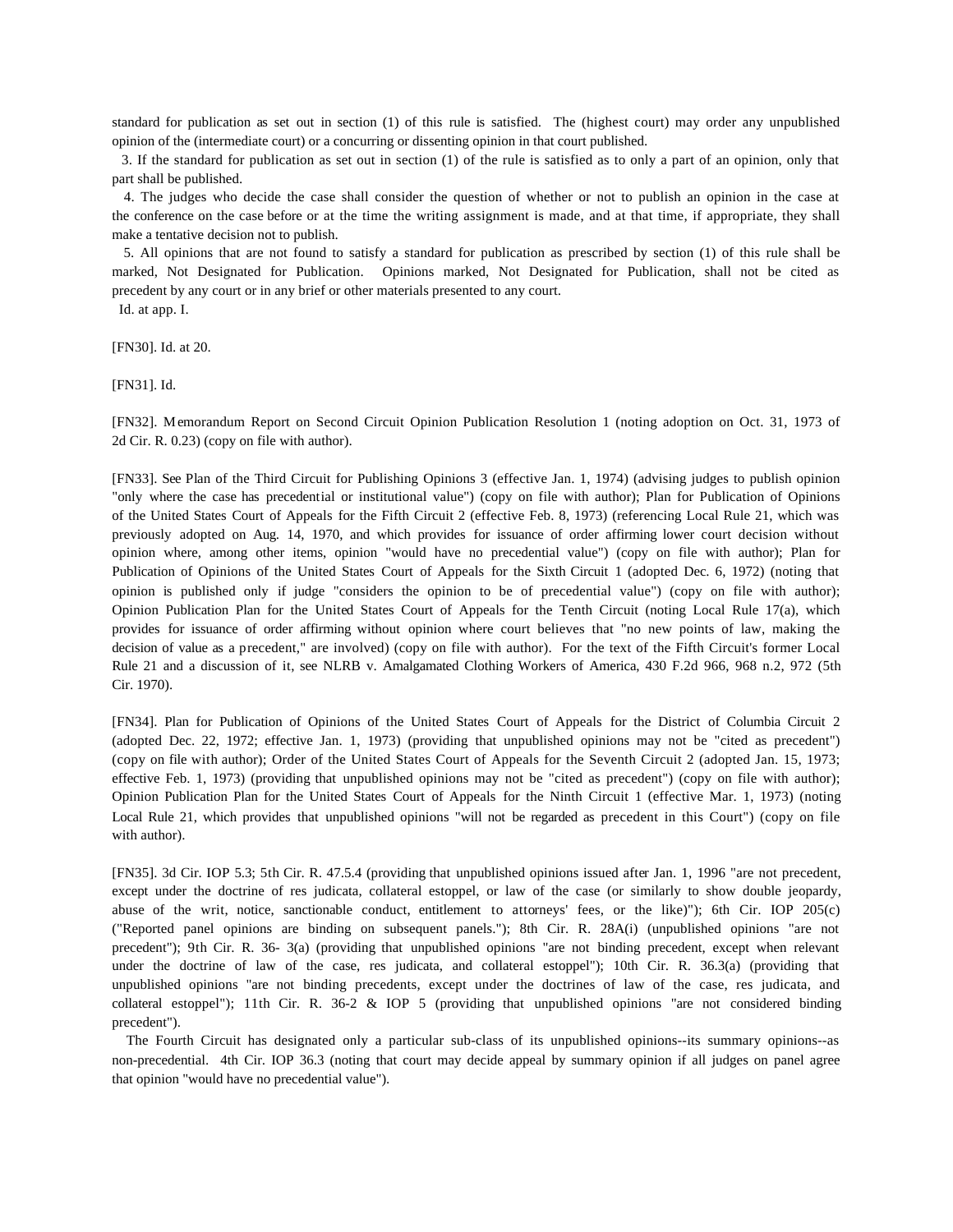standard for publication as set out in section (1) of this rule is satisfied. The (highest court) may order any unpublished opinion of the (intermediate court) or a concurring or dissenting opinion in that court published.

3. If the standard for publication as set out in section (1) of the rule is satisfied as to only a part of an opinion, only that part shall be published.

4. The judges who decide the case shall consider the question of whether or not to publish an opinion in the case at the conference on the case before or at the time the writing assignment is made, and at that time, if appropriate, they shall make a tentative decision not to publish.

5. All opinions that are not found to satisfy a standard for publication as prescribed by section (1) of this rule shall be marked, Not Designated for Publication. Opinions marked, Not Designated for Publication, shall not be cited as precedent by any court or in any brief or other materials presented to any court.

Id. at app. I.

[FN30]. Id. at 20.

[FN31]. Id.

[FN32]. Memorandum Report on Second Circuit Opinion Publication Resolution 1 (noting adoption on Oct. 31, 1973 of 2d Cir. R. 0.23) (copy on file with author).

[FN33]. See Plan of the Third Circuit for Publishing Opinions 3 (effective Jan. 1, 1974) (advising judges to publish opinion "only where the case has precedential or institutional value") (copy on file with author); Plan for Publication of Opinions of the United States Court of Appeals for the Fifth Circuit 2 (effective Feb. 8, 1973) (referencing Local Rule 21, which was previously adopted on Aug. 14, 1970, and which provides for issuance of order affirming lower court decision without opinion where, among other items, opinion "would have no precedential value") (copy on file with author); Plan for Publication of Opinions of the United States Court of Appeals for the Sixth Circuit 1 (adopted Dec. 6, 1972) (noting that opinion is published only if judge "considers the opinion to be of precedential value") (copy on file with author); Opinion Publication Plan for the United States Court of Appeals for the Tenth Circuit (noting Local Rule 17(a), which provides for issuance of order affirming without opinion where court believes that "no new points of law, making the decision of value as a precedent," are involved) (copy on file with author). For the text of the Fifth Circuit's former Local Rule 21 and a discussion of it, see NLRB v. Amalgamated Clothing Workers of America, 430 F.2d 966, 968 n.2, 972 (5th Cir. 1970).

[FN34]. Plan for Publication of Opinions of the United States Court of Appeals for the District of Columbia Circuit 2 (adopted Dec. 22, 1972; effective Jan. 1, 1973) (providing that unpublished opinions may not be "cited as precedent") (copy on file with author); Order of the United States Court of Appeals for the Seventh Circuit 2 (adopted Jan. 15, 1973; effective Feb. 1, 1973) (providing that unpublished opinions may not be "cited as precedent") (copy on file with author); Opinion Publication Plan for the United States Court of Appeals for the Ninth Circuit 1 (effective Mar. 1, 1973) (noting Local Rule 21, which provides that unpublished opinions "will not be regarded as precedent in this Court") (copy on file with author).

[FN35]. 3d Cir. IOP 5.3; 5th Cir. R. 47.5.4 (providing that unpublished opinions issued after Jan. 1, 1996 "are not precedent, except under the doctrine of res judicata, collateral estoppel, or law of the case (or similarly to show double jeopardy, abuse of the writ, notice, sanctionable conduct, entitlement to attorneys' fees, or the like)"); 6th Cir. IOP 205(c) ("Reported panel opinions are binding on subsequent panels."); 8th Cir. R. 28A(i) (unpublished opinions "are not precedent"); 9th Cir. R. 36- 3(a) (providing that unpublished opinions "are not binding precedent, except when relevant under the doctrine of law of the case, res judicata, and collateral estoppel"); 10th Cir. R. 36.3(a) (providing that unpublished opinions "are not binding precedents, except under the doctrines of law of the case, res judicata, and collateral estoppel"); 11th Cir. R. 36-2 & IOP 5 (providing that unpublished opinions "are not considered binding precedent").

The Fourth Circuit has designated only a particular sub-class of its unpublished opinions--its summary opinions--as non-precedential. 4th Cir. IOP 36.3 (noting that court may decide appeal by summary opinion if all judges on panel agree that opinion "would have no precedential value").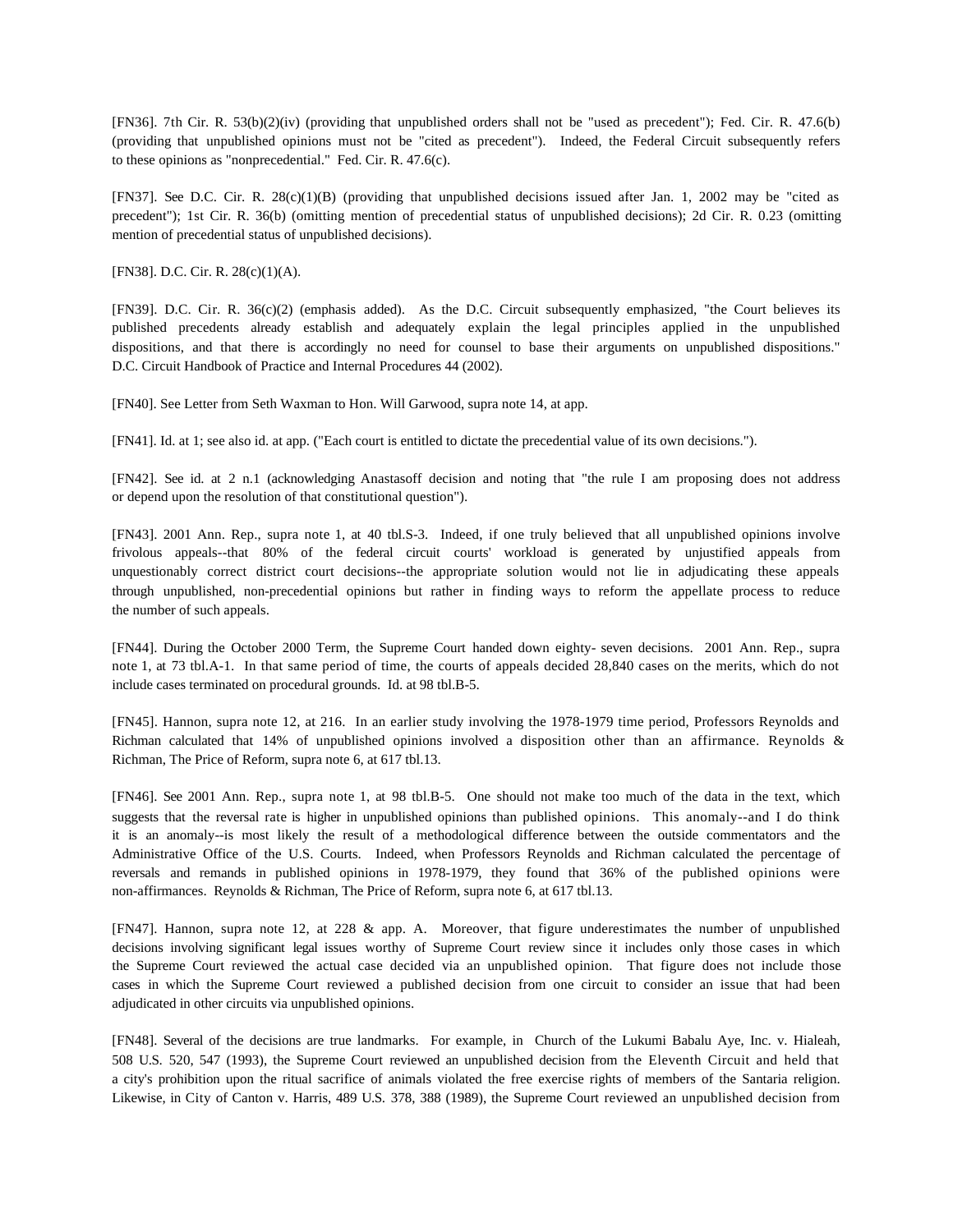[FN36]. 7th Cir. R. 53(b)(2)(iv) (providing that unpublished orders shall not be "used as precedent"); Fed. Cir. R. 47.6(b) (providing that unpublished opinions must not be "cited as precedent"). Indeed, the Federal Circuit subsequently refers to these opinions as "nonprecedential." Fed. Cir. R. 47.6(c).

[FN37]. See D.C. Cir. R. 28(c)(1)(B) (providing that unpublished decisions issued after Jan. 1, 2002 may be "cited as precedent"); 1st Cir. R. 36(b) (omitting mention of precedential status of unpublished decisions); 2d Cir. R. 0.23 (omitting mention of precedential status of unpublished decisions).

[FN38]. D.C. Cir. R. 28(c)(1)(A).

[FN39]. D.C. Cir. R. 36(c)(2) (emphasis added). As the D.C. Circuit subsequently emphasized, "the Court believes its published precedents already establish and adequately explain the legal principles applied in the unpublished dispositions, and that there is accordingly no need for counsel to base their arguments on unpublished dispositions." D.C. Circuit Handbook of Practice and Internal Procedures 44 (2002).

[FN40]. See Letter from Seth Waxman to Hon. Will Garwood, supra note 14, at app.

[FN41]. Id. at 1; see also id. at app. ("Each court is entitled to dictate the precedential value of its own decisions.").

[FN42]. See id. at 2 n.1 (acknowledging Anastasoff decision and noting that "the rule I am proposing does not address or depend upon the resolution of that constitutional question").

[FN43]. 2001 Ann. Rep., supra note 1, at 40 tbl.S-3. Indeed, if one truly believed that all unpublished opinions involve frivolous appeals--that 80% of the federal circuit courts' workload is generated by unjustified appeals from unquestionably correct district court decisions--the appropriate solution would not lie in adjudicating these appeals through unpublished, non-precedential opinions but rather in finding ways to reform the appellate process to reduce the number of such appeals.

[FN44]. During the October 2000 Term, the Supreme Court handed down eighty- seven decisions. 2001 Ann. Rep., supra note 1, at 73 tbl.A-1. In that same period of time, the courts of appeals decided 28,840 cases on the merits, which do not include cases terminated on procedural grounds. Id. at 98 tbl.B-5.

[FN45]. Hannon, supra note 12, at 216. In an earlier study involving the 1978-1979 time period, Professors Reynolds and Richman calculated that 14% of unpublished opinions involved a disposition other than an affirmance. Reynolds & Richman, The Price of Reform, supra note 6, at 617 tbl.13.

[FN46]. See 2001 Ann. Rep., supra note 1, at 98 tbl.B-5. One should not make too much of the data in the text, which suggests that the reversal rate is higher in unpublished opinions than published opinions. This anomaly--and I do think it is an anomaly--is most likely the result of a methodological difference between the outside commentators and the Administrative Office of the U.S. Courts. Indeed, when Professors Reynolds and Richman calculated the percentage of reversals and remands in published opinions in 1978-1979, they found that 36% of the published opinions were non-affirmances. Reynolds & Richman, The Price of Reform, supra note 6, at 617 tbl.13.

[FN47]. Hannon, supra note 12, at 228 & app. A. Moreover, that figure underestimates the number of unpublished decisions involving significant legal issues worthy of Supreme Court review since it includes only those cases in which the Supreme Court reviewed the actual case decided via an unpublished opinion. That figure does not include those cases in which the Supreme Court reviewed a published decision from one circuit to consider an issue that had been adjudicated in other circuits via unpublished opinions.

[FN48]. Several of the decisions are true landmarks. For example, in Church of the Lukumi Babalu Aye, Inc. v. Hialeah, 508 U.S. 520, 547 (1993), the Supreme Court reviewed an unpublished decision from the Eleventh Circuit and held that a city's prohibition upon the ritual sacrifice of animals violated the free exercise rights of members of the Santaria religion. Likewise, in City of Canton v. Harris, 489 U.S. 378, 388 (1989), the Supreme Court reviewed an unpublished decision from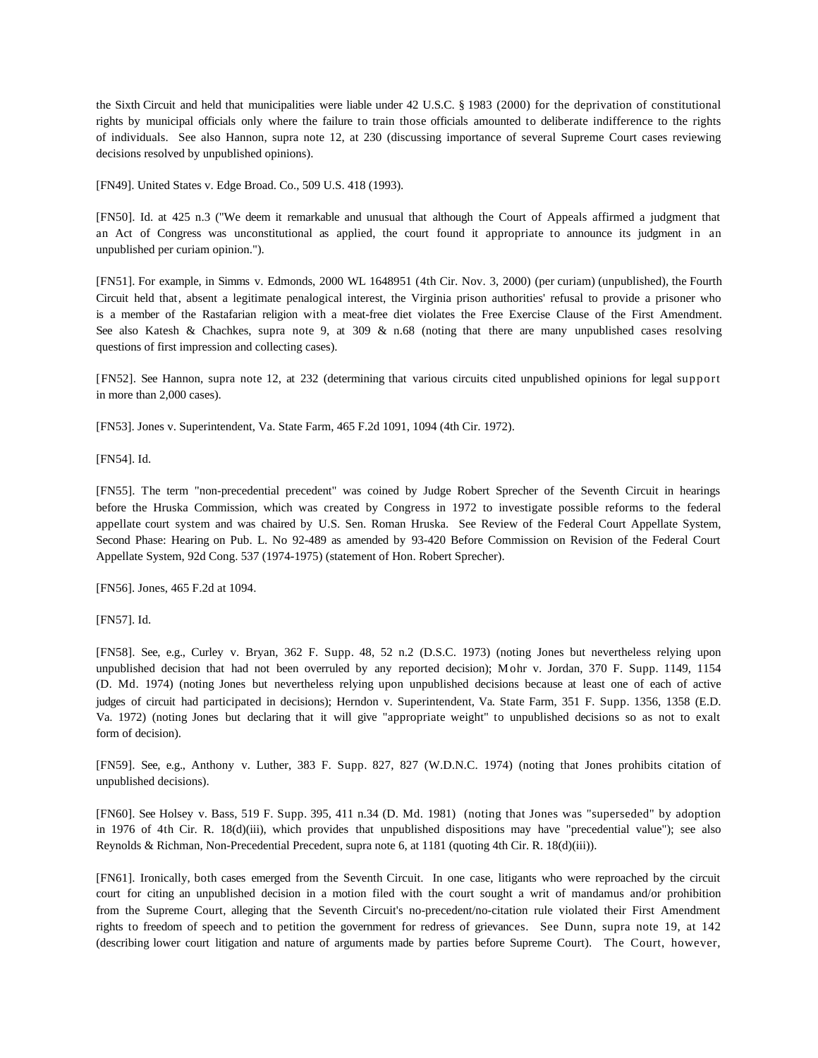the Sixth Circuit and held that municipalities were liable under 42 U.S.C. § 1983 (2000) for the deprivation of constitutional rights by municipal officials only where the failure to train those officials amounted to deliberate indifference to the rights of individuals. See also Hannon, supra note 12, at 230 (discussing importance of several Supreme Court cases reviewing decisions resolved by unpublished opinions).

[FN49]. United States v. Edge Broad. Co., 509 U.S. 418 (1993).

[FN50]. Id. at 425 n.3 ("We deem it remarkable and unusual that although the Court of Appeals affirmed a judgment that an Act of Congress was unconstitutional as applied, the court found it appropriate to announce its judgment in an unpublished per curiam opinion.").

[FN51]. For example, in Simms v. Edmonds, 2000 WL 1648951 (4th Cir. Nov. 3, 2000) (per curiam) (unpublished), the Fourth Circuit held that, absent a legitimate penalogical interest, the Virginia prison authorities' refusal to provide a prisoner who is a member of the Rastafarian religion with a meat-free diet violates the Free Exercise Clause of the First Amendment. See also Katesh & Chachkes, supra note 9, at 309 & n.68 (noting that there are many unpublished cases resolving questions of first impression and collecting cases).

[FN52]. See Hannon, supra note 12, at 232 (determining that various circuits cited unpublished opinions for legal support in more than 2,000 cases).

[FN53]. Jones v. Superintendent, Va. State Farm, 465 F.2d 1091, 1094 (4th Cir. 1972).

[FN54]. Id.

[FN55]. The term "non-precedential precedent" was coined by Judge Robert Sprecher of the Seventh Circuit in hearings before the Hruska Commission, which was created by Congress in 1972 to investigate possible reforms to the federal appellate court system and was chaired by U.S. Sen. Roman Hruska. See Review of the Federal Court Appellate System, Second Phase: Hearing on Pub. L. No 92-489 as amended by 93-420 Before Commission on Revision of the Federal Court Appellate System, 92d Cong. 537 (1974-1975) (statement of Hon. Robert Sprecher).

[FN56]. Jones, 465 F.2d at 1094.

[FN57]. Id.

[FN58]. See, e.g., Curley v. Bryan, 362 F. Supp. 48, 52 n.2 (D.S.C. 1973) (noting Jones but nevertheless relying upon unpublished decision that had not been overruled by any reported decision); Mohr v. Jordan, 370 F. Supp. 1149, 1154 (D. Md. 1974) (noting Jones but nevertheless relying upon unpublished decisions because at least one of each of active judges of circuit had participated in decisions); Herndon v. Superintendent, Va. State Farm, 351 F. Supp. 1356, 1358 (E.D. Va. 1972) (noting Jones but declaring that it will give "appropriate weight" to unpublished decisions so as not to exalt form of decision).

[FN59]. See, e.g., Anthony v. Luther, 383 F. Supp. 827, 827 (W.D.N.C. 1974) (noting that Jones prohibits citation of unpublished decisions).

[FN60]. See Holsey v. Bass, 519 F. Supp. 395, 411 n.34 (D. Md. 1981) (noting that Jones was "superseded" by adoption in 1976 of 4th Cir. R. 18(d)(iii), which provides that unpublished dispositions may have "precedential value"); see also Reynolds & Richman, Non-Precedential Precedent, supra note 6, at 1181 (quoting 4th Cir. R. 18(d)(iii)).

[FN61]. Ironically, both cases emerged from the Seventh Circuit. In one case, litigants who were reproached by the circuit court for citing an unpublished decision in a motion filed with the court sought a writ of mandamus and/or prohibition from the Supreme Court, alleging that the Seventh Circuit's no-precedent/no-citation rule violated their First Amendment rights to freedom of speech and to petition the government for redress of grievances. See Dunn, supra note 19, at 142 (describing lower court litigation and nature of arguments made by parties before Supreme Court). The Court, however,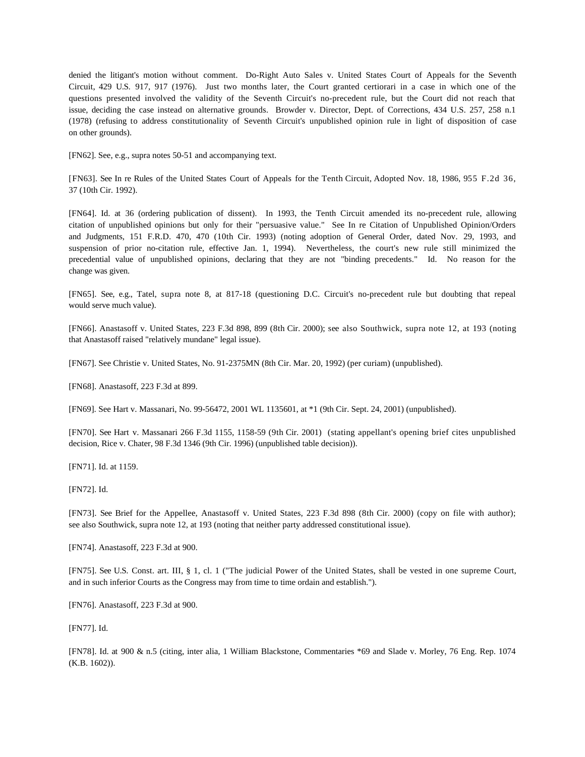denied the litigant's motion without comment. Do-Right Auto Sales v. United States Court of Appeals for the Seventh Circuit, 429 U.S. 917, 917 (1976). Just two months later, the Court granted certiorari in a case in which one of the questions presented involved the validity of the Seventh Circuit's no-precedent rule, but the Court did not reach that issue, deciding the case instead on alternative grounds. Browder v. Director, Dept. of Corrections, 434 U.S. 257, 258 n.1 (1978) (refusing to address constitutionality of Seventh Circuit's unpublished opinion rule in light of disposition of case on other grounds).

[FN62]. See, e.g., supra notes 50-51 and accompanying text.

[FN63]. See In re Rules of the United States Court of Appeals for the Tenth Circuit, Adopted Nov. 18, 1986, 955 F.2d 36, 37 (10th Cir. 1992).

[FN64]. Id. at 36 (ordering publication of dissent). In 1993, the Tenth Circuit amended its no-precedent rule, allowing citation of unpublished opinions but only for their "persuasive value." See In re Citation of Unpublished Opinion/Orders and Judgments, 151 F.R.D. 470, 470 (10th Cir. 1993) (noting adoption of General Order, dated Nov. 29, 1993, and suspension of prior no-citation rule, effective Jan. 1, 1994). Nevertheless, the court's new rule still minimized the precedential value of unpublished opinions, declaring that they are not "binding precedents." Id. No reason for the change was given.

[FN65]. See, e.g., Tatel, supra note 8, at 817-18 (questioning D.C. Circuit's no-precedent rule but doubting that repeal would serve much value).

[FN66]. Anastasoff v. United States, 223 F.3d 898, 899 (8th Cir. 2000); see also Southwick, supra note 12, at 193 (noting that Anastasoff raised "relatively mundane" legal issue).

[FN67]. See Christie v. United States, No. 91-2375MN (8th Cir. Mar. 20, 1992) (per curiam) (unpublished).

[FN68]. Anastasoff, 223 F.3d at 899.

[FN69]. See Hart v. Massanari, No. 99-56472, 2001 WL 1135601, at *1 (9th Cir. Sept. 24, 2001) (unpublished).

[FN70]. See Hart v. Massanari 266 F.3d 1155, 1158-59 (9th Cir. 2001) (stating appellant's opening brief cites unpublished decision, Rice v. Chater, 98 F.3d 1346 (9th Cir. 1996) (unpublished table decision)).

[FN71]. Id. at 1159.

[FN72]. Id.

[FN73]. See Brief for the Appellee, Anastasoff v. United States, 223 F.3d 898 (8th Cir. 2000) (copy on file with author); see also Southwick, supra note 12, at 193 (noting that neither party addressed constitutional issue).

[FN74]. Anastasoff, 223 F.3d at 900.

[FN75]. See U.S. Const. art. III, § 1, cl. 1 ("The judicial Power of the United States, shall be vested in one supreme Court, and in such inferior Courts as the Congress may from time to time ordain and establish.").

[FN76]. Anastasoff, 223 F.3d at 900.

[FN77]. Id.

[FN78]. Id. at 900 & n.5 (citing, inter alia, 1 William Blackstone, Commentaries *69 and Slade v. Morley, 76 Eng. Rep. 1074 (K.B. 1602)).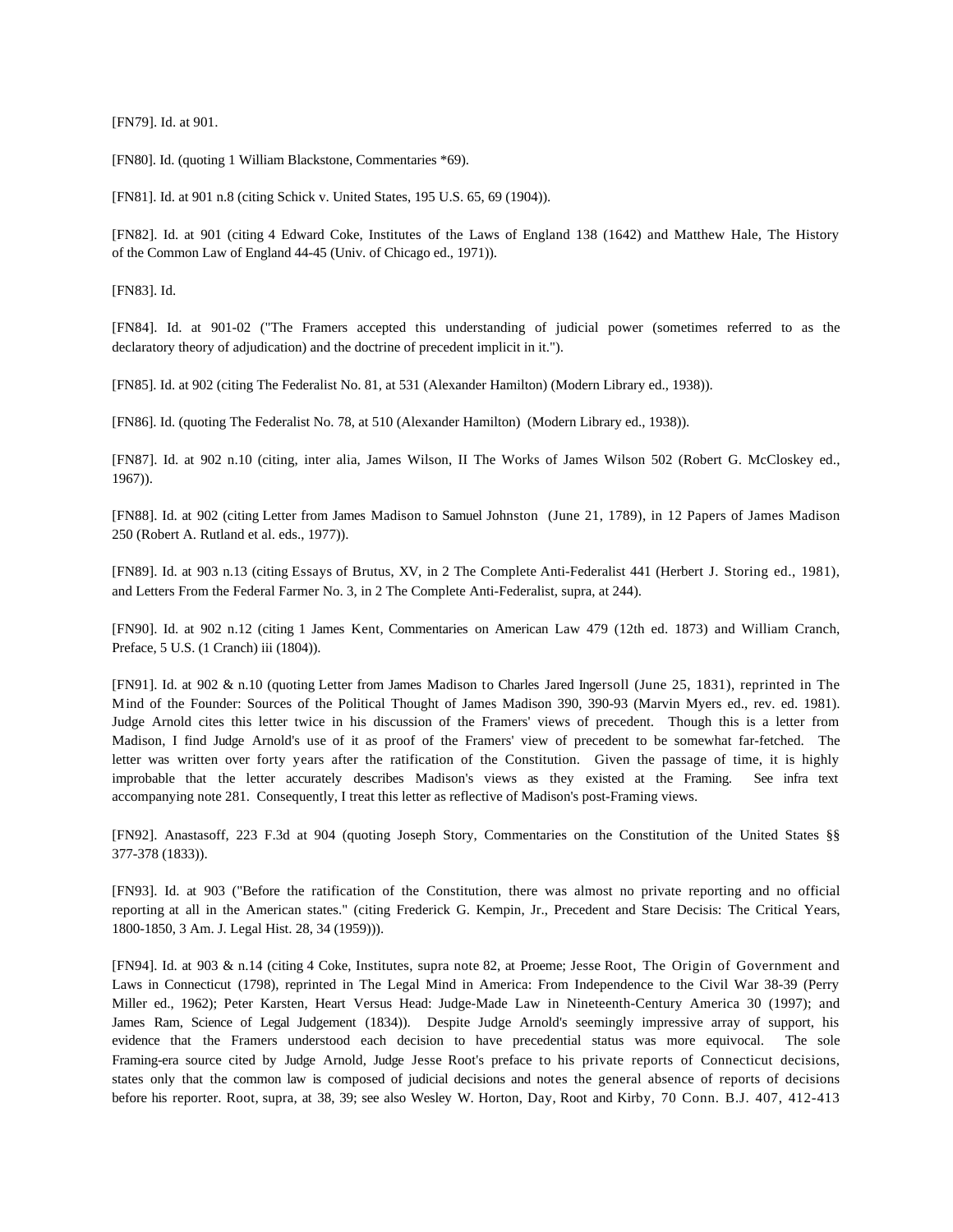[FN79]. Id. at 901.

[FN80]. Id. (quoting 1 William Blackstone, Commentaries *69).

[FN81]. Id. at 901 n.8 (citing Schick v. United States, 195 U.S. 65, 69 (1904)).

[FN82]. Id. at 901 (citing 4 Edward Coke, Institutes of the Laws of England 138 (1642) and Matthew Hale, The History of the Common Law of England 44-45 (Univ. of Chicago ed., 1971)).

[FN83]. Id.

[FN84]. Id. at 901-02 ("The Framers accepted this understanding of judicial power (sometimes referred to as the declaratory theory of adjudication) and the doctrine of precedent implicit in it.").

[FN85]. Id. at 902 (citing The Federalist No. 81, at 531 (Alexander Hamilton) (Modern Library ed., 1938)).

[FN86]. Id. (quoting The Federalist No. 78, at 510 (Alexander Hamilton) (Modern Library ed., 1938)).

[FN87]. Id. at 902 n.10 (citing, inter alia, James Wilson, II The Works of James Wilson 502 (Robert G. McCloskey ed., 1967)).

[FN88]. Id. at 902 (citing Letter from James Madison to Samuel Johnston (June 21, 1789), in 12 Papers of James Madison 250 (Robert A. Rutland et al. eds., 1977)).

[FN89]. Id. at 903 n.13 (citing Essays of Brutus, XV, in 2 The Complete Anti-Federalist 441 (Herbert J. Storing ed., 1981), and Letters From the Federal Farmer No. 3, in 2 The Complete Anti-Federalist, supra, at 244).

[FN90]. Id. at 902 n.12 (citing 1 James Kent, Commentaries on American Law 479 (12th ed. 1873) and William Cranch, Preface, 5 U.S. (1 Cranch) iii (1804)).

[FN91]. Id. at 902 & n.10 (quoting Letter from James Madison to Charles Jared Ingersoll (June 25, 1831), reprinted in The Mind of the Founder: Sources of the Political Thought of James Madison 390, 390-93 (Marvin Myers ed., rev. ed. 1981). Judge Arnold cites this letter twice in his discussion of the Framers' views of precedent. Though this is a letter from Madison, I find Judge Arnold's use of it as proof of the Framers' view of precedent to be somewhat far-fetched. The letter was written over forty years after the ratification of the Constitution. Given the passage of time, it is highly improbable that the letter accurately describes Madison's views as they existed at the Framing. See infra text accompanying note 281. Consequently, I treat this letter as reflective of Madison's post-Framing views.

[FN92]. Anastasoff, 223 F.3d at 904 (quoting Joseph Story, Commentaries on the Constitution of the United States §§ 377-378 (1833)).

[FN93]. Id. at 903 ("Before the ratification of the Constitution, there was almost no private reporting and no official reporting at all in the American states." (citing Frederick G. Kempin, Jr., Precedent and Stare Decisis: The Critical Years, 1800-1850, 3 Am. J. Legal Hist. 28, 34 (1959))).

[FN94]. Id. at 903 & n.14 (citing 4 Coke, Institutes, supra note 82, at Proeme; Jesse Root, The Origin of Government and Laws in Connecticut (1798), reprinted in The Legal Mind in America: From Independence to the Civil War 38-39 (Perry Miller ed., 1962); Peter Karsten, Heart Versus Head: Judge-Made Law in Nineteenth-Century America 30 (1997); and James Ram, Science of Legal Judgement (1834)). Despite Judge Arnold's seemingly impressive array of support, his evidence that the Framers understood each decision to have precedential status was more equivocal. The sole Framing-era source cited by Judge Arnold, Judge Jesse Root's preface to his private reports of Connecticut decisions, states only that the common law is composed of judicial decisions and notes the general absence of reports of decisions before his reporter. Root, supra, at 38, 39; see also Wesley W. Horton, Day, Root and Kirby, 70 Conn. B.J. 407, 412-413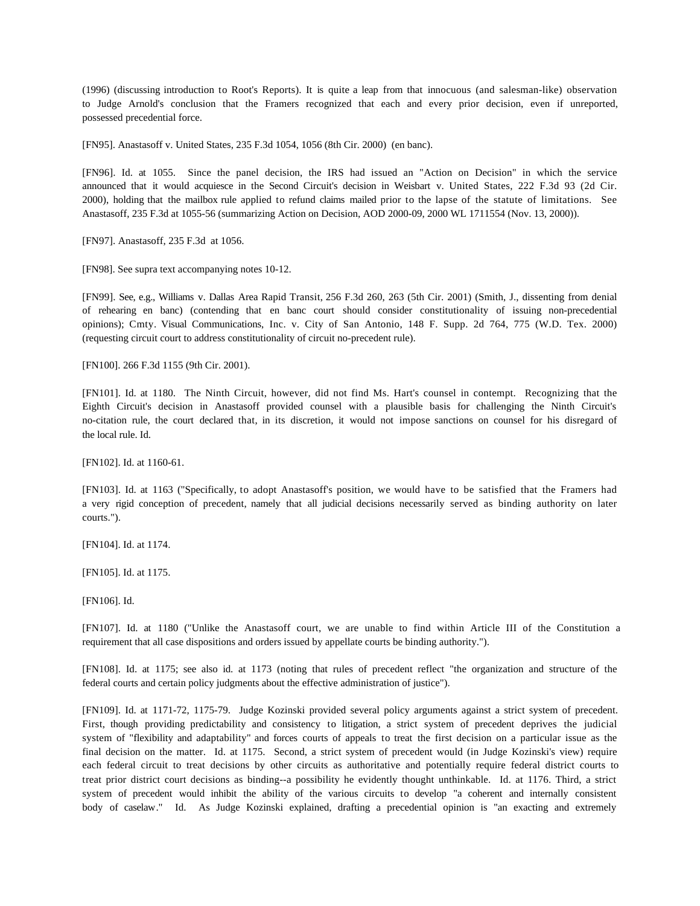(1996) (discussing introduction to Root's Reports). It is quite a leap from that innocuous (and salesman-like) observation to Judge Arnold's conclusion that the Framers recognized that each and every prior decision, even if unreported, possessed precedential force.

[FN95]. Anastasoff v. United States, 235 F.3d 1054, 1056 (8th Cir. 2000) (en banc).

[FN96]. Id. at 1055. Since the panel decision, the IRS had issued an "Action on Decision" in which the service announced that it would acquiesce in the Second Circuit's decision in Weisbart v. United States, 222 F.3d 93 (2d Cir. 2000), holding that the mailbox rule applied to refund claims mailed prior to the lapse of the statute of limitations. See Anastasoff, 235 F.3d at 1055-56 (summarizing Action on Decision, AOD 2000-09, 2000 WL 1711554 (Nov. 13, 2000)).

[FN97]. Anastasoff, 235 F.3d at 1056.

[FN98]. See supra text accompanying notes 10-12.

[FN99]. See, e.g., Williams v. Dallas Area Rapid Transit, 256 F.3d 260, 263 (5th Cir. 2001) (Smith, J., dissenting from denial of rehearing en banc) (contending that en banc court should consider constitutionality of issuing non-precedential opinions); Cmty. Visual Communications, Inc. v. City of San Antonio, 148 F. Supp. 2d 764, 775 (W.D. Tex. 2000) (requesting circuit court to address constitutionality of circuit no-precedent rule).

[FN100]. 266 F.3d 1155 (9th Cir. 2001).

[FN101]. Id. at 1180. The Ninth Circuit, however, did not find Ms. Hart's counsel in contempt. Recognizing that the Eighth Circuit's decision in Anastasoff provided counsel with a plausible basis for challenging the Ninth Circuit's no-citation rule, the court declared that, in its discretion, it would not impose sanctions on counsel for his disregard of the local rule. Id.

[FN102]. Id. at 1160-61.

[FN103]. Id. at 1163 ("Specifically, to adopt Anastasoff's position, we would have to be satisfied that the Framers had a very rigid conception of precedent, namely that all judicial decisions necessarily served as binding authority on later courts.").

[FN104]. Id. at 1174.

[FN105]. Id. at 1175.

[FN106]. Id.

[FN107]. Id. at 1180 ("Unlike the Anastasoff court, we are unable to find within Article III of the Constitution a requirement that all case dispositions and orders issued by appellate courts be binding authority.").

[FN108]. Id. at 1175; see also id. at 1173 (noting that rules of precedent reflect "the organization and structure of the federal courts and certain policy judgments about the effective administration of justice").

[FN109]. Id. at 1171-72, 1175-79. Judge Kozinski provided several policy arguments against a strict system of precedent. First, though providing predictability and consistency to litigation, a strict system of precedent deprives the judicial system of "flexibility and adaptability" and forces courts of appeals to treat the first decision on a particular issue as the final decision on the matter. Id. at 1175. Second, a strict system of precedent would (in Judge Kozinski's view) require each federal circuit to treat decisions by other circuits as authoritative and potentially require federal district courts to treat prior district court decisions as binding--a possibility he evidently thought unthinkable. Id. at 1176. Third, a strict system of precedent would inhibit the ability of the various circuits to develop "a coherent and internally consistent body of caselaw." Id. As Judge Kozinski explained, drafting a precedential opinion is "an exacting and extremely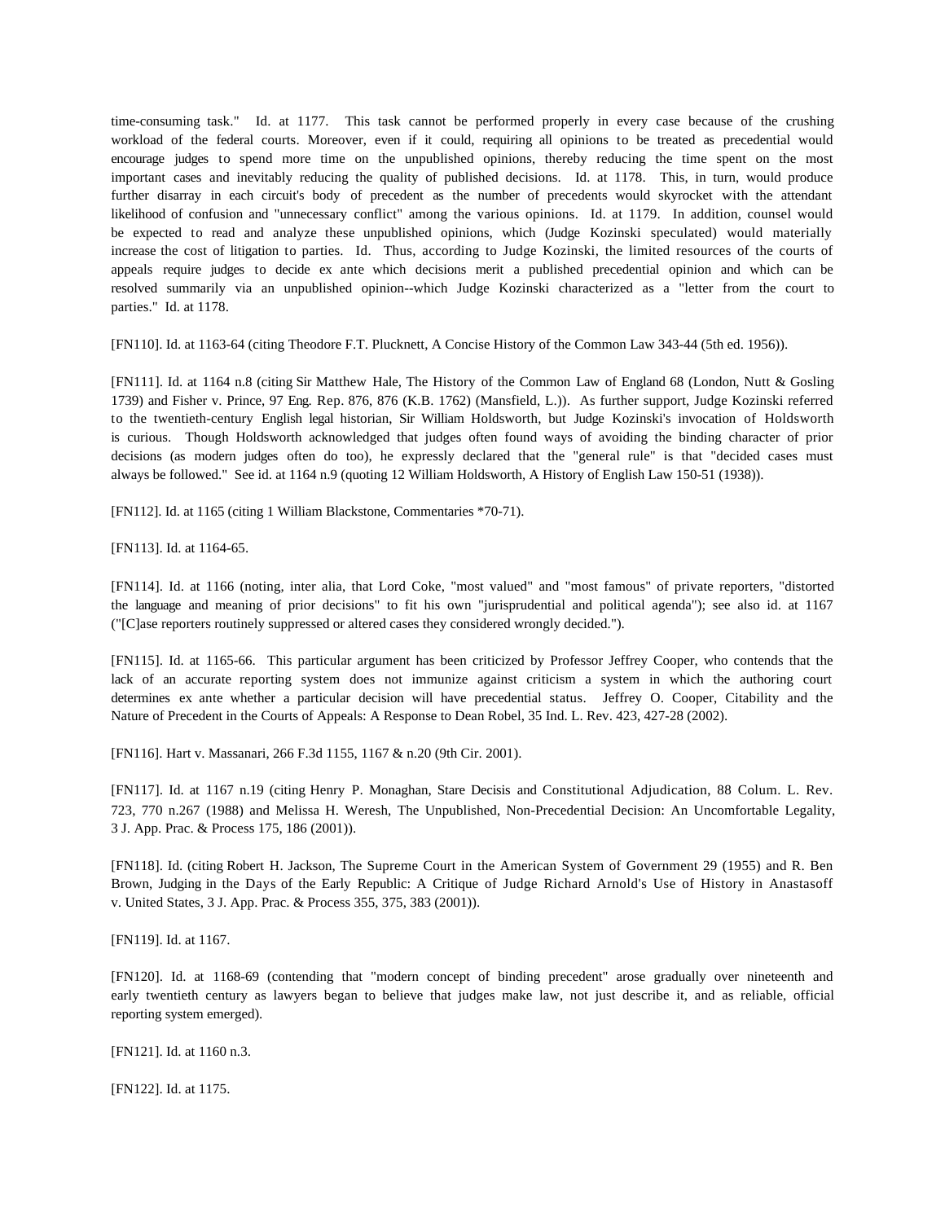time-consuming task." Id. at 1177. This task cannot be performed properly in every case because of the crushing workload of the federal courts. Moreover, even if it could, requiring all opinions to be treated as precedential would encourage judges to spend more time on the unpublished opinions, thereby reducing the time spent on the most important cases and inevitably reducing the quality of published decisions. Id. at 1178. This, in turn, would produce further disarray in each circuit's body of precedent as the number of precedents would skyrocket with the attendant likelihood of confusion and "unnecessary conflict" among the various opinions. Id. at 1179. In addition, counsel would be expected to read and analyze these unpublished opinions, which (Judge Kozinski speculated) would materially increase the cost of litigation to parties. Id. Thus, according to Judge Kozinski, the limited resources of the courts of appeals require judges to decide ex ante which decisions merit a published precedential opinion and which can be resolved summarily via an unpublished opinion--which Judge Kozinski characterized as a "letter from the court to parties." Id. at 1178.

[FN110]. Id. at 1163-64 (citing Theodore F.T. Plucknett, A Concise History of the Common Law 343-44 (5th ed. 1956)).

[FN111]. Id. at 1164 n.8 (citing Sir Matthew Hale, The History of the Common Law of England 68 (London, Nutt & Gosling 1739) and Fisher v. Prince, 97 Eng. Rep. 876, 876 (K.B. 1762) (Mansfield, L.)). As further support, Judge Kozinski referred to the twentieth-century English legal historian, Sir William Holdsworth, but Judge Kozinski's invocation of Holdsworth is curious. Though Holdsworth acknowledged that judges often found ways of avoiding the binding character of prior decisions (as modern judges often do too), he expressly declared that the "general rule" is that "decided cases must always be followed." See id. at 1164 n.9 (quoting 12 William Holdsworth, A History of English Law 150-51 (1938)).

[FN112]. Id. at 1165 (citing 1 William Blackstone, Commentaries *70-71).

[FN113]. Id. at 1164-65.

[FN114]. Id. at 1166 (noting, inter alia, that Lord Coke, "most valued" and "most famous" of private reporters, "distorted the language and meaning of prior decisions" to fit his own "jurisprudential and political agenda"); see also id. at 1167 ("[C]ase reporters routinely suppressed or altered cases they considered wrongly decided.").

[FN115]. Id. at 1165-66. This particular argument has been criticized by Professor Jeffrey Cooper, who contends that the lack of an accurate reporting system does not immunize against criticism a system in which the authoring court determines ex ante whether a particular decision will have precedential status. Jeffrey O. Cooper, Citability and the Nature of Precedent in the Courts of Appeals: A Response to Dean Robel, 35 Ind. L. Rev. 423, 427-28 (2002).

[FN116]. Hart v. Massanari, 266 F.3d 1155, 1167 & n.20 (9th Cir. 2001).

[FN117]. Id. at 1167 n.19 (citing Henry P. Monaghan, Stare Decisis and Constitutional Adjudication, 88 Colum. L. Rev. 723, 770 n.267 (1988) and Melissa H. Weresh, The Unpublished, Non-Precedential Decision: An Uncomfortable Legality, 3 J. App. Prac. & Process 175, 186 (2001)).

[FN118]. Id. (citing Robert H. Jackson, The Supreme Court in the American System of Government 29 (1955) and R. Ben Brown, Judging in the Days of the Early Republic: A Critique of Judge Richard Arnold's Use of History in Anastasoff v. United States, 3 J. App. Prac. & Process 355, 375, 383 (2001)).

[FN119]. Id. at 1167.

[FN120]. Id. at 1168-69 (contending that "modern concept of binding precedent" arose gradually over nineteenth and early twentieth century as lawyers began to believe that judges make law, not just describe it, and as reliable, official reporting system emerged).

[FN121]. Id. at 1160 n.3.

[FN122]. Id. at 1175.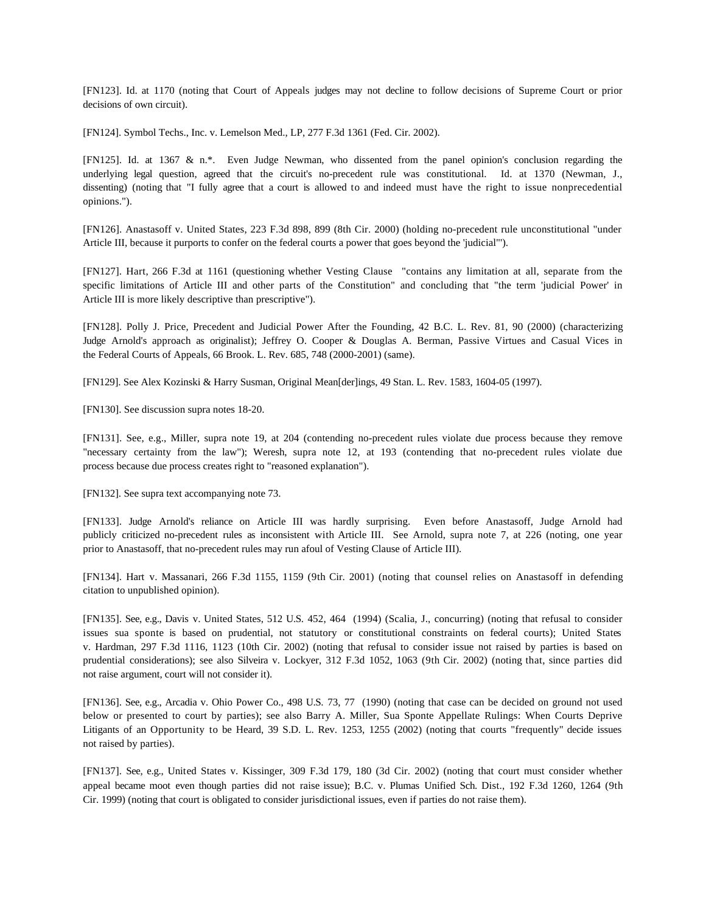[FN123]. Id. at 1170 (noting that Court of Appeals judges may not decline to follow decisions of Supreme Court or prior decisions of own circuit).

[FN124]. Symbol Techs., Inc. v. Lemelson Med., LP, 277 F.3d 1361 (Fed. Cir. 2002).

[FN125]. Id. at 1367 & n.*. Even Judge Newman, who dissented from the panel opinion's conclusion regarding the underlying legal question, agreed that the circuit's no-precedent rule was constitutional. Id. at 1370 (Newman, J., dissenting) (noting that "I fully agree that a court is allowed to and indeed must have the right to issue nonprecedential opinions.").

[FN126]. Anastasoff v. United States, 223 F.3d 898, 899 (8th Cir. 2000) (holding no-precedent rule unconstitutional "under Article III, because it purports to confer on the federal courts a power that goes beyond the 'judicial'").

[FN127]. Hart, 266 F.3d at 1161 (questioning whether Vesting Clause "contains any limitation at all, separate from the specific limitations of Article III and other parts of the Constitution" and concluding that "the term 'judicial Power' in Article III is more likely descriptive than prescriptive").

[FN128]. Polly J. Price, Precedent and Judicial Power After the Founding, 42 B.C. L. Rev. 81, 90 (2000) (characterizing Judge Arnold's approach as originalist); Jeffrey O. Cooper & Douglas A. Berman, Passive Virtues and Casual Vices in the Federal Courts of Appeals, 66 Brook. L. Rev. 685, 748 (2000-2001) (same).

[FN129]. See Alex Kozinski & Harry Susman, Original Mean[der]ings, 49 Stan. L. Rev. 1583, 1604-05 (1997).

[FN130]. See discussion supra notes 18-20.

[FN131]. See, e.g., Miller, supra note 19, at 204 (contending no-precedent rules violate due process because they remove "necessary certainty from the law"); Weresh, supra note 12, at 193 (contending that no-precedent rules violate due process because due process creates right to "reasoned explanation").

[FN132]. See supra text accompanying note 73.

[FN133]. Judge Arnold's reliance on Article III was hardly surprising. Even before Anastasoff, Judge Arnold had publicly criticized no-precedent rules as inconsistent with Article III. See Arnold, supra note 7, at 226 (noting, one year prior to Anastasoff, that no-precedent rules may run afoul of Vesting Clause of Article III).

[FN134]. Hart v. Massanari, 266 F.3d 1155, 1159 (9th Cir. 2001) (noting that counsel relies on Anastasoff in defending citation to unpublished opinion).

[FN135]. See, e.g., Davis v. United States, 512 U.S. 452, 464 (1994) (Scalia, J., concurring) (noting that refusal to consider issues sua sponte is based on prudential, not statutory or constitutional constraints on federal courts); United States v. Hardman, 297 F.3d 1116, 1123 (10th Cir. 2002) (noting that refusal to consider issue not raised by parties is based on prudential considerations); see also Silveira v. Lockyer, 312 F.3d 1052, 1063 (9th Cir. 2002) (noting that, since parties did not raise argument, court will not consider it).

[FN136]. See, e.g., Arcadia v. Ohio Power Co., 498 U.S. 73, 77 (1990) (noting that case can be decided on ground not used below or presented to court by parties); see also Barry A. Miller, Sua Sponte Appellate Rulings: When Courts Deprive Litigants of an Opportunity to be Heard, 39 S.D. L. Rev. 1253, 1255 (2002) (noting that courts "frequently" decide issues not raised by parties).

[FN137]. See, e.g., United States v. Kissinger, 309 F.3d 179, 180 (3d Cir. 2002) (noting that court must consider whether appeal became moot even though parties did not raise issue); B.C. v. Plumas Unified Sch. Dist., 192 F.3d 1260, 1264 (9th Cir. 1999) (noting that court is obligated to consider jurisdictional issues, even if parties do not raise them).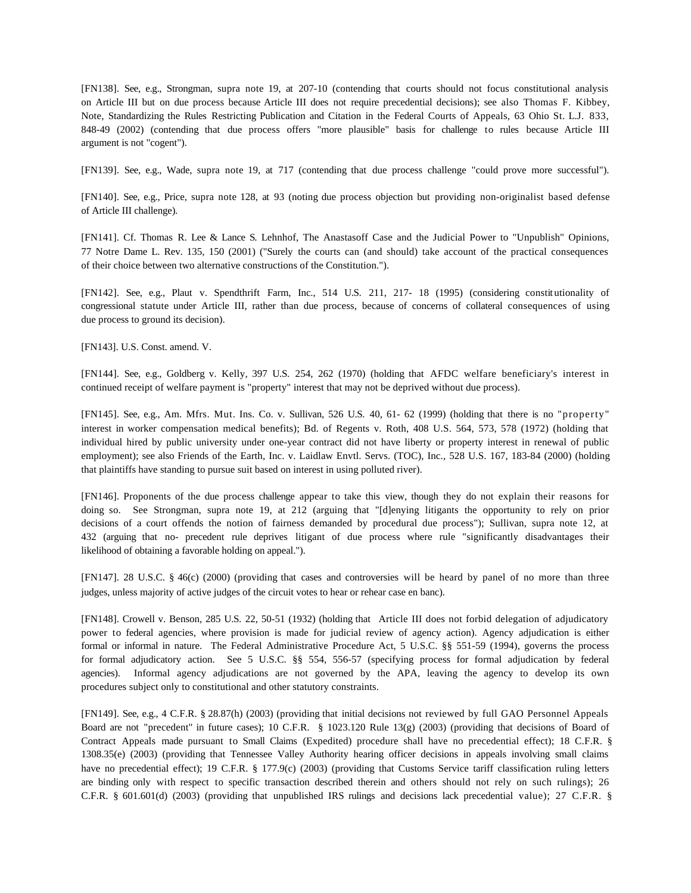[FN138]. See, e.g., Strongman, supra note 19, at 207-10 (contending that courts should not focus constitutional analysis on Article III but on due process because Article III does not require precedential decisions); see also Thomas F. Kibbey, Note, Standardizing the Rules Restricting Publication and Citation in the Federal Courts of Appeals, 63 Ohio St. L.J. 833, 848-49 (2002) (contending that due process offers "more plausible" basis for challenge to rules because Article III argument is not "cogent").

[FN139]. See, e.g., Wade, supra note 19, at 717 (contending that due process challenge "could prove more successful").

[FN140]. See, e.g., Price, supra note 128, at 93 (noting due process objection but providing non-originalist based defense of Article III challenge).

[FN141]. Cf. Thomas R. Lee & Lance S. Lehnhof, The Anastasoff Case and the Judicial Power to "Unpublish" Opinions, 77 Notre Dame L. Rev. 135, 150 (2001) ("Surely the courts can (and should) take account of the practical consequences of their choice between two alternative constructions of the Constitution.").

[FN142]. See, e.g., Plaut v. Spendthrift Farm, Inc., 514 U.S. 211, 217- 18 (1995) (considering constitutionality of congressional statute under Article III, rather than due process, because of concerns of collateral consequences of using due process to ground its decision).

[FN143]. U.S. Const. amend. V.

[FN144]. See, e.g., Goldberg v. Kelly, 397 U.S. 254, 262 (1970) (holding that AFDC welfare beneficiary's interest in continued receipt of welfare payment is "property" interest that may not be deprived without due process).

[FN145]. See, e.g., Am. Mfrs. Mut. Ins. Co. v. Sullivan, 526 U.S. 40, 61- 62 (1999) (holding that there is no "property" interest in worker compensation medical benefits); Bd. of Regents v. Roth, 408 U.S. 564, 573, 578 (1972) (holding that individual hired by public university under one-year contract did not have liberty or property interest in renewal of public employment); see also Friends of the Earth, Inc. v. Laidlaw Envtl. Servs. (TOC), Inc., 528 U.S. 167, 183-84 (2000) (holding that plaintiffs have standing to pursue suit based on interest in using polluted river).

[FN146]. Proponents of the due process challenge appear to take this view, though they do not explain their reasons for doing so. See Strongman, supra note 19, at 212 (arguing that "[d]enying litigants the opportunity to rely on prior decisions of a court offends the notion of fairness demanded by procedural due process"); Sullivan, supra note 12, at 432 (arguing that no- precedent rule deprives litigant of due process where rule "significantly disadvantages their likelihood of obtaining a favorable holding on appeal.").

[FN147]. 28 U.S.C. § 46(c) (2000) (providing that cases and controversies will be heard by panel of no more than three judges, unless majority of active judges of the circuit votes to hear or rehear case en banc).

[FN148]. Crowell v. Benson, 285 U.S. 22, 50-51 (1932) (holding that Article III does not forbid delegation of adjudicatory power to federal agencies, where provision is made for judicial review of agency action). Agency adjudication is either formal or informal in nature. The Federal Administrative Procedure Act, 5 U.S.C. §§ 551-59 (1994), governs the process for formal adjudicatory action. See 5 U.S.C. §§ 554, 556-57 (specifying process for formal adjudication by federal agencies). Informal agency adjudications are not governed by the APA, leaving the agency to develop its own procedures subject only to constitutional and other statutory constraints.

[FN149]. See, e.g., 4 C.F.R. § 28.87(h) (2003) (providing that initial decisions not reviewed by full GAO Personnel Appeals Board are not "precedent" in future cases); 10 C.F.R. § 1023.120 Rule 13(g) (2003) (providing that decisions of Board of Contract Appeals made pursuant to Small Claims (Expedited) procedure shall have no precedential effect); 18 C.F.R. § 1308.35(e) (2003) (providing that Tennessee Valley Authority hearing officer decisions in appeals involving small claims have no precedential effect); 19 C.F.R. § 177.9(c) (2003) (providing that Customs Service tariff classification ruling letters are binding only with respect to specific transaction described therein and others should not rely on such rulings); 26 C.F.R. § 601.601(d) (2003) (providing that unpublished IRS rulings and decisions lack precedential value); 27 C.F.R. §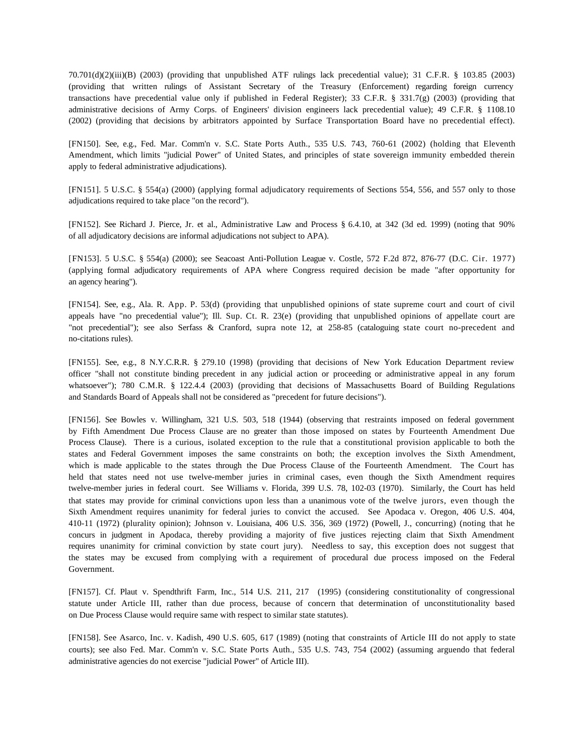70.701(d)(2)(iii)(B) (2003) (providing that unpublished ATF rulings lack precedential value); 31 C.F.R. § 103.85 (2003) (providing that written rulings of Assistant Secretary of the Treasury (Enforcement) regarding foreign currency transactions have precedential value only if published in Federal Register); 33 C.F.R. § 331.7(g) (2003) (providing that administrative decisions of Army Corps. of Engineers' division engineers lack precedential value); 49 C.F.R. § 1108.10 (2002) (providing that decisions by arbitrators appointed by Surface Transportation Board have no precedential effect).

[FN150]. See, e.g., Fed. Mar. Comm'n v. S.C. State Ports Auth., 535 U.S. 743, 760-61 (2002) (holding that Eleventh Amendment, which limits "judicial Power" of United States, and principles of state sovereign immunity embedded therein apply to federal administrative adjudications).

[FN151]. 5 U.S.C. § 554(a) (2000) (applying formal adjudicatory requirements of Sections 554, 556, and 557 only to those adjudications required to take place "on the record").

[FN152]. See Richard J. Pierce, Jr. et al., Administrative Law and Process § 6.4.10, at 342 (3d ed. 1999) (noting that 90% of all adjudicatory decisions are informal adjudications not subject to APA).

[FN153]. 5 U.S.C. § 554(a) (2000); see Seacoast Anti-Pollution League v. Costle, 572 F.2d 872, 876-77 (D.C. Cir. 1977) (applying formal adjudicatory requirements of APA where Congress required decision be made "after opportunity for an agency hearing").

[FN154]. See, e.g., Ala. R. App. P. 53(d) (providing that unpublished opinions of state supreme court and court of civil appeals have "no precedential value"); Ill. Sup. Ct. R. 23(e) (providing that unpublished opinions of appellate court are "not precedential"); see also Serfass & Cranford, supra note 12, at 258-85 (cataloguing state court no-precedent and no-citations rules).

[FN155]. See, e.g., 8 N.Y.C.R.R. § 279.10 (1998) (providing that decisions of New York Education Department review officer "shall not constitute binding precedent in any judicial action or proceeding or administrative appeal in any forum whatsoever"); 780 C.M.R. § 122.4.4 (2003) (providing that decisions of Massachusetts Board of Building Regulations and Standards Board of Appeals shall not be considered as "precedent for future decisions").

[FN156]. See Bowles v. Willingham, 321 U.S. 503, 518 (1944) (observing that restraints imposed on federal government by Fifth Amendment Due Process Clause are no greater than those imposed on states by Fourteenth Amendment Due Process Clause). There is a curious, isolated exception to the rule that a constitutional provision applicable to both the states and Federal Government imposes the same constraints on both; the exception involves the Sixth Amendment, which is made applicable to the states through the Due Process Clause of the Fourteenth Amendment. The Court has held that states need not use twelve-member juries in criminal cases, even though the Sixth Amendment requires twelve-member juries in federal court. See Williams v. Florida, 399 U.S. 78, 102-03 (1970). Similarly, the Court has held that states may provide for criminal convictions upon less than a unanimous vote of the twelve jurors, even though the Sixth Amendment requires unanimity for federal juries to convict the accused. See Apodaca v. Oregon, 406 U.S. 404, 410-11 (1972) (plurality opinion); Johnson v. Louisiana, 406 U.S. 356, 369 (1972) (Powell, J., concurring) (noting that he concurs in judgment in Apodaca, thereby providing a majority of five justices rejecting claim that Sixth Amendment requires unanimity for criminal conviction by state court jury). Needless to say, this exception does not suggest that the states may be excused from complying with a requirement of procedural due process imposed on the Federal Government.

[FN157]. Cf. Plaut v. Spendthrift Farm, Inc., 514 U.S. 211, 217 (1995) (considering constitutionality of congressional statute under Article III, rather than due process, because of concern that determination of unconstitutionality based on Due Process Clause would require same with respect to similar state statutes).

[FN158]. See Asarco, Inc. v. Kadish, 490 U.S. 605, 617 (1989) (noting that constraints of Article III do not apply to state courts); see also Fed. Mar. Comm'n v. S.C. State Ports Auth., 535 U.S. 743, 754 (2002) (assuming arguendo that federal administrative agencies do not exercise "judicial Power" of Article III).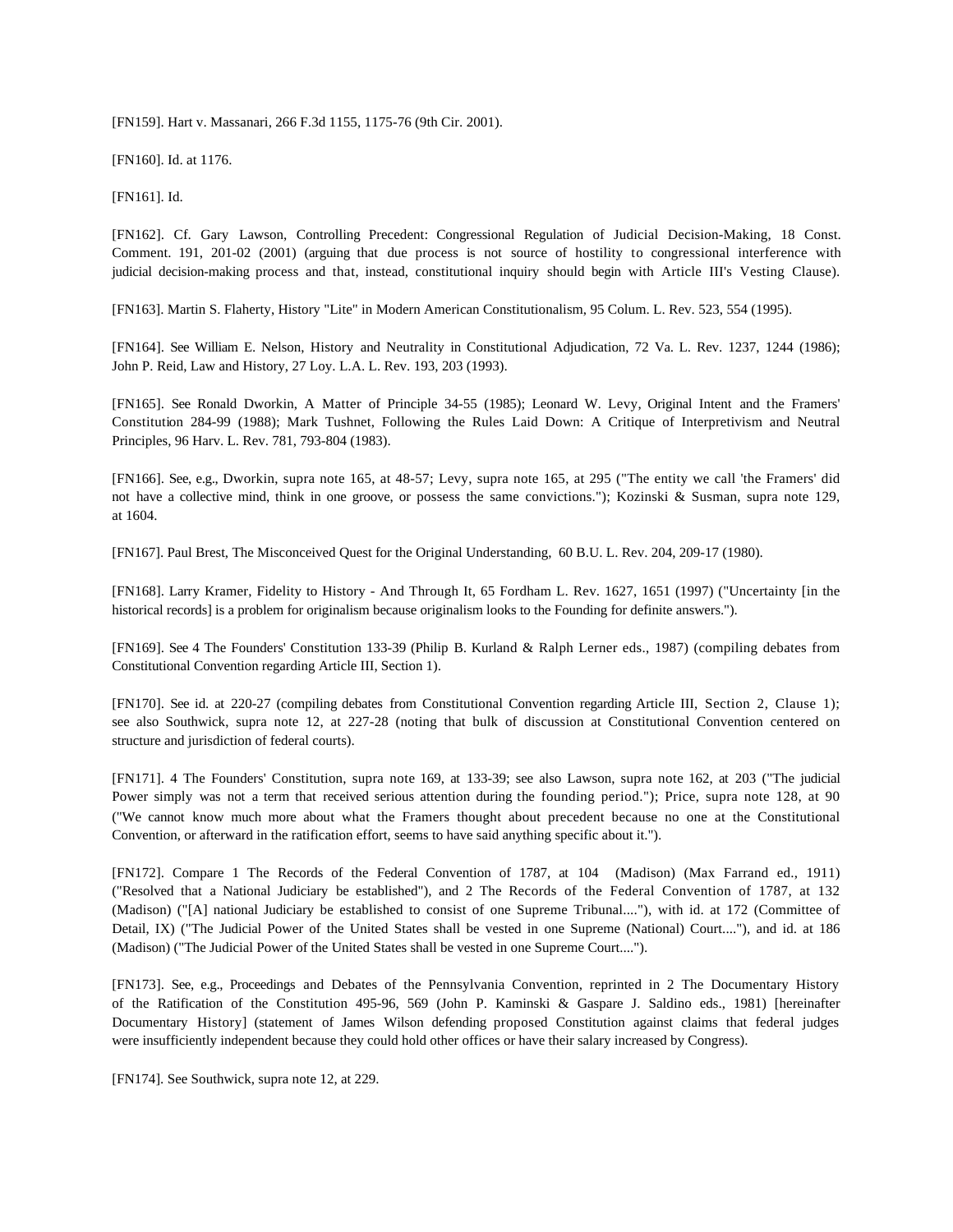[FN159]. Hart v. Massanari, 266 F.3d 1155, 1175-76 (9th Cir. 2001).

[FN160]. Id. at 1176.

[FN161]. Id.

[FN162]. Cf. Gary Lawson, Controlling Precedent: Congressional Regulation of Judicial Decision-Making, 18 Const. Comment. 191, 201-02 (2001) (arguing that due process is not source of hostility to congressional interference with judicial decision-making process and that, instead, constitutional inquiry should begin with Article III's Vesting Clause).

[FN163]. Martin S. Flaherty, History "Lite" in Modern American Constitutionalism, 95 Colum. L. Rev. 523, 554 (1995).

[FN164]. See William E. Nelson, History and Neutrality in Constitutional Adjudication, 72 Va. L. Rev. 1237, 1244 (1986); John P. Reid, Law and History, 27 Loy. L.A. L. Rev. 193, 203 (1993).

[FN165]. See Ronald Dworkin, A Matter of Principle 34-55 (1985); Leonard W. Levy, Original Intent and the Framers' Constitution 284-99 (1988); Mark Tushnet, Following the Rules Laid Down: A Critique of Interpretivism and Neutral Principles, 96 Harv. L. Rev. 781, 793-804 (1983).

[FN166]. See, e.g., Dworkin, supra note 165, at 48-57; Levy, supra note 165, at 295 ("The entity we call 'the Framers' did not have a collective mind, think in one groove, or possess the same convictions."); Kozinski & Susman, supra note 129, at 1604.

[FN167]. Paul Brest, The Misconceived Quest for the Original Understanding, 60 B.U. L. Rev. 204, 209-17 (1980).

[FN168]. Larry Kramer, Fidelity to History - And Through It, 65 Fordham L. Rev. 1627, 1651 (1997) ("Uncertainty [in the historical records] is a problem for originalism because originalism looks to the Founding for definite answers.").

[FN169]. See 4 The Founders' Constitution 133-39 (Philip B. Kurland & Ralph Lerner eds., 1987) (compiling debates from Constitutional Convention regarding Article III, Section 1).

[FN170]. See id. at 220-27 (compiling debates from Constitutional Convention regarding Article III, Section 2, Clause 1); see also Southwick, supra note 12, at 227-28 (noting that bulk of discussion at Constitutional Convention centered on structure and jurisdiction of federal courts).

[FN171]. 4 The Founders' Constitution, supra note 169, at 133-39; see also Lawson, supra note 162, at 203 ("The judicial Power simply was not a term that received serious attention during the founding period."); Price, supra note 128, at 90 ("We cannot know much more about what the Framers thought about precedent because no one at the Constitutional Convention, or afterward in the ratification effort, seems to have said anything specific about it.").

[FN172]. Compare 1 The Records of the Federal Convention of 1787, at 104 (Madison) (Max Farrand ed., 1911) ("Resolved that a National Judiciary be established"), and 2 The Records of the Federal Convention of 1787, at 132 (Madison) ("[A] national Judiciary be established to consist of one Supreme Tribunal...."), with id. at 172 (Committee of Detail, IX) ("The Judicial Power of the United States shall be vested in one Supreme (National) Court...."), and id. at 186 (Madison) ("The Judicial Power of the United States shall be vested in one Supreme Court....").

[FN173]. See, e.g., Proceedings and Debates of the Pennsylvania Convention, reprinted in 2 The Documentary History of the Ratification of the Constitution 495-96, 569 (John P. Kaminski & Gaspare J. Saldino eds., 1981) [hereinafter Documentary History] (statement of James Wilson defending proposed Constitution against claims that federal judges were insufficiently independent because they could hold other offices or have their salary increased by Congress).

[FN174]. See Southwick, supra note 12, at 229.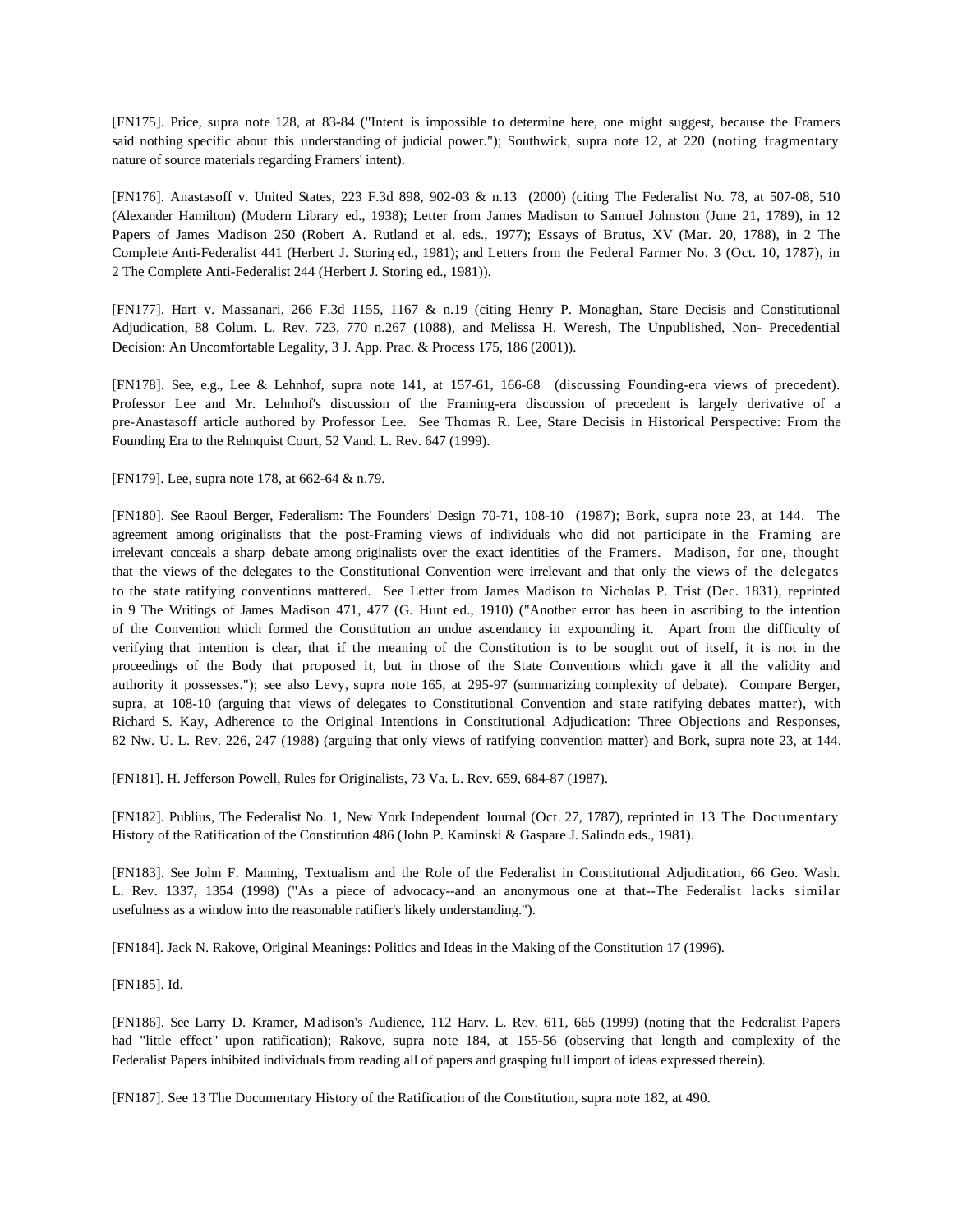[FN175]. Price, supra note 128, at 83-84 ("Intent is impossible to determine here, one might suggest, because the Framers said nothing specific about this understanding of judicial power."); Southwick, supra note 12, at 220 (noting fragmentary nature of source materials regarding Framers' intent).

[FN176]. Anastasoff v. United States, 223 F.3d 898, 902-03 & n.13 (2000) (citing The Federalist No. 78, at 507-08, 510 (Alexander Hamilton) (Modern Library ed., 1938); Letter from James Madison to Samuel Johnston (June 21, 1789), in 12 Papers of James Madison 250 (Robert A. Rutland et al. eds., 1977); Essays of Brutus, XV (Mar. 20, 1788), in 2 The Complete Anti-Federalist 441 (Herbert J. Storing ed., 1981); and Letters from the Federal Farmer No. 3 (Oct. 10, 1787), in 2 The Complete Anti-Federalist 244 (Herbert J. Storing ed., 1981)).

[FN177]. Hart v. Massanari, 266 F.3d 1155, 1167 & n.19 (citing Henry P. Monaghan, Stare Decisis and Constitutional Adjudication, 88 Colum. L. Rev. 723, 770 n.267 (1088), and Melissa H. Weresh, The Unpublished, Non- Precedential Decision: An Uncomfortable Legality, 3 J. App. Prac. & Process 175, 186 (2001)).

[FN178]. See, e.g., Lee & Lehnhof, supra note 141, at 157-61, 166-68 (discussing Founding-era views of precedent). Professor Lee and Mr. Lehnhof's discussion of the Framing-era discussion of precedent is largely derivative of a pre-Anastasoff article authored by Professor Lee. See Thomas R. Lee, Stare Decisis in Historical Perspective: From the Founding Era to the Rehnquist Court, 52 Vand. L. Rev. 647 (1999).

[FN179]. Lee, supra note 178, at 662-64 & n.79.

[FN180]. See Raoul Berger, Federalism: The Founders' Design 70-71, 108-10 (1987); Bork, supra note 23, at 144. The agreement among originalists that the post-Framing views of individuals who did not participate in the Framing are irrelevant conceals a sharp debate among originalists over the exact identities of the Framers. Madison, for one, thought that the views of the delegates to the Constitutional Convention were irrelevant and that only the views of the delegates to the state ratifying conventions mattered. See Letter from James Madison to Nicholas P. Trist (Dec. 1831), reprinted in 9 The Writings of James Madison 471, 477 (G. Hunt ed., 1910) ("Another error has been in ascribing to the intention of the Convention which formed the Constitution an undue ascendancy in expounding it. Apart from the difficulty of verifying that intention is clear, that if the meaning of the Constitution is to be sought out of itself, it is not in the proceedings of the Body that proposed it, but in those of the State Conventions which gave it all the validity and authority it possesses."); see also Levy, supra note 165, at 295-97 (summarizing complexity of debate). Compare Berger, supra, at 108-10 (arguing that views of delegates to Constitutional Convention and state ratifying debates matter), with Richard S. Kay, Adherence to the Original Intentions in Constitutional Adjudication: Three Objections and Responses, 82 Nw. U. L. Rev. 226, 247 (1988) (arguing that only views of ratifying convention matter) and Bork, supra note 23, at 144.

[FN181]. H. Jefferson Powell, Rules for Originalists, 73 Va. L. Rev. 659, 684-87 (1987).

[FN182]. Publius, The Federalist No. 1, New York Independent Journal (Oct. 27, 1787), reprinted in 13 The Documentary History of the Ratification of the Constitution 486 (John P. Kaminski & Gaspare J. Salindo eds., 1981).

[FN183]. See John F. Manning, Textualism and the Role of the Federalist in Constitutional Adjudication, 66 Geo. Wash. L. Rev. 1337, 1354 (1998) ("As a piece of advocacy--and an anonymous one at that--The Federalist lacks similar usefulness as a window into the reasonable ratifier's likely understanding.").

[FN184]. Jack N. Rakove, Original Meanings: Politics and Ideas in the Making of the Constitution 17 (1996).

[FN185]. Id.

[FN186]. See Larry D. Kramer, Madison's Audience, 112 Harv. L. Rev. 611, 665 (1999) (noting that the Federalist Papers had "little effect" upon ratification); Rakove, supra note 184, at 155-56 (observing that length and complexity of the Federalist Papers inhibited individuals from reading all of papers and grasping full import of ideas expressed therein).

[FN187]. See 13 The Documentary History of the Ratification of the Constitution, supra note 182, at 490.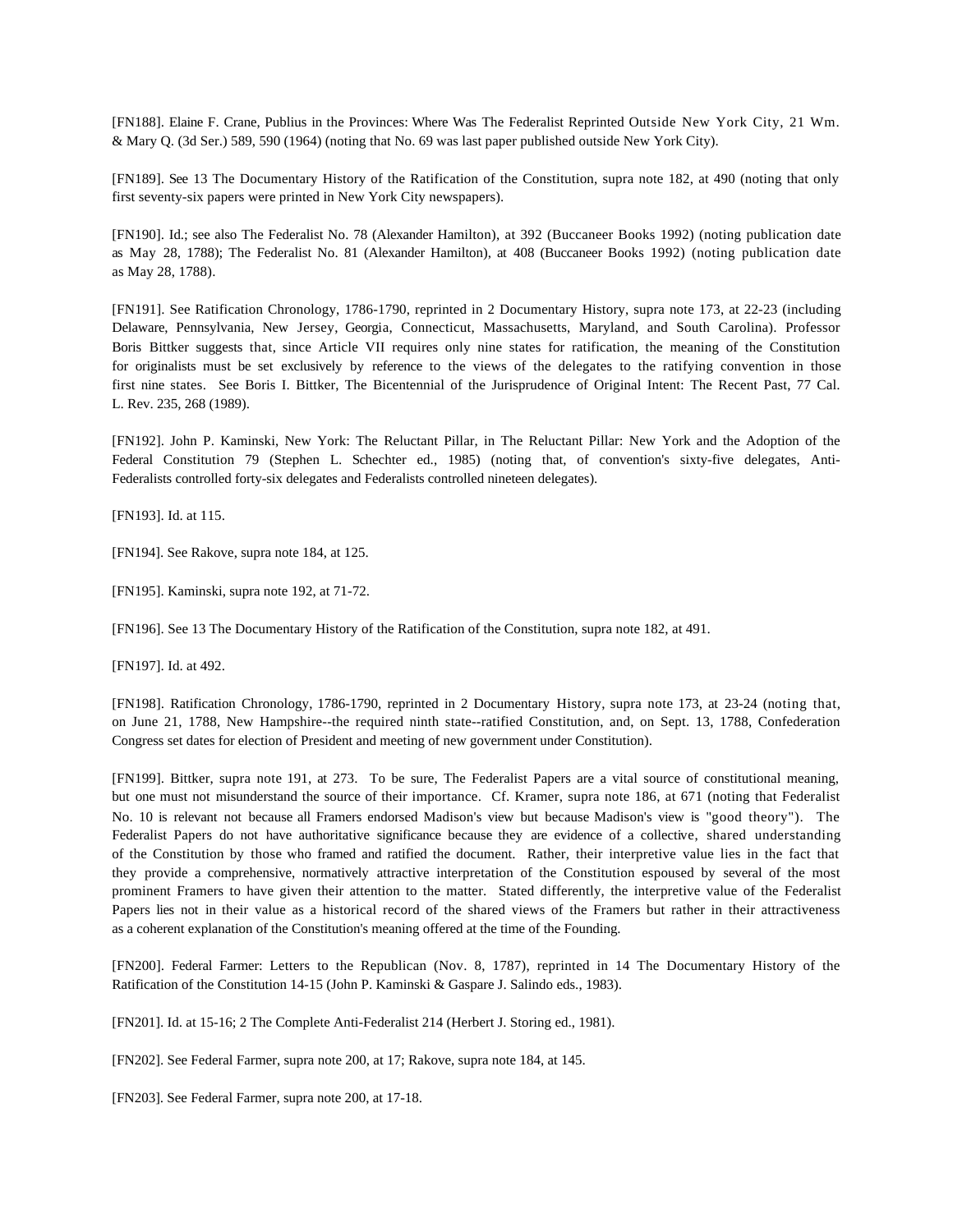[FN188]. Elaine F. Crane, Publius in the Provinces: Where Was The Federalist Reprinted Outside New York City, 21 Wm. & Mary Q. (3d Ser.) 589, 590 (1964) (noting that No. 69 was last paper published outside New York City).

[FN189]. See 13 The Documentary History of the Ratification of the Constitution, supra note 182, at 490 (noting that only first seventy-six papers were printed in New York City newspapers).

[FN190]. Id.; see also The Federalist No. 78 (Alexander Hamilton), at 392 (Buccaneer Books 1992) (noting publication date as May 28, 1788); The Federalist No. 81 (Alexander Hamilton), at 408 (Buccaneer Books 1992) (noting publication date as May 28, 1788).

[FN191]. See Ratification Chronology, 1786-1790, reprinted in 2 Documentary History, supra note 173, at 22-23 (including Delaware, Pennsylvania, New Jersey, Georgia, Connecticut, Massachusetts, Maryland, and South Carolina). Professor Boris Bittker suggests that, since Article VII requires only nine states for ratification, the meaning of the Constitution for originalists must be set exclusively by reference to the views of the delegates to the ratifying convention in those first nine states. See Boris I. Bittker, The Bicentennial of the Jurisprudence of Original Intent: The Recent Past, 77 Cal. L. Rev. 235, 268 (1989).

[FN192]. John P. Kaminski, New York: The Reluctant Pillar, in The Reluctant Pillar: New York and the Adoption of the Federal Constitution 79 (Stephen L. Schechter ed., 1985) (noting that, of convention's sixty-five delegates, Anti-Federalists controlled forty-six delegates and Federalists controlled nineteen delegates).

[FN193]. Id. at 115.

[FN194]. See Rakove, supra note 184, at 125.

[FN195]. Kaminski, supra note 192, at 71-72.

[FN196]. See 13 The Documentary History of the Ratification of the Constitution, supra note 182, at 491.

[FN197]. Id. at 492.

[FN198]. Ratification Chronology, 1786-1790, reprinted in 2 Documentary History, supra note 173, at 23-24 (noting that, on June 21, 1788, New Hampshire--the required ninth state--ratified Constitution, and, on Sept. 13, 1788, Confederation Congress set dates for election of President and meeting of new government under Constitution).

[FN199]. Bittker, supra note 191, at 273. To be sure, The Federalist Papers are a vital source of constitutional meaning, but one must not misunderstand the source of their importance. Cf. Kramer, supra note 186, at 671 (noting that Federalist No. 10 is relevant not because all Framers endorsed Madison's view but because Madison's view is "good theory"). The Federalist Papers do not have authoritative significance because they are evidence of a collective, shared understanding of the Constitution by those who framed and ratified the document. Rather, their interpretive value lies in the fact that they provide a comprehensive, normatively attractive interpretation of the Constitution espoused by several of the most prominent Framers to have given their attention to the matter. Stated differently, the interpretive value of the Federalist Papers lies not in their value as a historical record of the shared views of the Framers but rather in their attractiveness as a coherent explanation of the Constitution's meaning offered at the time of the Founding.

[FN200]. Federal Farmer: Letters to the Republican (Nov. 8, 1787), reprinted in 14 The Documentary History of the Ratification of the Constitution 14-15 (John P. Kaminski & Gaspare J. Salindo eds., 1983).

[FN201]. Id. at 15-16; 2 The Complete Anti-Federalist 214 (Herbert J. Storing ed., 1981).

[FN202]. See Federal Farmer, supra note 200, at 17; Rakove, supra note 184, at 145.

[FN203]. See Federal Farmer, supra note 200, at 17-18.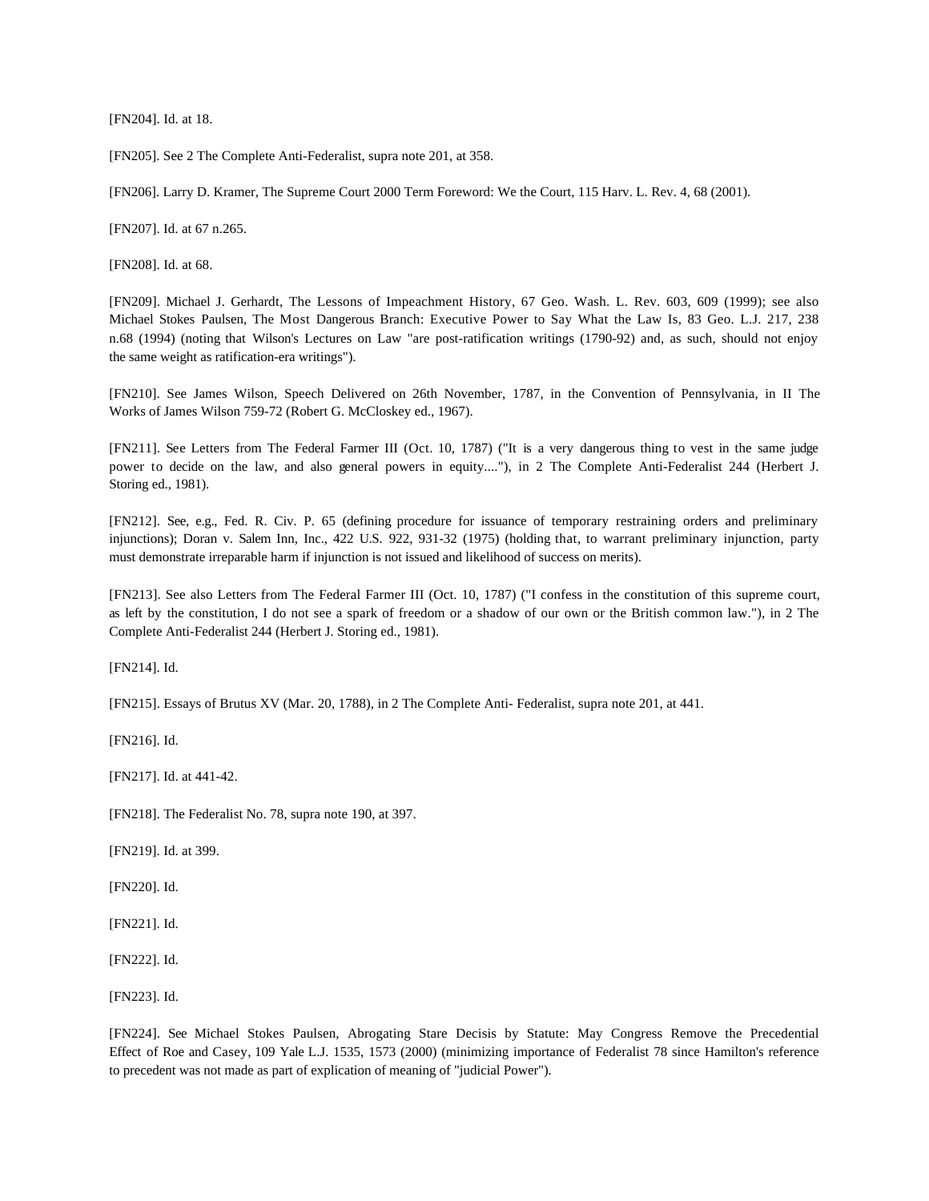[FN204]. Id. at 18.

[FN205]. See 2 The Complete Anti-Federalist, supra note 201, at 358.

[FN206]. Larry D. Kramer, The Supreme Court 2000 Term Foreword: We the Court, 115 Harv. L. Rev. 4, 68 (2001).

[FN207]. Id. at 67 n.265.

[FN208]. Id. at 68.

[FN209]. Michael J. Gerhardt, The Lessons of Impeachment History, 67 Geo. Wash. L. Rev. 603, 609 (1999); see also Michael Stokes Paulsen, The Most Dangerous Branch: Executive Power to Say What the Law Is, 83 Geo. L.J. 217, 238 n.68 (1994) (noting that Wilson's Lectures on Law "are post-ratification writings (1790-92) and, as such, should not enjoy the same weight as ratification-era writings").

[FN210]. See James Wilson, Speech Delivered on 26th November, 1787, in the Convention of Pennsylvania, in II The Works of James Wilson 759-72 (Robert G. McCloskey ed., 1967).

[FN211]. See Letters from The Federal Farmer III (Oct. 10, 1787) ("It is a very dangerous thing to vest in the same judge power to decide on the law, and also general powers in equity...."), in 2 The Complete Anti-Federalist 244 (Herbert J. Storing ed., 1981).

[FN212]. See, e.g., Fed. R. Civ. P. 65 (defining procedure for issuance of temporary restraining orders and preliminary injunctions); Doran v. Salem Inn, Inc., 422 U.S. 922, 931-32 (1975) (holding that, to warrant preliminary injunction, party must demonstrate irreparable harm if injunction is not issued and likelihood of success on merits).

[FN213]. See also Letters from The Federal Farmer III (Oct. 10, 1787) ("I confess in the constitution of this supreme court, as left by the constitution, I do not see a spark of freedom or a shadow of our own or the British common law."), in 2 The Complete Anti-Federalist 244 (Herbert J. Storing ed., 1981).

[FN214]. Id.

[FN215]. Essays of Brutus XV (Mar. 20, 1788), in 2 The Complete Anti- Federalist, supra note 201, at 441.

[FN216]. Id.

[FN217]. Id. at 441-42.

[FN218]. The Federalist No. 78, supra note 190, at 397.

[FN219]. Id. at 399.

[FN220]. Id.

[FN221]. Id.

[FN222]. Id.

[FN223]. Id.

[FN224]. See Michael Stokes Paulsen, Abrogating Stare Decisis by Statute: May Congress Remove the Precedential Effect of Roe and Casey, 109 Yale L.J. 1535, 1573 (2000) (minimizing importance of Federalist 78 since Hamilton's reference to precedent was not made as part of explication of meaning of "judicial Power").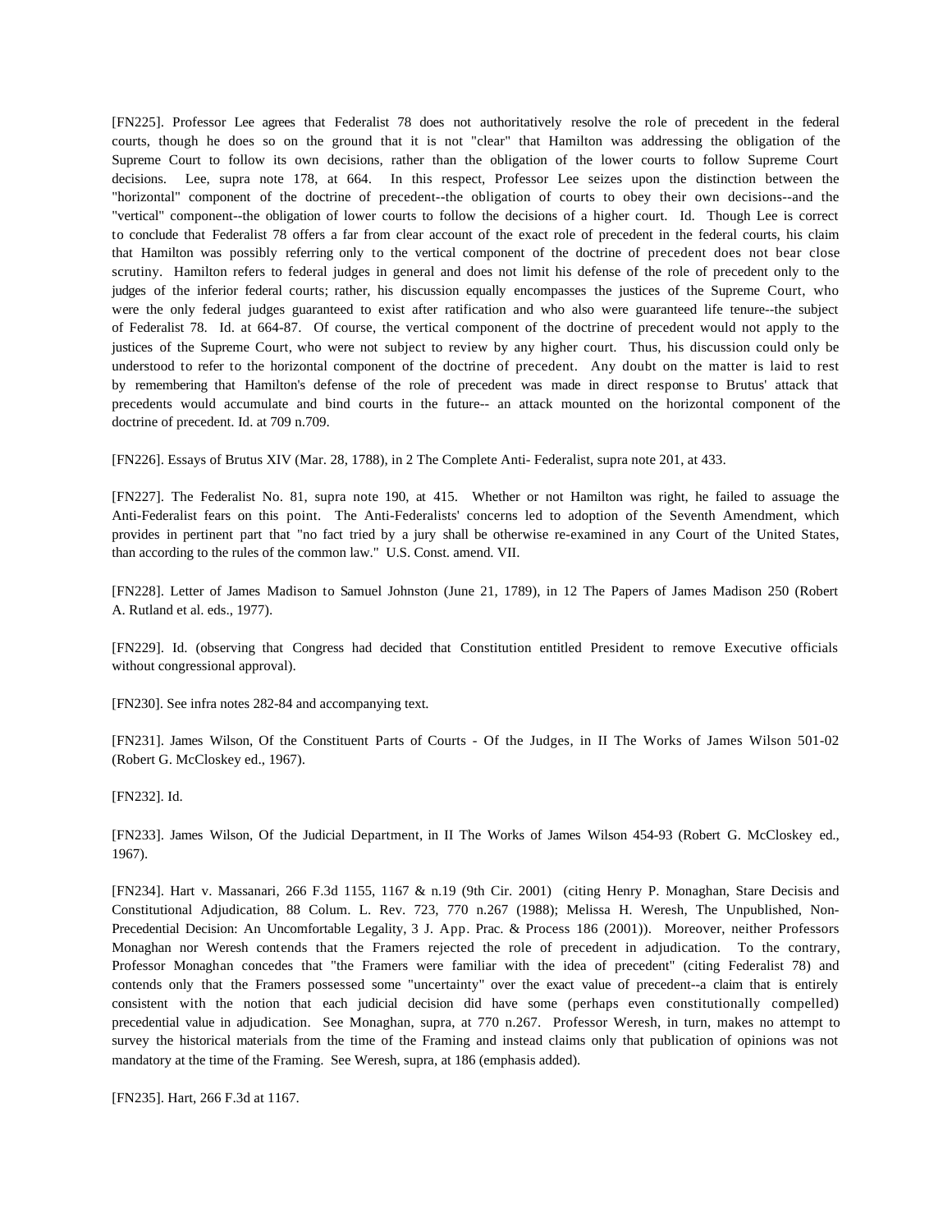[FN225]. Professor Lee agrees that Federalist 78 does not authoritatively resolve the role of precedent in the federal courts, though he does so on the ground that it is not "clear" that Hamilton was addressing the obligation of the Supreme Court to follow its own decisions, rather than the obligation of the lower courts to follow Supreme Court decisions. Lee, supra note 178, at 664. In this respect, Professor Lee seizes upon the distinction between the "horizontal" component of the doctrine of precedent--the obligation of courts to obey their own decisions--and the "vertical" component--the obligation of lower courts to follow the decisions of a higher court. Id. Though Lee is correct to conclude that Federalist 78 offers a far from clear account of the exact role of precedent in the federal courts, his claim that Hamilton was possibly referring only to the vertical component of the doctrine of precedent does not bear close scrutiny. Hamilton refers to federal judges in general and does not limit his defense of the role of precedent only to the judges of the inferior federal courts; rather, his discussion equally encompasses the justices of the Supreme Court, who were the only federal judges guaranteed to exist after ratification and who also were guaranteed life tenure--the subject of Federalist 78. Id. at 664-87. Of course, the vertical component of the doctrine of precedent would not apply to the justices of the Supreme Court, who were not subject to review by any higher court. Thus, his discussion could only be understood to refer to the horizontal component of the doctrine of precedent. Any doubt on the matter is laid to rest by remembering that Hamilton's defense of the role of precedent was made in direct response to Brutus' attack that precedents would accumulate and bind courts in the future-- an attack mounted on the horizontal component of the doctrine of precedent. Id. at 709 n.709.

[FN226]. Essays of Brutus XIV (Mar. 28, 1788), in 2 The Complete Anti- Federalist, supra note 201, at 433.

[FN227]. The Federalist No. 81, supra note 190, at 415. Whether or not Hamilton was right, he failed to assuage the Anti-Federalist fears on this point. The Anti-Federalists' concerns led to adoption of the Seventh Amendment, which provides in pertinent part that "no fact tried by a jury shall be otherwise re-examined in any Court of the United States, than according to the rules of the common law." U.S. Const. amend. VII.

[FN228]. Letter of James Madison to Samuel Johnston (June 21, 1789), in 12 The Papers of James Madison 250 (Robert A. Rutland et al. eds., 1977).

[FN229]. Id. (observing that Congress had decided that Constitution entitled President to remove Executive officials without congressional approval).

[FN230]. See infra notes 282-84 and accompanying text.

[FN231]. James Wilson, Of the Constituent Parts of Courts - Of the Judges, in II The Works of James Wilson 501-02 (Robert G. McCloskey ed., 1967).

[FN232]. Id.

[FN233]. James Wilson, Of the Judicial Department, in II The Works of James Wilson 454-93 (Robert G. McCloskey ed., 1967).

[FN234]. Hart v. Massanari, 266 F.3d 1155, 1167 & n.19 (9th Cir. 2001) (citing Henry P. Monaghan, Stare Decisis and Constitutional Adjudication, 88 Colum. L. Rev. 723, 770 n.267 (1988); Melissa H. Weresh, The Unpublished, Non-Precedential Decision: An Uncomfortable Legality, 3 J. App. Prac. & Process 186 (2001)). Moreover, neither Professors Monaghan nor Weresh contends that the Framers rejected the role of precedent in adjudication. To the contrary, Professor Monaghan concedes that "the Framers were familiar with the idea of precedent" (citing Federalist 78) and contends only that the Framers possessed some "uncertainty" over the exact value of precedent--a claim that is entirely consistent with the notion that each judicial decision did have some (perhaps even constitutionally compelled) precedential value in adjudication. See Monaghan, supra, at 770 n.267. Professor Weresh, in turn, makes no attempt to survey the historical materials from the time of the Framing and instead claims only that publication of opinions was not mandatory at the time of the Framing. See Weresh, supra, at 186 (emphasis added).

[FN235]. Hart, 266 F.3d at 1167.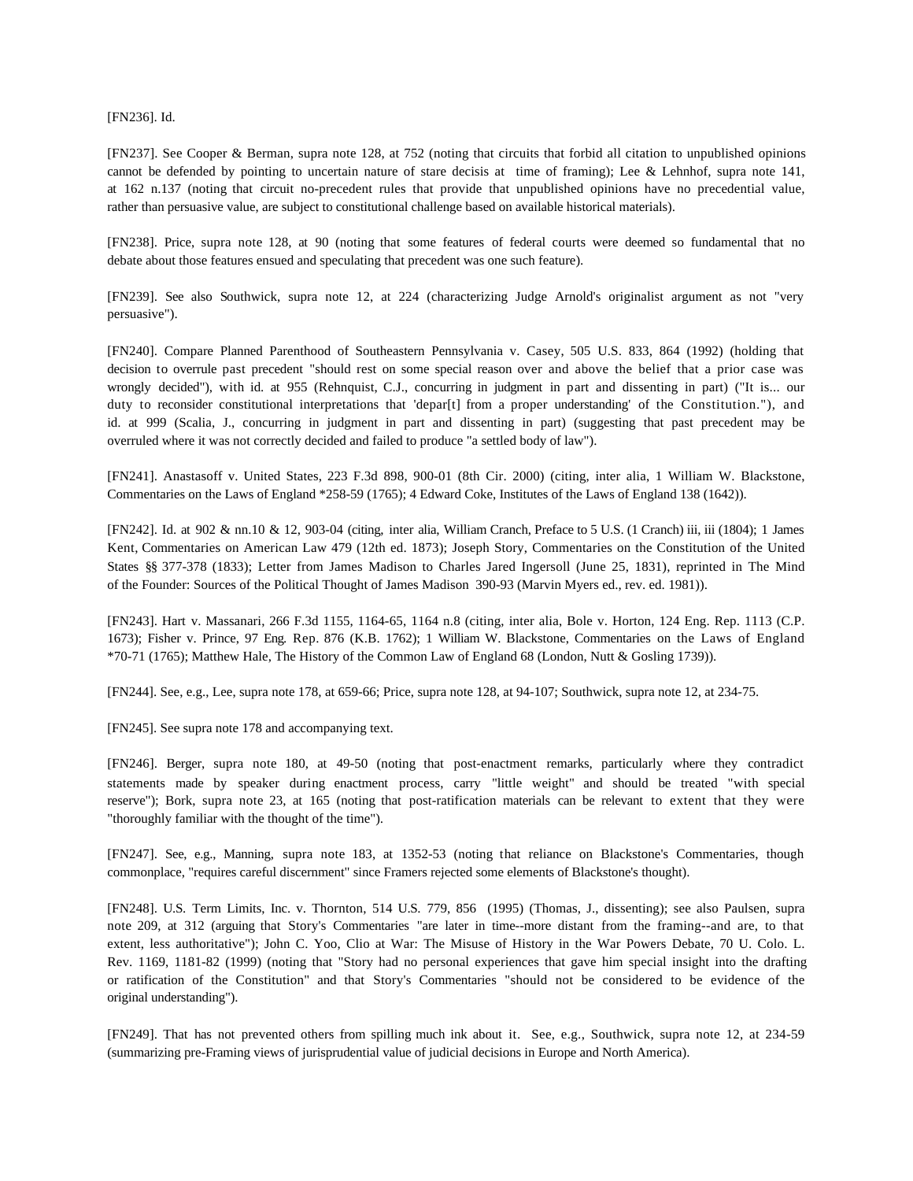[FN236]. Id.

[FN237]. See Cooper & Berman, supra note 128, at 752 (noting that circuits that forbid all citation to unpublished opinions cannot be defended by pointing to uncertain nature of stare decisis at time of framing); Lee & Lehnhof, supra note 141, at 162 n.137 (noting that circuit no-precedent rules that provide that unpublished opinions have no precedential value, rather than persuasive value, are subject to constitutional challenge based on available historical materials).

[FN238]. Price, supra note 128, at 90 (noting that some features of federal courts were deemed so fundamental that no debate about those features ensued and speculating that precedent was one such feature).

[FN239]. See also Southwick, supra note 12, at 224 (characterizing Judge Arnold's originalist argument as not "very persuasive").

[FN240]. Compare Planned Parenthood of Southeastern Pennsylvania v. Casey, 505 U.S. 833, 864 (1992) (holding that decision to overrule past precedent "should rest on some special reason over and above the belief that a prior case was wrongly decided"), with id. at 955 (Rehnquist, C.J., concurring in judgment in part and dissenting in part) ("It is... our duty to reconsider constitutional interpretations that 'depar[t] from a proper understanding' of the Constitution."), and id. at 999 (Scalia, J., concurring in judgment in part and dissenting in part) (suggesting that past precedent may be overruled where it was not correctly decided and failed to produce "a settled body of law").

[FN241]. Anastasoff v. United States, 223 F.3d 898, 900-01 (8th Cir. 2000) (citing, inter alia, 1 William W. Blackstone, Commentaries on the Laws of England *258-59 (1765); 4 Edward Coke, Institutes of the Laws of England 138 (1642)).

[FN242]. Id. at 902 & nn.10 & 12, 903-04 (citing, inter alia, William Cranch, Preface to 5 U.S. (1 Cranch) iii, iii (1804); 1 James Kent, Commentaries on American Law 479 (12th ed. 1873); Joseph Story, Commentaries on the Constitution of the United States §§ 377-378 (1833); Letter from James Madison to Charles Jared Ingersoll (June 25, 1831), reprinted in The Mind of the Founder: Sources of the Political Thought of James Madison 390-93 (Marvin Myers ed., rev. ed. 1981)).

[FN243]. Hart v. Massanari, 266 F.3d 1155, 1164-65, 1164 n.8 (citing, inter alia, Bole v. Horton, 124 Eng. Rep. 1113 (C.P. 1673); Fisher v. Prince, 97 Eng. Rep. 876 (K.B. 1762); 1 William W. Blackstone, Commentaries on the Laws of England *70-71 (1765); Matthew Hale, The History of the Common Law of England 68 (London, Nutt & Gosling 1739)).

[FN244]. See, e.g., Lee, supra note 178, at 659-66; Price, supra note 128, at 94-107; Southwick, supra note 12, at 234-75.

[FN245]. See supra note 178 and accompanying text.

[FN246]. Berger, supra note 180, at 49-50 (noting that post-enactment remarks, particularly where they contradict statements made by speaker during enactment process, carry "little weight" and should be treated "with special reserve"); Bork, supra note 23, at 165 (noting that post-ratification materials can be relevant to extent that they were "thoroughly familiar with the thought of the time").

[FN247]. See, e.g., Manning, supra note 183, at 1352-53 (noting that reliance on Blackstone's Commentaries, though commonplace, "requires careful discernment" since Framers rejected some elements of Blackstone's thought).

[FN248]. U.S. Term Limits, Inc. v. Thornton, 514 U.S. 779, 856 (1995) (Thomas, J., dissenting); see also Paulsen, supra note 209, at 312 (arguing that Story's Commentaries "are later in time--more distant from the framing--and are, to that extent, less authoritative"); John C. Yoo, Clio at War: The Misuse of History in the War Powers Debate, 70 U. Colo. L. Rev. 1169, 1181-82 (1999) (noting that "Story had no personal experiences that gave him special insight into the drafting or ratification of the Constitution" and that Story's Commentaries "should not be considered to be evidence of the original understanding").

[FN249]. That has not prevented others from spilling much ink about it. See, e.g., Southwick, supra note 12, at 234-59 (summarizing pre-Framing views of jurisprudential value of judicial decisions in Europe and North America).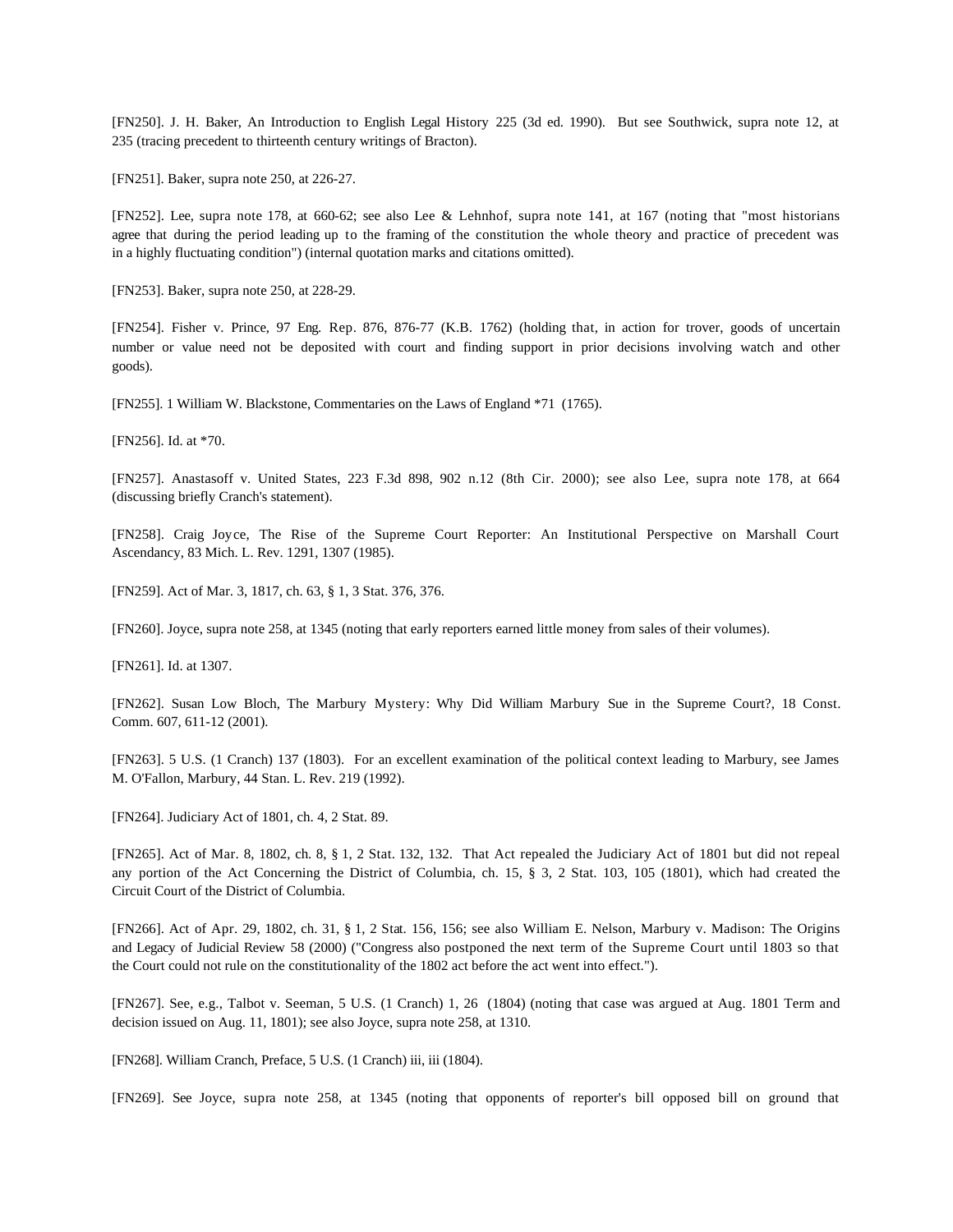[FN250]. J. H. Baker, An Introduction to English Legal History 225 (3d ed. 1990). But see Southwick, supra note 12, at 235 (tracing precedent to thirteenth century writings of Bracton).

[FN251]. Baker, supra note 250, at 226-27.

[FN252]. Lee, supra note 178, at 660-62; see also Lee & Lehnhof, supra note 141, at 167 (noting that "most historians agree that during the period leading up to the framing of the constitution the whole theory and practice of precedent was in a highly fluctuating condition") (internal quotation marks and citations omitted).

[FN253]. Baker, supra note 250, at 228-29.

[FN254]. Fisher v. Prince, 97 Eng. Rep. 876, 876-77 (K.B. 1762) (holding that, in action for trover, goods of uncertain number or value need not be deposited with court and finding support in prior decisions involving watch and other goods).

[FN255]. 1 William W. Blackstone, Commentaries on the Laws of England *71 (1765).

[FN256]. Id. at *70.

[FN257]. Anastasoff v. United States, 223 F.3d 898, 902 n.12 (8th Cir. 2000); see also Lee, supra note 178, at 664 (discussing briefly Cranch's statement).

[FN258]. Craig Joyce, The Rise of the Supreme Court Reporter: An Institutional Perspective on Marshall Court Ascendancy, 83 Mich. L. Rev. 1291, 1307 (1985).

[FN259]. Act of Mar. 3, 1817, ch. 63, § 1, 3 Stat. 376, 376.

[FN260]. Joyce, supra note 258, at 1345 (noting that early reporters earned little money from sales of their volumes).

[FN261]. Id. at 1307.

[FN262]. Susan Low Bloch, The Marbury Mystery: Why Did William Marbury Sue in the Supreme Court?, 18 Const. Comm. 607, 611-12 (2001).

[FN263]. 5 U.S. (1 Cranch) 137 (1803). For an excellent examination of the political context leading to Marbury, see James M. O'Fallon, Marbury, 44 Stan. L. Rev. 219 (1992).

[FN264]. Judiciary Act of 1801, ch. 4, 2 Stat. 89.

[FN265]. Act of Mar. 8, 1802, ch. 8, § 1, 2 Stat. 132, 132. That Act repealed the Judiciary Act of 1801 but did not repeal any portion of the Act Concerning the District of Columbia, ch. 15, § 3, 2 Stat. 103, 105 (1801), which had created the Circuit Court of the District of Columbia.

[FN266]. Act of Apr. 29, 1802, ch. 31, § 1, 2 Stat. 156, 156; see also William E. Nelson, Marbury v. Madison: The Origins and Legacy of Judicial Review 58 (2000) ("Congress also postponed the next term of the Supreme Court until 1803 so that the Court could not rule on the constitutionality of the 1802 act before the act went into effect.").

[FN267]. See, e.g., Talbot v. Seeman, 5 U.S. (1 Cranch) 1, 26 (1804) (noting that case was argued at Aug. 1801 Term and decision issued on Aug. 11, 1801); see also Joyce, supra note 258, at 1310.

[FN268]. William Cranch, Preface, 5 U.S. (1 Cranch) iii, iii (1804).

[FN269]. See Joyce, supra note 258, at 1345 (noting that opponents of reporter's bill opposed bill on ground that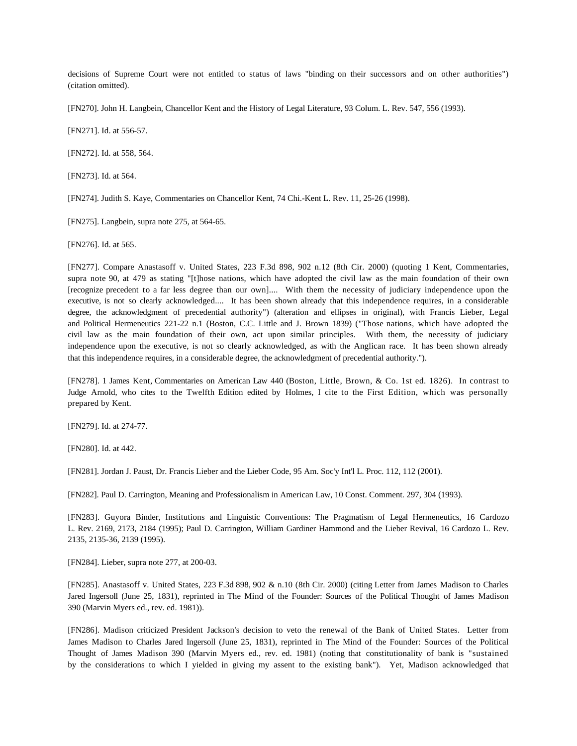decisions of Supreme Court were not entitled to status of laws "binding on their successors and on other authorities") (citation omitted).

[FN270]. John H. Langbein, Chancellor Kent and the History of Legal Literature, 93 Colum. L. Rev. 547, 556 (1993).

[FN271]. Id. at 556-57.

[FN272]. Id. at 558, 564.

[FN273]. Id. at 564.

[FN274]. Judith S. Kaye, Commentaries on Chancellor Kent, 74 Chi.-Kent L. Rev. 11, 25-26 (1998).

[FN275]. Langbein, supra note 275, at 564-65.

[FN276]. Id. at 565.

[FN277]. Compare Anastasoff v. United States, 223 F.3d 898, 902 n.12 (8th Cir. 2000) (quoting 1 Kent, Commentaries, supra note 90, at 479 as stating "[t]hose nations, which have adopted the civil law as the main foundation of their own [recognize precedent to a far less degree than our own].... With them the necessity of judiciary independence upon the executive, is not so clearly acknowledged.... It has been shown already that this independence requires, in a considerable degree, the acknowledgment of precedential authority") (alteration and ellipses in original), with Francis Lieber, Legal and Political Hermeneutics 221-22 n.1 (Boston, C.C. Little and J. Brown 1839) ("Those nations, which have adopted the civil law as the main foundation of their own, act upon similar principles. With them, the necessity of judiciary independence upon the executive, is not so clearly acknowledged, as with the Anglican race. It has been shown already that this independence requires, in a considerable degree, the acknowledgment of precedential authority.").

[FN278]. 1 James Kent, Commentaries on American Law 440 (Boston, Little, Brown, & Co. 1st ed. 1826). In contrast to Judge Arnold, who cites to the Twelfth Edition edited by Holmes, I cite to the First Edition, which was personally prepared by Kent.

[FN279]. Id. at 274-77.

[FN280]. Id. at 442.

[FN281]. Jordan J. Paust, Dr. Francis Lieber and the Lieber Code, 95 Am. Soc'y Int'l L. Proc. 112, 112 (2001).

[FN282]. Paul D. Carrington, Meaning and Professionalism in American Law, 10 Const. Comment. 297, 304 (1993).

[FN283]. Guyora Binder, Institutions and Linguistic Conventions: The Pragmatism of Legal Hermeneutics, 16 Cardozo L. Rev. 2169, 2173, 2184 (1995); Paul D. Carrington, William Gardiner Hammond and the Lieber Revival, 16 Cardozo L. Rev. 2135, 2135-36, 2139 (1995).

[FN284]. Lieber, supra note 277, at 200-03.

[FN285]. Anastasoff v. United States, 223 F.3d 898, 902 & n.10 (8th Cir. 2000) (citing Letter from James Madison to Charles Jared Ingersoll (June 25, 1831), reprinted in The Mind of the Founder: Sources of the Political Thought of James Madison 390 (Marvin Myers ed., rev. ed. 1981)).

[FN286]. Madison criticized President Jackson's decision to veto the renewal of the Bank of United States. Letter from James Madison to Charles Jared Ingersoll (June 25, 1831), reprinted in The Mind of the Founder: Sources of the Political Thought of James Madison 390 (Marvin Myers ed., rev. ed. 1981) (noting that constitutionality of bank is "sustained by the considerations to which I yielded in giving my assent to the existing bank"). Yet, Madison acknowledged that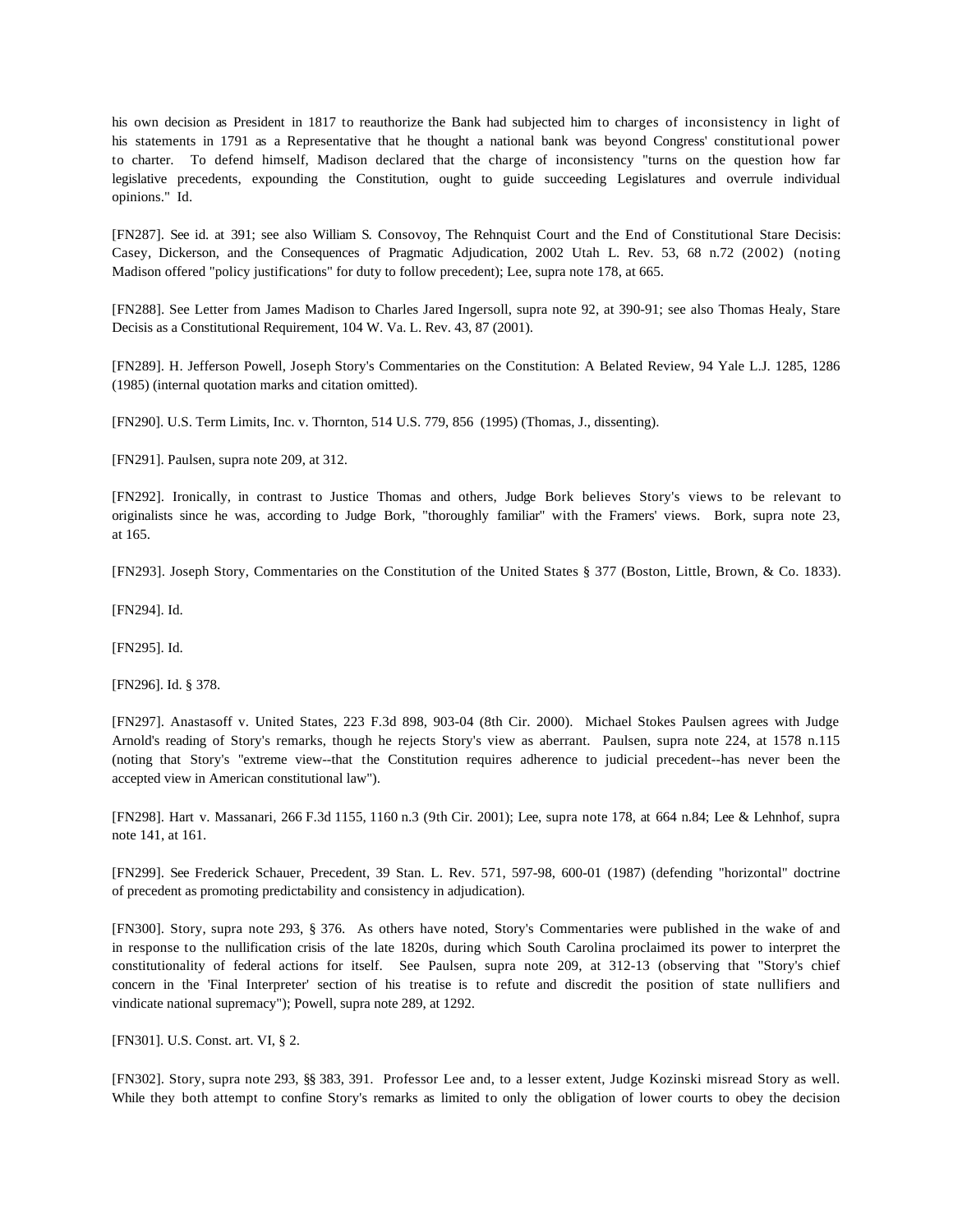his own decision as President in 1817 to reauthorize the Bank had subjected him to charges of inconsistency in light of his statements in 1791 as a Representative that he thought a national bank was beyond Congress' constitutional power to charter. To defend himself, Madison declared that the charge of inconsistency "turns on the question how far legislative precedents, expounding the Constitution, ought to guide succeeding Legislatures and overrule individual opinions." Id.

[FN287]. See id. at 391; see also William S. Consovoy, The Rehnquist Court and the End of Constitutional Stare Decisis: Casey, Dickerson, and the Consequences of Pragmatic Adjudication, 2002 Utah L. Rev. 53, 68 n.72 (2002) (noting Madison offered "policy justifications" for duty to follow precedent); Lee, supra note 178, at 665.

[FN288]. See Letter from James Madison to Charles Jared Ingersoll, supra note 92, at 390-91; see also Thomas Healy, Stare Decisis as a Constitutional Requirement, 104 W. Va. L. Rev. 43, 87 (2001).

[FN289]. H. Jefferson Powell, Joseph Story's Commentaries on the Constitution: A Belated Review, 94 Yale L.J. 1285, 1286 (1985) (internal quotation marks and citation omitted).

[FN290]. U.S. Term Limits, Inc. v. Thornton, 514 U.S. 779, 856 (1995) (Thomas, J., dissenting).

[FN291]. Paulsen, supra note 209, at 312.

[FN292]. Ironically, in contrast to Justice Thomas and others, Judge Bork believes Story's views to be relevant to originalists since he was, according to Judge Bork, "thoroughly familiar" with the Framers' views. Bork, supra note 23, at 165.

[FN293]. Joseph Story, Commentaries on the Constitution of the United States § 377 (Boston, Little, Brown, & Co. 1833).

[FN294]. Id.

[FN295]. Id.

[FN296]. Id. § 378.

[FN297]. Anastasoff v. United States, 223 F.3d 898, 903-04 (8th Cir. 2000). Michael Stokes Paulsen agrees with Judge Arnold's reading of Story's remarks, though he rejects Story's view as aberrant. Paulsen, supra note 224, at 1578 n.115 (noting that Story's "extreme view--that the Constitution requires adherence to judicial precedent--has never been the accepted view in American constitutional law").

[FN298]. Hart v. Massanari, 266 F.3d 1155, 1160 n.3 (9th Cir. 2001); Lee, supra note 178, at 664 n.84; Lee & Lehnhof, supra note 141, at 161.

[FN299]. See Frederick Schauer, Precedent, 39 Stan. L. Rev. 571, 597-98, 600-01 (1987) (defending "horizontal" doctrine of precedent as promoting predictability and consistency in adjudication).

[FN300]. Story, supra note 293, § 376. As others have noted, Story's Commentaries were published in the wake of and in response to the nullification crisis of the late 1820s, during which South Carolina proclaimed its power to interpret the constitutionality of federal actions for itself. See Paulsen, supra note 209, at 312-13 (observing that "Story's chief concern in the 'Final Interpreter' section of his treatise is to refute and discredit the position of state nullifiers and vindicate national supremacy"); Powell, supra note 289, at 1292.

[FN301]. U.S. Const. art. VI, § 2.

[FN302]. Story, supra note 293, §§ 383, 391. Professor Lee and, to a lesser extent, Judge Kozinski misread Story as well. While they both attempt to confine Story's remarks as limited to only the obligation of lower courts to obey the decision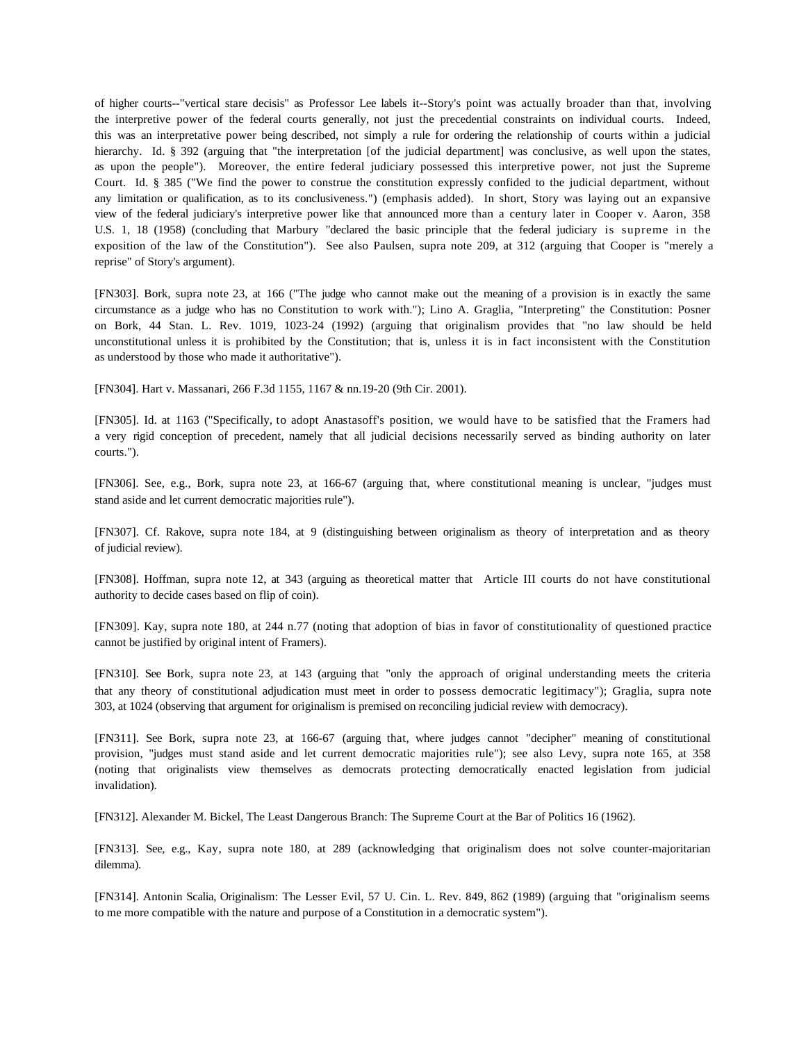of higher courts--"vertical stare decisis" as Professor Lee labels it--Story's point was actually broader than that, involving the interpretive power of the federal courts generally, not just the precedential constraints on individual courts. Indeed, this was an interpretative power being described, not simply a rule for ordering the relationship of courts within a judicial hierarchy. Id. § 392 (arguing that "the interpretation [of the judicial department] was conclusive, as well upon the states, as upon the people"). Moreover, the entire federal judiciary possessed this interpretive power, not just the Supreme Court. Id. § 385 ("We find the power to construe the constitution expressly confided to the judicial department, without any limitation or qualification, as to its conclusiveness.") (emphasis added). In short, Story was laying out an expansive view of the federal judiciary's interpretive power like that announced more than a century later in Cooper v. Aaron, 358 U.S. 1, 18 (1958) (concluding that Marbury "declared the basic principle that the federal judiciary is supreme in the exposition of the law of the Constitution"). See also Paulsen, supra note 209, at 312 (arguing that Cooper is "merely a reprise" of Story's argument).

[FN303]. Bork, supra note 23, at 166 ("The judge who cannot make out the meaning of a provision is in exactly the same circumstance as a judge who has no Constitution to work with."); Lino A. Graglia, "Interpreting" the Constitution: Posner on Bork, 44 Stan. L. Rev. 1019, 1023-24 (1992) (arguing that originalism provides that "no law should be held unconstitutional unless it is prohibited by the Constitution; that is, unless it is in fact inconsistent with the Constitution as understood by those who made it authoritative").

[FN304]. Hart v. Massanari, 266 F.3d 1155, 1167 & nn.19-20 (9th Cir. 2001).

[FN305]. Id. at 1163 ("Specifically, to adopt Anastasoff's position, we would have to be satisfied that the Framers had a very rigid conception of precedent, namely that all judicial decisions necessarily served as binding authority on later courts.").

[FN306]. See, e.g., Bork, supra note 23, at 166-67 (arguing that, where constitutional meaning is unclear, "judges must stand aside and let current democratic majorities rule").

[FN307]. Cf. Rakove, supra note 184, at 9 (distinguishing between originalism as theory of interpretation and as theory of judicial review).

[FN308]. Hoffman, supra note 12, at 343 (arguing as theoretical matter that Article III courts do not have constitutional authority to decide cases based on flip of coin).

[FN309]. Kay, supra note 180, at 244 n.77 (noting that adoption of bias in favor of constitutionality of questioned practice cannot be justified by original intent of Framers).

[FN310]. See Bork, supra note 23, at 143 (arguing that "only the approach of original understanding meets the criteria that any theory of constitutional adjudication must meet in order to possess democratic legitimacy"); Graglia, supra note 303, at 1024 (observing that argument for originalism is premised on reconciling judicial review with democracy).

[FN311]. See Bork, supra note 23, at 166-67 (arguing that, where judges cannot "decipher" meaning of constitutional provision, "judges must stand aside and let current democratic majorities rule"); see also Levy, supra note 165, at 358 (noting that originalists view themselves as democrats protecting democratically enacted legislation from judicial invalidation).

[FN312]. Alexander M. Bickel, The Least Dangerous Branch: The Supreme Court at the Bar of Politics 16 (1962).

[FN313]. See, e.g., Kay, supra note 180, at 289 (acknowledging that originalism does not solve counter-majoritarian dilemma).

[FN314]. Antonin Scalia, Originalism: The Lesser Evil, 57 U. Cin. L. Rev. 849, 862 (1989) (arguing that "originalism seems to me more compatible with the nature and purpose of a Constitution in a democratic system").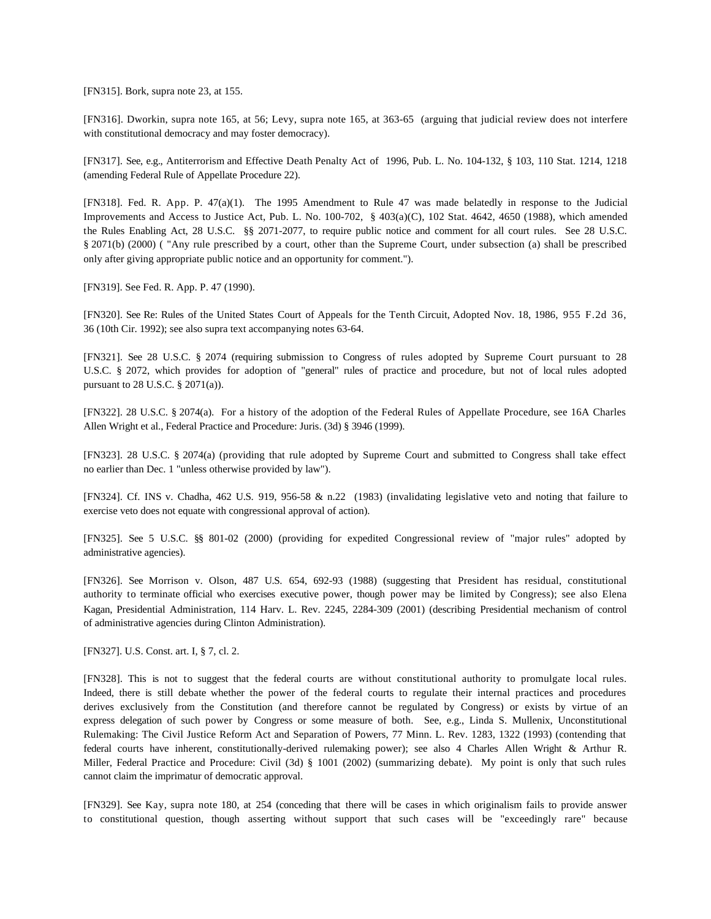[FN315]. Bork, supra note 23, at 155.

[FN316]. Dworkin, supra note 165, at 56; Levy, supra note 165, at 363-65 (arguing that judicial review does not interfere with constitutional democracy and may foster democracy).

[FN317]. See, e.g., Antiterrorism and Effective Death Penalty Act of 1996, Pub. L. No. 104-132, § 103, 110 Stat. 1214, 1218 (amending Federal Rule of Appellate Procedure 22).

[FN318]. Fed. R. App. P. 47(a)(1). The 1995 Amendment to Rule 47 was made belatedly in response to the Judicial Improvements and Access to Justice Act, Pub. L. No. 100-702, § 403(a)(C), 102 Stat. 4642, 4650 (1988), which amended the Rules Enabling Act, 28 U.S.C. §§ 2071-2077, to require public notice and comment for all court rules. See 28 U.S.C. § 2071(b) (2000) ( "Any rule prescribed by a court, other than the Supreme Court, under subsection (a) shall be prescribed only after giving appropriate public notice and an opportunity for comment.").

[FN319]. See Fed. R. App. P. 47 (1990).

[FN320]. See Re: Rules of the United States Court of Appeals for the Tenth Circuit, Adopted Nov. 18, 1986, 955 F.2d 36, 36 (10th Cir. 1992); see also supra text accompanying notes 63-64.

[FN321]. See 28 U.S.C. § 2074 (requiring submission to Congress of rules adopted by Supreme Court pursuant to 28 U.S.C. § 2072, which provides for adoption of "general" rules of practice and procedure, but not of local rules adopted pursuant to 28 U.S.C. § 2071(a)).

[FN322]. 28 U.S.C. § 2074(a). For a history of the adoption of the Federal Rules of Appellate Procedure, see 16A Charles Allen Wright et al., Federal Practice and Procedure: Juris. (3d) § 3946 (1999).

[FN323]. 28 U.S.C. § 2074(a) (providing that rule adopted by Supreme Court and submitted to Congress shall take effect no earlier than Dec. 1 "unless otherwise provided by law").

[FN324]. Cf. INS v. Chadha, 462 U.S. 919, 956-58 & n.22 (1983) (invalidating legislative veto and noting that failure to exercise veto does not equate with congressional approval of action).

[FN325]. See 5 U.S.C. §§ 801-02 (2000) (providing for expedited Congressional review of "major rules" adopted by administrative agencies).

[FN326]. See Morrison v. Olson, 487 U.S. 654, 692-93 (1988) (suggesting that President has residual, constitutional authority to terminate official who exercises executive power, though power may be limited by Congress); see also Elena Kagan, Presidential Administration, 114 Harv. L. Rev. 2245, 2284-309 (2001) (describing Presidential mechanism of control of administrative agencies during Clinton Administration).

[FN327]. U.S. Const. art. I, § 7, cl. 2.

[FN328]. This is not to suggest that the federal courts are without constitutional authority to promulgate local rules. Indeed, there is still debate whether the power of the federal courts to regulate their internal practices and procedures derives exclusively from the Constitution (and therefore cannot be regulated by Congress) or exists by virtue of an express delegation of such power by Congress or some measure of both. See, e.g., Linda S. Mullenix, Unconstitutional Rulemaking: The Civil Justice Reform Act and Separation of Powers, 77 Minn. L. Rev. 1283, 1322 (1993) (contending that federal courts have inherent, constitutionally-derived rulemaking power); see also 4 Charles Allen Wright & Arthur R. Miller, Federal Practice and Procedure: Civil (3d) § 1001 (2002) (summarizing debate). My point is only that such rules cannot claim the imprimatur of democratic approval.

[FN329]. See Kay, supra note 180, at 254 (conceding that there will be cases in which originalism fails to provide answer to constitutional question, though asserting without support that such cases will be "exceedingly rare" because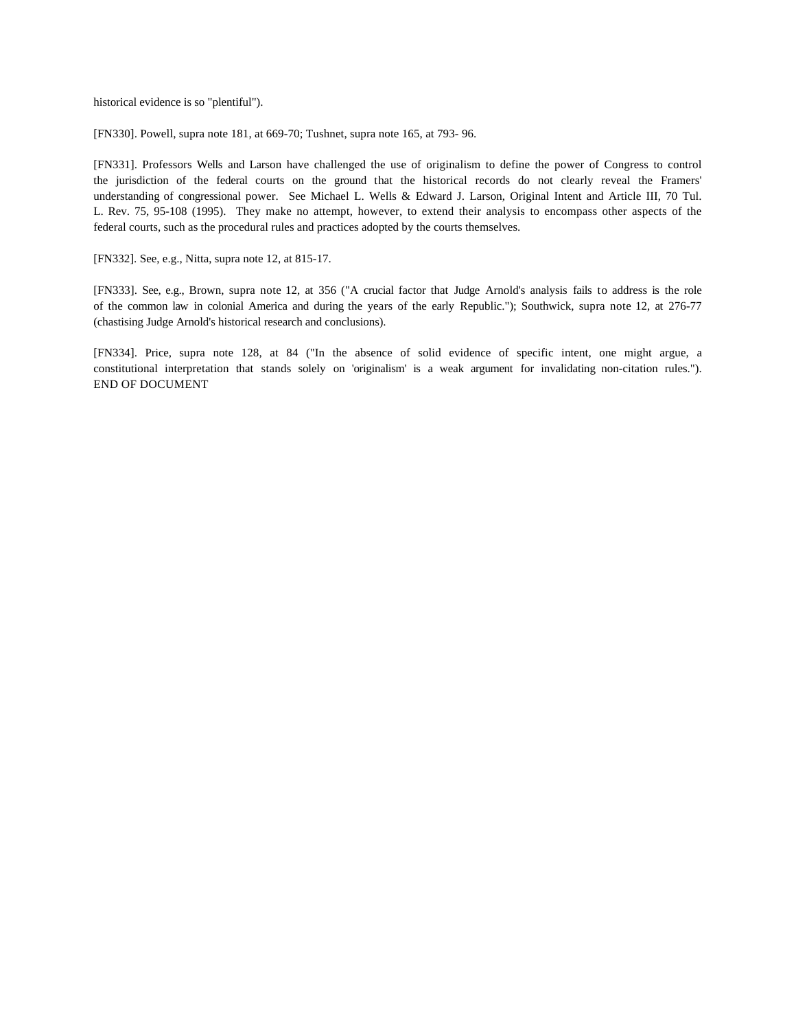historical evidence is so "plentiful").

[FN330]. Powell, supra note 181, at 669-70; Tushnet, supra note 165, at 793- 96.

[FN331]. Professors Wells and Larson have challenged the use of originalism to define the power of Congress to control the jurisdiction of the federal courts on the ground that the historical records do not clearly reveal the Framers' understanding of congressional power. See Michael L. Wells & Edward J. Larson, Original Intent and Article III, 70 Tul. L. Rev. 75, 95-108 (1995). They make no attempt, however, to extend their analysis to encompass other aspects of the federal courts, such as the procedural rules and practices adopted by the courts themselves.

[FN332]. See, e.g., Nitta, supra note 12, at 815-17.

[FN333]. See, e.g., Brown, supra note 12, at 356 ("A crucial factor that Judge Arnold's analysis fails to address is the role of the common law in colonial America and during the years of the early Republic."); Southwick, supra note 12, at 276-77 (chastising Judge Arnold's historical research and conclusions).

[FN334]. Price, supra note 128, at 84 ("In the absence of solid evidence of specific intent, one might argue, a constitutional interpretation that stands solely on 'originalism' is a weak argument for invalidating non-citation rules.").
END OF DOCUMENT